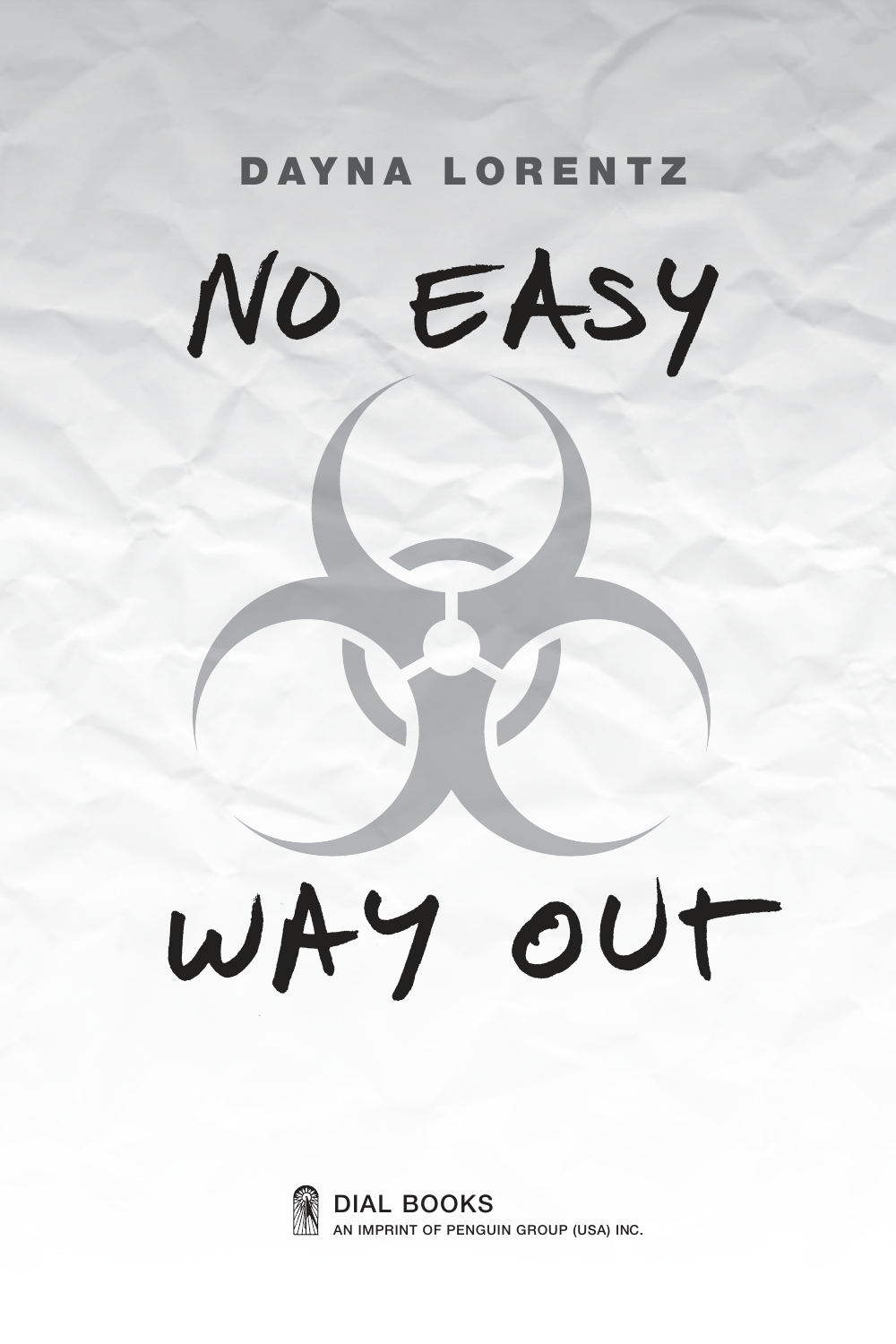DAYNA LORENTZ

# NO EASY WAY OUT

DIAL BOOKS
AN IMPRINT OF PENGUIN GROUP (USA) INC.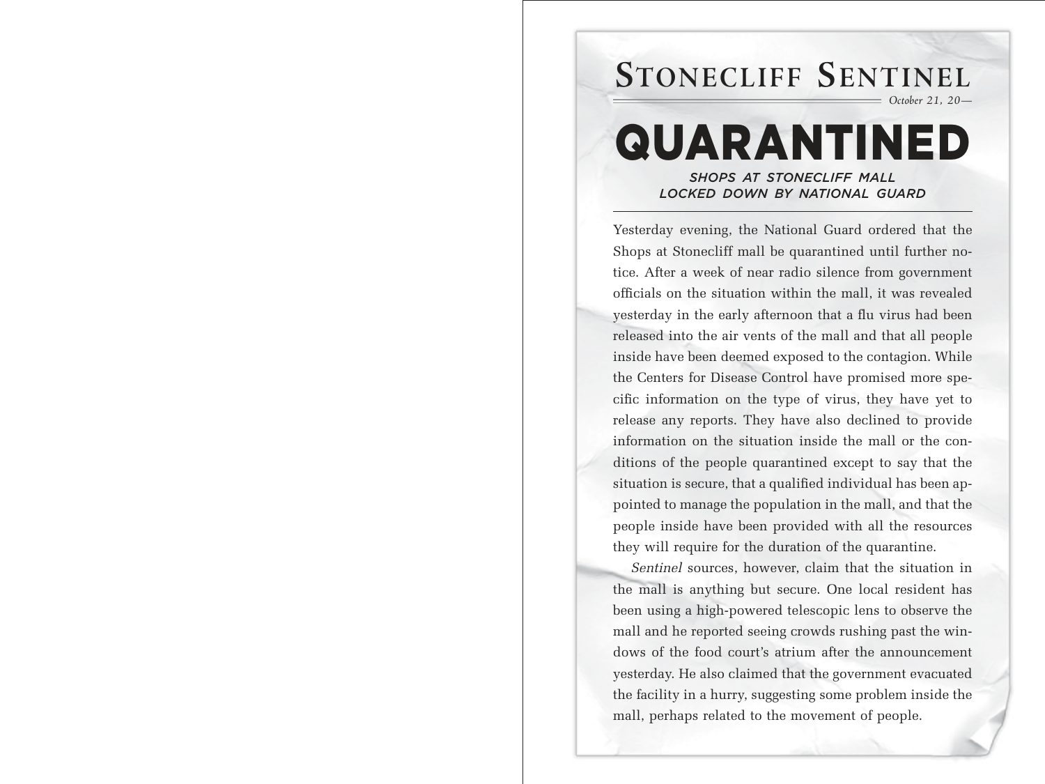# Stonecliff Sentinel

*October 21, 20—*

# QUARANTINED

## *SHOPS AT STONECLIFF MALL LOCKED DOWN BY NATIONAL GUARD*

Yesterday evening, the National Guard ordered that the Shops at Stonecliff mall be quarantined until further notice. After a week of near radio silence from government officials on the situation within the mall, it was revealed yesterday in the early afternoon that a flu virus had been released into the air vents of the mall and that all people inside have been deemed exposed to the contagion. While the Centers for Disease Control have promised more specific information on the type of virus, they have yet to release any reports. They have also declined to provide information on the situation inside the mall or the conditions of the people quarantined except to say that the situation is secure, that a qualified individual has been appointed to manage the population in the mall, and that the people inside have been provided with all the resources they will require for the duration of the quarantine.

*Sentinel* sources, however, claim that the situation in the mall is anything but secure. One local resident has been using a high-powered telescopic lens to observe the mall and he reported seeing crowds rushing past the windows of the food court's atrium after the announcement yesterday. He also claimed that the government evacuated the facility in a hurry, suggesting some problem inside the mall, perhaps related to the movement of people.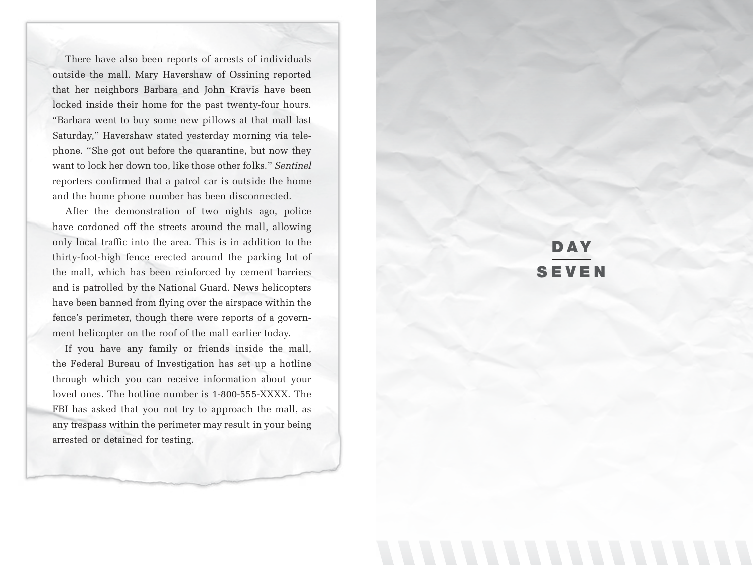There have also been reports of arrests of individuals outside the mall. Mary Havershaw of Ossining reported that her neighbors Barbara and John Kravis have been locked inside their home for the past twenty-four hours. "Barbara went to buy some new pillows at that mall last Saturday," Havershaw stated yesterday morning via telephone. "She got out before the quarantine, but now they want to lock her down too, like those other folks." *Sentinel* reporters confirmed that a patrol car is outside the home and the home phone number has been disconnected.

After the demonstration of two nights ago, police have cordoned off the streets around the mall, allowing only local traffic into the area. This is in addition to the thirty-foot-high fence erected around the parking lot of the mall, which has been reinforced by cement barriers and is patrolled by the National Guard. News helicopters have been banned from flying over the airspace within the fence's perimeter, though there were reports of a government helicopter on the roof of the mall earlier today.

If you have any family or friends inside the mall, the Federal Bureau of Investigation has set up a hotline through which you can receive information about your loved ones. The hotline number is 1-800-555-XXXX. The FBI has asked that you not try to approach the mall, as any trespass within the perimeter may result in your being arrested or detained for testing.

# DAY SEVEN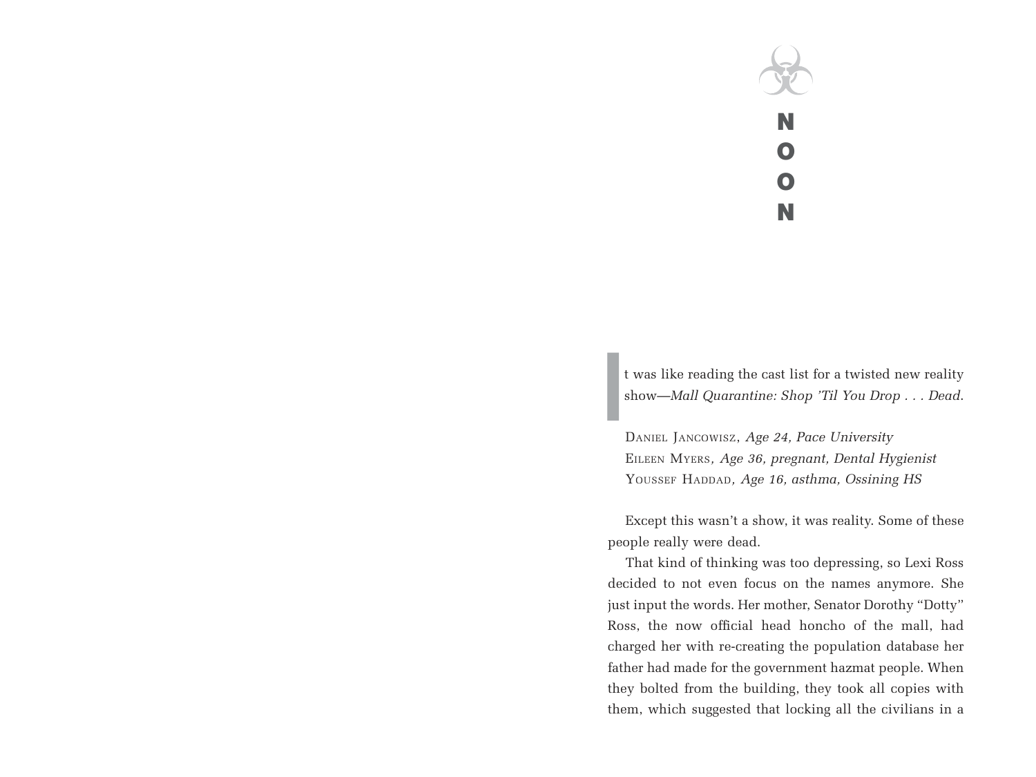# NOON

It was like reading the cast list for a twisted new reality show—*Mall Quarantine: Shop 'Til You Drop . . . Dead*.

Daniel Jancowisz, *Age 24, Pace University*
Eileen Myers*, Age 36, pregnant, Dental Hygienist*
Youssef Haddad*, Age 16, asthma, Ossining HS*

Except this wasn't a show, it was reality. Some of these people really were dead.

That kind of thinking was too depressing, so Lexi Ross decided to not even focus on the names anymore. She just input the words. Her mother, Senator Dorothy "Dotty" Ross, the now official head honcho of the mall, had charged her with re-creating the population database her father had made for the government hazmat people. When they bolted from the building, they took all copies with them, which suggested that locking all the civilians in a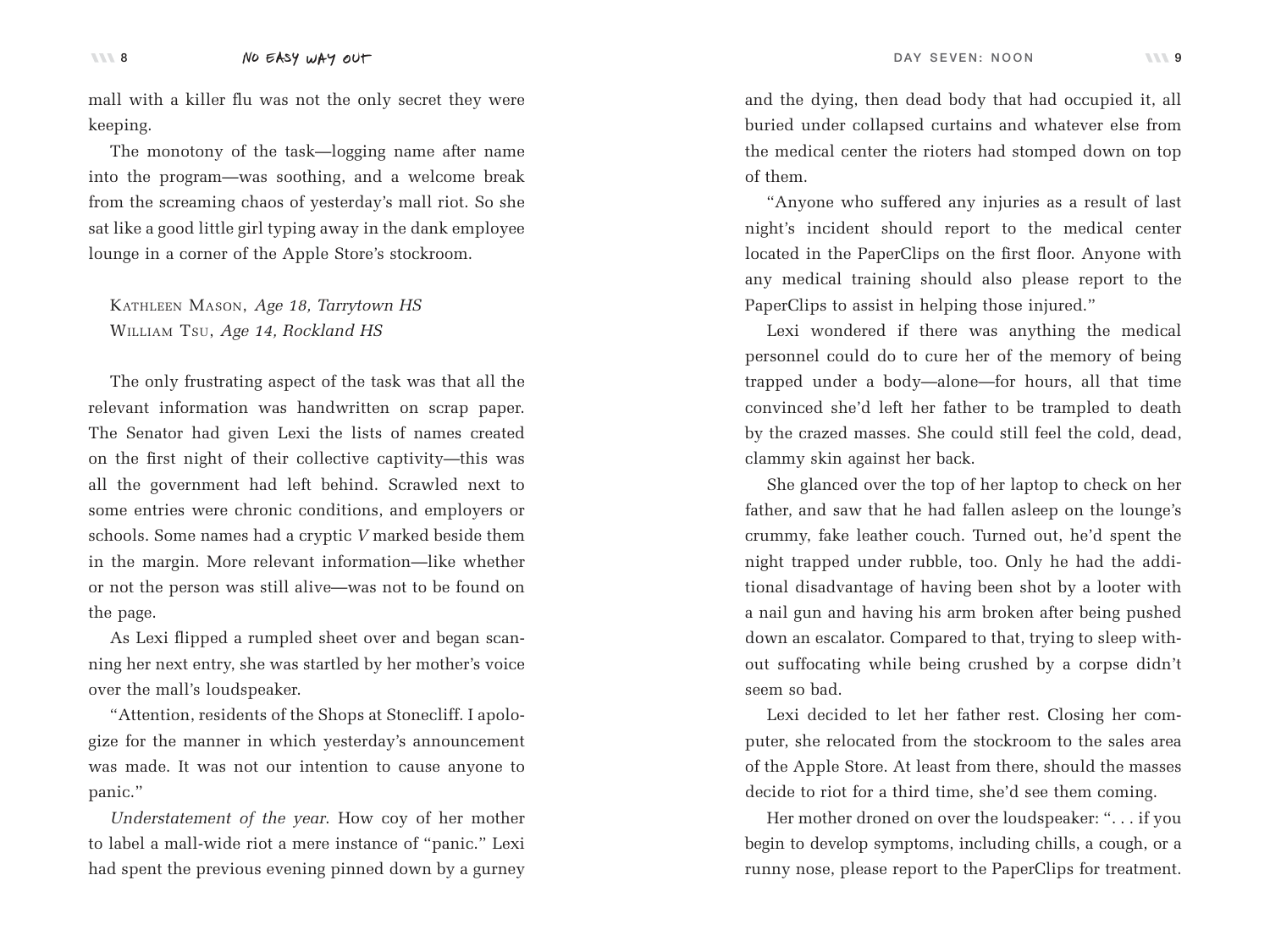mall with a killer flu was not the only secret they were keeping.

The monotony of the task—logging name after name into the program—was soothing, and a welcome break from the screaming chaos of yesterday's mall riot. So she sat like a good little girl typing away in the dank employee lounge in a corner of the Apple Store's stockroom.

Kathleen Mason, *Age 18, Tarrytown HS*
William Tsu, *Age 14, Rockland HS*

The only frustrating aspect of the task was that all the relevant information was handwritten on scrap paper. The Senator had given Lexi the lists of names created on the first night of their collective captivity—this was all the government had left behind. Scrawled next to some entries were chronic conditions, and employers or schools. Some names had a cryptic *V* marked beside them in the margin. More relevant information—like whether or not the person was still alive—was not to be found on the page.

As Lexi flipped a rumpled sheet over and began scanning her next entry, she was startled by her mother's voice over the mall's loudspeaker.

"Attention, residents of the Shops at Stonecliff. I apologize for the manner in which yesterday's announcement was made. It was not our intention to cause anyone to panic."

*Understatement of the year.* How coy of her mother to label a mall-wide riot a mere instance of "panic." Lexi had spent the previous evening pinned down by a gurney and the dying, then dead body that had occupied it, all buried under collapsed curtains and whatever else from the medical center the rioters had stomped down on top of them.

"Anyone who suffered any injuries as a result of last night's incident should report to the medical center located in the PaperClips on the first floor. Anyone with any medical training should also please report to the PaperClips to assist in helping those injured."

Lexi wondered if there was anything the medical personnel could do to cure her of the memory of being trapped under a body—alone—for hours, all that time convinced she'd left her father to be trampled to death by the crazed masses. She could still feel the cold, dead, clammy skin against her back.

She glanced over the top of her laptop to check on her father, and saw that he had fallen asleep on the lounge's crummy, fake leather couch. Turned out, he'd spent the night trapped under rubble, too. Only he had the additional disadvantage of having been shot by a looter with a nail gun and having his arm broken after being pushed down an escalator. Compared to that, trying to sleep without suffocating while being crushed by a corpse didn't seem so bad.

Lexi decided to let her father rest. Closing her computer, she relocated from the stockroom to the sales area of the Apple Store. At least from there, should the masses decide to riot for a third time, she'd see them coming.

Her mother droned on over the loudspeaker: ". . . if you begin to develop symptoms, including chills, a cough, or a runny nose, please report to the PaperClips for treatment.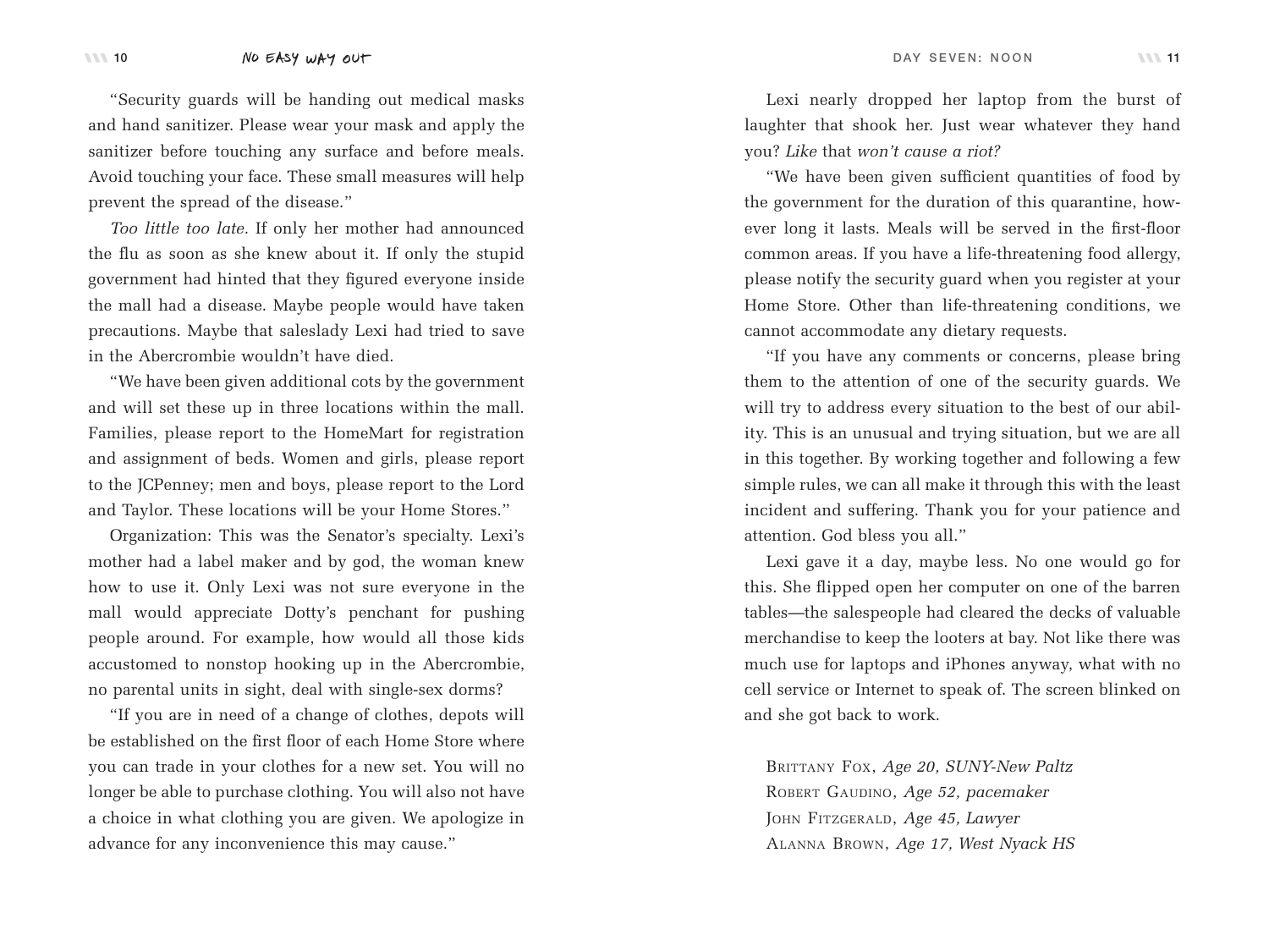"Security guards will be handing out medical masks and hand sanitizer. Please wear your mask and apply the sanitizer before touching any surface and before meals. Avoid touching your face. These small measures will help prevent the spread of the disease."

*Too little too late.* If only her mother had announced the flu as soon as she knew about it. If only the stupid government had hinted that they figured everyone inside the mall had a disease. Maybe people would have taken precautions. Maybe that saleslady Lexi had tried to save in the Abercrombie wouldn't have died.

"We have been given additional cots by the government and will set these up in three locations within the mall. Families, please report to the HomeMart for registration and assignment of beds. Women and girls, please report to the JCPenney; men and boys, please report to the Lord and Taylor. These locations will be your Home Stores."

Organization: This was the Senator's specialty. Lexi's mother had a label maker and by god, the woman knew how to use it. Only Lexi was not sure everyone in the mall would appreciate Dotty's penchant for pushing people around. For example, how would all those kids accustomed to nonstop hooking up in the Abercrombie, no parental units in sight, deal with single-sex dorms?

"If you are in need of a change of clothes, depots will be established on the first floor of each Home Store where you can trade in your clothes for a new set. You will no longer be able to purchase clothing. You will also not have a choice in what clothing you are given. We apologize in advance for any inconvenience this may cause."

Lexi nearly dropped her laptop from the burst of laughter that shook her. Just wear whatever they hand you? *Like* that *won't cause a riot?*

"We have been given sufficient quantities of food by the government for the duration of this quarantine, however long it lasts. Meals will be served in the first-floor common areas. If you have a life-threatening food allergy, please notify the security guard when you register at your Home Store. Other than life-threatening conditions, we cannot accommodate any dietary requests.

"If you have any comments or concerns, please bring them to the attention of one of the security guards. We will try to address every situation to the best of our ability. This is an unusual and trying situation, but we are all in this together. By working together and following a few simple rules, we can all make it through this with the least incident and suffering. Thank you for your patience and attention. God bless you all."

Lexi gave it a day, maybe less. No one would go for this. She flipped open her computer on one of the barren tables—the salespeople had cleared the decks of valuable merchandise to keep the looters at bay. Not like there was much use for laptops and iPhones anyway, what with no cell service or Internet to speak of. The screen blinked on and she got back to work.

Brittany Fox, *Age 20, SUNY-New Paltz*
Robert Gaudino, *Age 52, pacemaker*
John Fitzgerald, *Age 45, Lawyer*
Alanna Brown, *Age 17, West Nyack HS*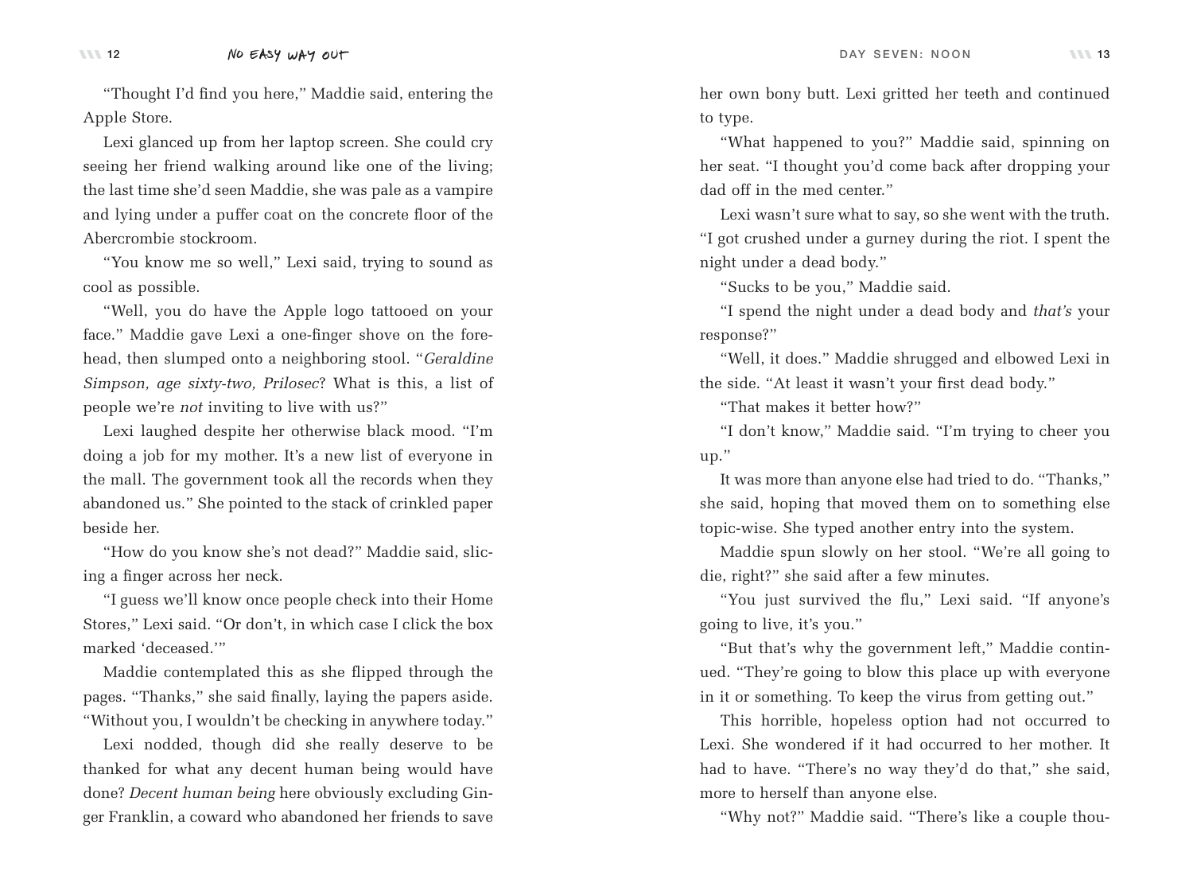"Thought I'd find you here," Maddie said, entering the Apple Store.

Lexi glanced up from her laptop screen. She could cry seeing her friend walking around like one of the living; the last time she'd seen Maddie, she was pale as a vampire and lying under a puffer coat on the concrete floor of the Abercrombie stockroom.

"You know me so well," Lexi said, trying to sound as cool as possible.

"Well, you do have the Apple logo tattooed on your face." Maddie gave Lexi a one-finger shove on the forehead, then slumped onto a neighboring stool. "*Geraldine Simpson, age sixty-two, Prilosec*? What is this, a list of people we're *not* inviting to live with us?"

Lexi laughed despite her otherwise black mood. "I'm doing a job for my mother. It's a new list of everyone in the mall. The government took all the records when they abandoned us." She pointed to the stack of crinkled paper beside her.

"How do you know she's not dead?" Maddie said, slicing a finger across her neck.

"I guess we'll know once people check into their Home Stores," Lexi said. "Or don't, in which case I click the box marked 'deceased.'"

Maddie contemplated this as she flipped through the pages. "Thanks," she said finally, laying the papers aside. "Without you, I wouldn't be checking in anywhere today."

Lexi nodded, though did she really deserve to be thanked for what any decent human being would have done? *Decent human being* here obviously excluding Ginger Franklin, a coward who abandoned her friends to save her own bony butt. Lexi gritted her teeth and continued to type.

"What happened to you?" Maddie said, spinning on her seat. "I thought you'd come back after dropping your dad off in the med center."

Lexi wasn't sure what to say, so she went with the truth. "I got crushed under a gurney during the riot. I spent the night under a dead body."

"Sucks to be you," Maddie said.

"I spend the night under a dead body and *that's* your response?"

"Well, it does." Maddie shrugged and elbowed Lexi in the side. "At least it wasn't your first dead body."

"That makes it better how?"

"I don't know," Maddie said. "I'm trying to cheer you up."

It was more than anyone else had tried to do. "Thanks," she said, hoping that moved them on to something else topic-wise. She typed another entry into the system.

Maddie spun slowly on her stool. "We're all going to die, right?" she said after a few minutes.

"You just survived the flu," Lexi said. "If anyone's going to live, it's you."

"But that's why the government left," Maddie continued. "They're going to blow this place up with everyone in it or something. To keep the virus from getting out."

This horrible, hopeless option had not occurred to Lexi. She wondered if it had occurred to her mother. It had to have. "There's no way they'd do that," she said, more to herself than anyone else.

"Why not?" Maddie said. "There's like a couple thou-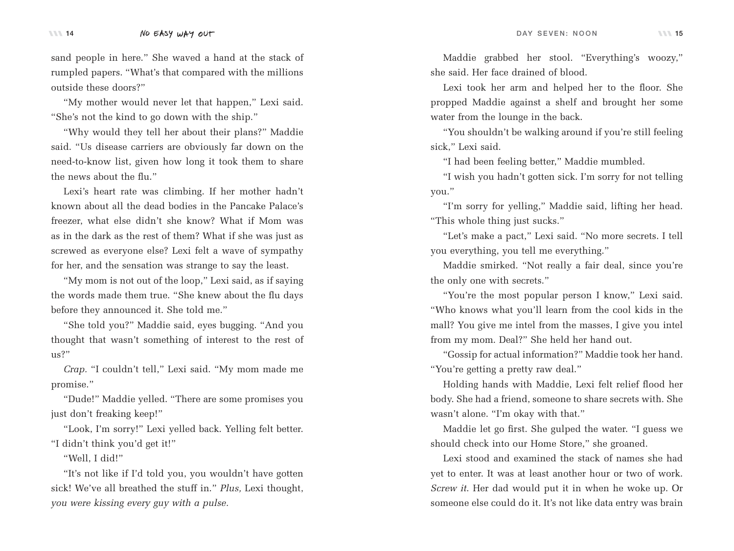sand people in here." She waved a hand at the stack of rumpled papers. "What's that compared with the millions outside these doors?"

"My mother would never let that happen," Lexi said. "She's not the kind to go down with the ship."

"Why would they tell her about their plans?" Maddie said. "Us disease carriers are obviously far down on the need-to-know list, given how long it took them to share the news about the flu."

Lexi's heart rate was climbing. If her mother hadn't known about all the dead bodies in the Pancake Palace's freezer, what else didn't she know? What if Mom was as in the dark as the rest of them? What if she was just as screwed as everyone else? Lexi felt a wave of sympathy for her, and the sensation was strange to say the least.

"My mom is not out of the loop," Lexi said, as if saying the words made them true. "She knew about the flu days before they announced it. She told me."

"She told you?" Maddie said, eyes bugging. "And you thought that wasn't something of interest to the rest of us?"

*Crap.* "I couldn't tell," Lexi said. "My mom made me promise."

"Dude!" Maddie yelled. "There are some promises you just don't freaking keep!"

"Look, I'm sorry!" Lexi yelled back. Yelling felt better. "I didn't think you'd get it!"

"Well, I did!"

"It's not like if I'd told you, you wouldn't have gotten sick! We've all breathed the stuff in." *Plus,* Lexi thought, *you were kissing every guy with a pulse.*

Maddie grabbed her stool. "Everything's woozy," she said. Her face drained of blood.

Lexi took her arm and helped her to the floor. She propped Maddie against a shelf and brought her some water from the lounge in the back.

"You shouldn't be walking around if you're still feeling sick," Lexi said.

"I had been feeling better," Maddie mumbled.

"I wish you hadn't gotten sick. I'm sorry for not telling you."

"I'm sorry for yelling," Maddie said, lifting her head. "This whole thing just sucks."

"Let's make a pact," Lexi said. "No more secrets. I tell you everything, you tell me everything."

Maddie smirked. "Not really a fair deal, since you're the only one with secrets."

"You're the most popular person I know," Lexi said. "Who knows what you'll learn from the cool kids in the mall? You give me intel from the masses, I give you intel from my mom. Deal?" She held her hand out.

"Gossip for actual information?" Maddie took her hand. "You're getting a pretty raw deal."

Holding hands with Maddie, Lexi felt relief flood her body. She had a friend, someone to share secrets with. She wasn't alone. "I'm okay with that."

Maddie let go first. She gulped the water. "I guess we should check into our Home Store," she groaned.

Lexi stood and examined the stack of names she had yet to enter. It was at least another hour or two of work. *Screw it*. Her dad would put it in when he woke up. Or someone else could do it. It's not like data entry was brain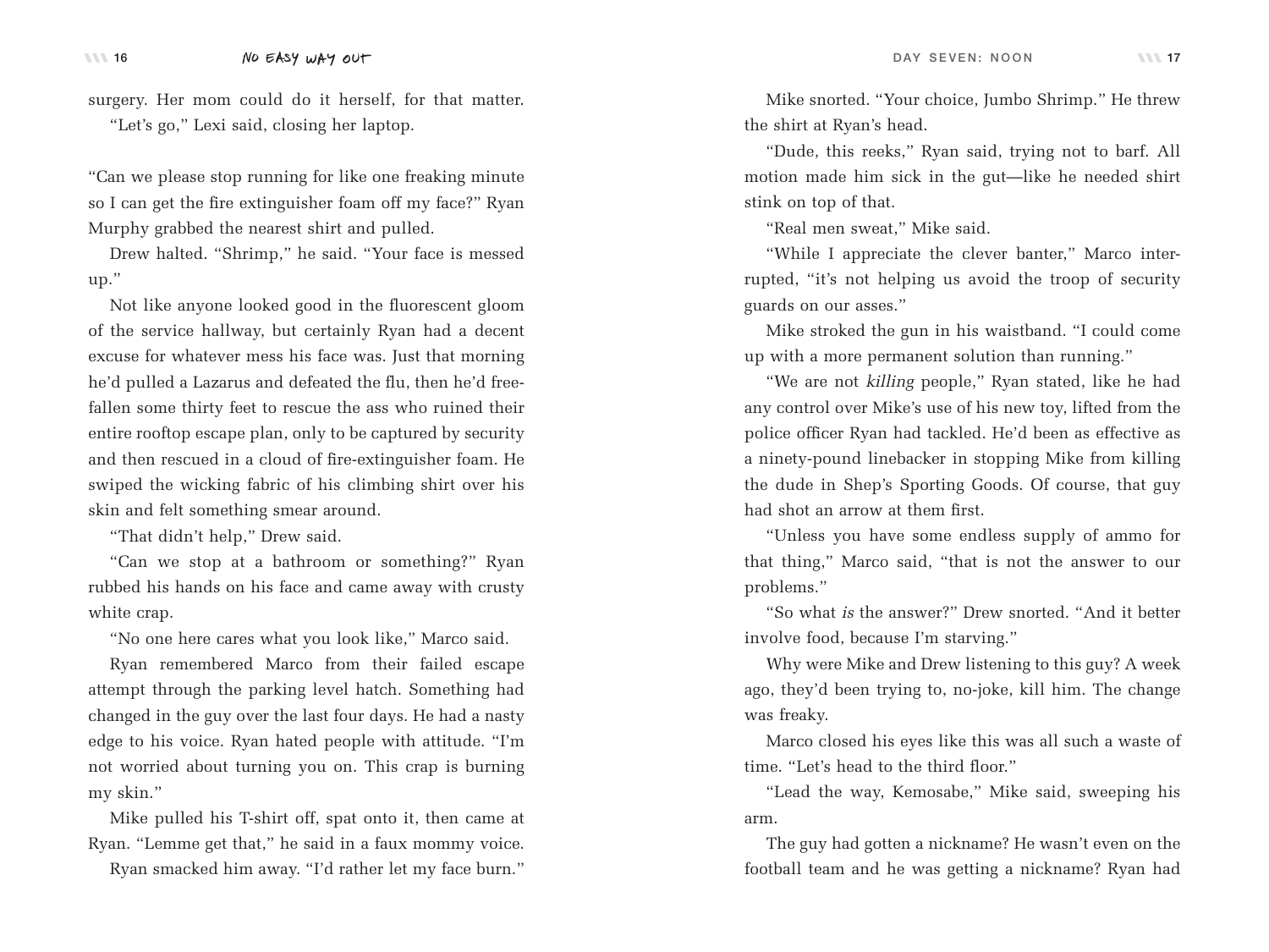surgery. Her mom could do it herself, for that matter.

"Let's go," Lexi said, closing her laptop.

"Can we please stop running for like one freaking minute so I can get the fire extinguisher foam off my face?" Ryan Murphy grabbed the nearest shirt and pulled.

Drew halted. "Shrimp," he said. "Your face is messed up."

Not like anyone looked good in the fluorescent gloom of the service hallway, but certainly Ryan had a decent excuse for whatever mess his face was. Just that morning he'd pulled a Lazarus and defeated the flu, then he'd free-fallen some thirty feet to rescue the ass who ruined their entire rooftop escape plan, only to be captured by security and then rescued in a cloud of fire-extinguisher foam. He swiped the wicking fabric of his climbing shirt over his skin and felt something smear around.

"That didn't help," Drew said.

"Can we stop at a bathroom or something?" Ryan rubbed his hands on his face and came away with crusty white crap.

"No one here cares what you look like," Marco said.

Ryan remembered Marco from their failed escape attempt through the parking level hatch. Something had changed in the guy over the last four days. He had a nasty edge to his voice. Ryan hated people with attitude. "I'm not worried about turning you on. This crap is burning my skin."

Mike pulled his T-shirt off, spat onto it, then came at Ryan. "Lemme get that," he said in a faux mommy voice.

Ryan smacked him away. "I'd rather let my face burn."

Mike snorted. "Your choice, Jumbo Shrimp." He threw the shirt at Ryan's head.

"Dude, this reeks," Ryan said, trying not to barf. All motion made him sick in the gut—like he needed shirt stink on top of that.

"Real men sweat," Mike said.

"While I appreciate the clever banter," Marco interrupted, "it's not helping us avoid the troop of security guards on our asses."

Mike stroked the gun in his waistband. "I could come up with a more permanent solution than running."

"We are not *killing* people," Ryan stated, like he had any control over Mike's use of his new toy, lifted from the police officer Ryan had tackled. He'd been as effective as a ninety-pound linebacker in stopping Mike from killing the dude in Shep's Sporting Goods. Of course, that guy had shot an arrow at them first.

"Unless you have some endless supply of ammo for that thing," Marco said, "that is not the answer to our problems."

"So what *is* the answer?" Drew snorted. "And it better involve food, because I'm starving."

Why were Mike and Drew listening to this guy? A week ago, they'd been trying to, no-joke, kill him. The change was freaky.

Marco closed his eyes like this was all such a waste of time. "Let's head to the third floor."

"Lead the way, Kemosabe," Mike said, sweeping his arm.

The guy had gotten a nickname? He wasn't even on the football team and he was getting a nickname? Ryan had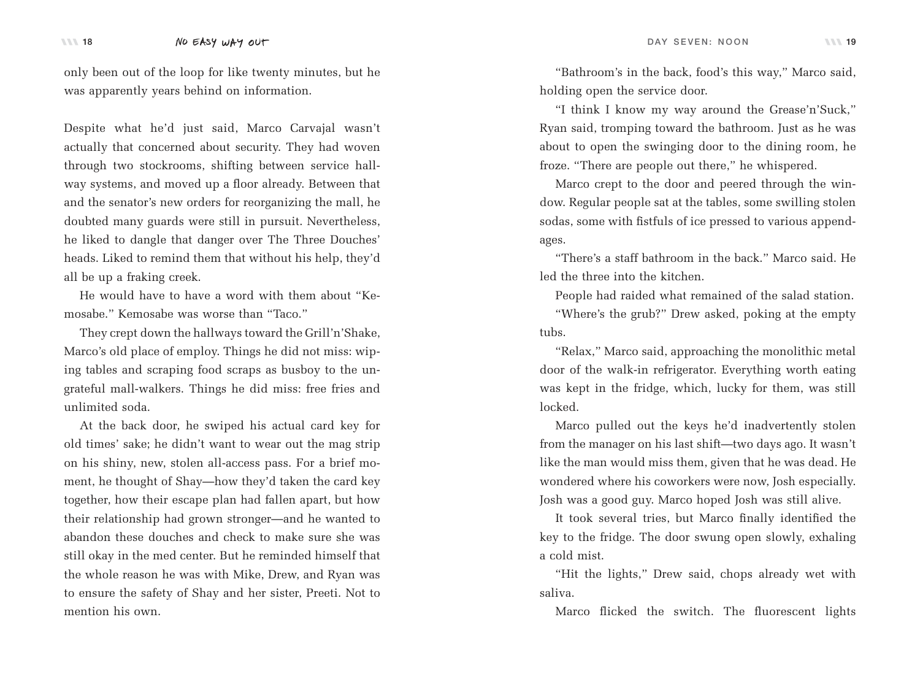only been out of the loop for like twenty minutes, but he was apparently years behind on information.

Despite what he'd just said, Marco Carvajal wasn't actually that concerned about security. They had woven through two stockrooms, shifting between service hallway systems, and moved up a floor already. Between that and the senator's new orders for reorganizing the mall, he doubted many guards were still in pursuit. Nevertheless, he liked to dangle that danger over The Three Douches' heads. Liked to remind them that without his help, they'd all be up a fraking creek.

He would have to have a word with them about "Kemosabe." Kemosabe was worse than "Taco."

They crept down the hallways toward the Grill'n'Shake, Marco's old place of employ. Things he did not miss: wiping tables and scraping food scraps as busboy to the ungrateful mall-walkers. Things he did miss: free fries and unlimited soda.

At the back door, he swiped his actual card key for old times' sake; he didn't want to wear out the mag strip on his shiny, new, stolen all-access pass. For a brief moment, he thought of Shay—how they'd taken the card key together, how their escape plan had fallen apart, but how their relationship had grown stronger—and he wanted to abandon these douches and check to make sure she was still okay in the med center. But he reminded himself that the whole reason he was with Mike, Drew, and Ryan was to ensure the safety of Shay and her sister, Preeti. Not to mention his own.

"Bathroom's in the back, food's this way," Marco said, holding open the service door.

"I think I know my way around the Grease'n'Suck," Ryan said, tromping toward the bathroom. Just as he was about to open the swinging door to the dining room, he froze. "There are people out there," he whispered.

Marco crept to the door and peered through the window. Regular people sat at the tables, some swilling stolen sodas, some with fistfuls of ice pressed to various appendages.

"There's a staff bathroom in the back." Marco said. He led the three into the kitchen.

People had raided what remained of the salad station.

"Where's the grub?" Drew asked, poking at the empty tubs.

"Relax," Marco said, approaching the monolithic metal door of the walk-in refrigerator. Everything worth eating was kept in the fridge, which, lucky for them, was still locked.

Marco pulled out the keys he'd inadvertently stolen from the manager on his last shift—two days ago. It wasn't like the man would miss them, given that he was dead. He wondered where his coworkers were now, Josh especially. Josh was a good guy. Marco hoped Josh was still alive.

It took several tries, but Marco finally identified the key to the fridge. The door swung open slowly, exhaling a cold mist.

"Hit the lights," Drew said, chops already wet with saliva.

Marco flicked the switch. The fluorescent lights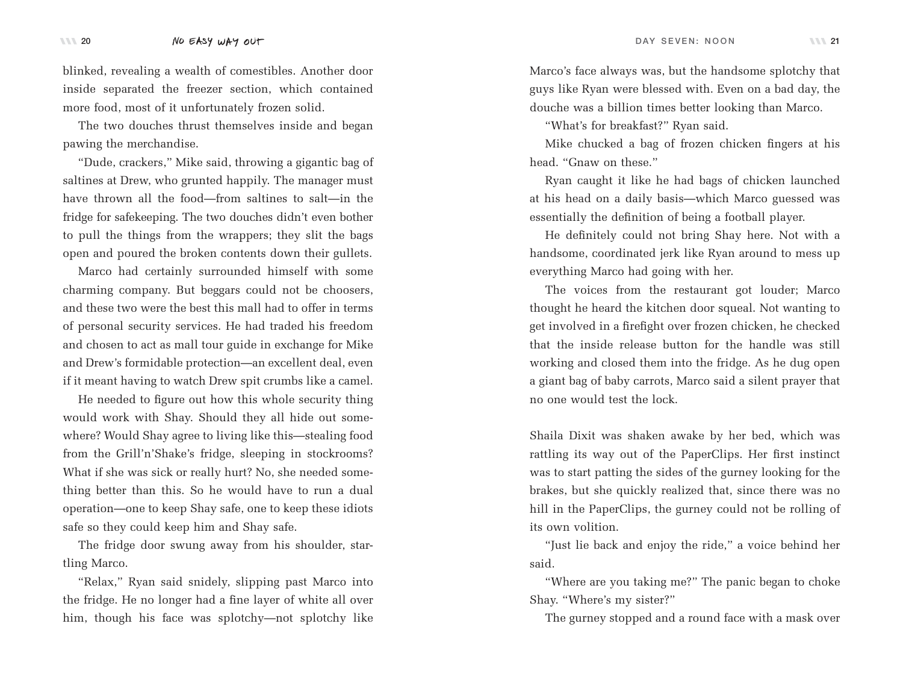blinked, revealing a wealth of comestibles. Another door inside separated the freezer section, which contained more food, most of it unfortunately frozen solid.

The two douches thrust themselves inside and began pawing the merchandise.

"Dude, crackers," Mike said, throwing a gigantic bag of saltines at Drew, who grunted happily. The manager must have thrown all the food—from saltines to salt—in the fridge for safekeeping. The two douches didn't even bother to pull the things from the wrappers; they slit the bags open and poured the broken contents down their gullets.

Marco had certainly surrounded himself with some charming company. But beggars could not be choosers, and these two were the best this mall had to offer in terms of personal security services. He had traded his freedom and chosen to act as mall tour guide in exchange for Mike and Drew's formidable protection—an excellent deal, even if it meant having to watch Drew spit crumbs like a camel.

He needed to figure out how this whole security thing would work with Shay. Should they all hide out somewhere? Would Shay agree to living like this—stealing food from the Grill'n'Shake's fridge, sleeping in stockrooms? What if she was sick or really hurt? No, she needed something better than this. So he would have to run a dual operation—one to keep Shay safe, one to keep these idiots safe so they could keep him and Shay safe.

The fridge door swung away from his shoulder, startling Marco.

"Relax," Ryan said snidely, slipping past Marco into the fridge. He no longer had a fine layer of white all over him, though his face was splotchy—not splotchy like Marco's face always was, but the handsome splotchy that guys like Ryan were blessed with. Even on a bad day, the douche was a billion times better looking than Marco.

"What's for breakfast?" Ryan said.

Mike chucked a bag of frozen chicken fingers at his head. "Gnaw on these."

Ryan caught it like he had bags of chicken launched at his head on a daily basis—which Marco guessed was essentially the definition of being a football player.

He definitely could not bring Shay here. Not with a handsome, coordinated jerk like Ryan around to mess up everything Marco had going with her.

The voices from the restaurant got louder; Marco thought he heard the kitchen door squeal. Not wanting to get involved in a firefight over frozen chicken, he checked that the inside release button for the handle was still working and closed them into the fridge. As he dug open a giant bag of baby carrots, Marco said a silent prayer that no one would test the lock.

Shaila Dixit was shaken awake by her bed, which was rattling its way out of the PaperClips. Her first instinct was to start patting the sides of the gurney looking for the brakes, but she quickly realized that, since there was no hill in the PaperClips, the gurney could not be rolling of its own volition.

"Just lie back and enjoy the ride," a voice behind her said.

"Where are you taking me?" The panic began to choke Shay. "Where's my sister?"

The gurney stopped and a round face with a mask over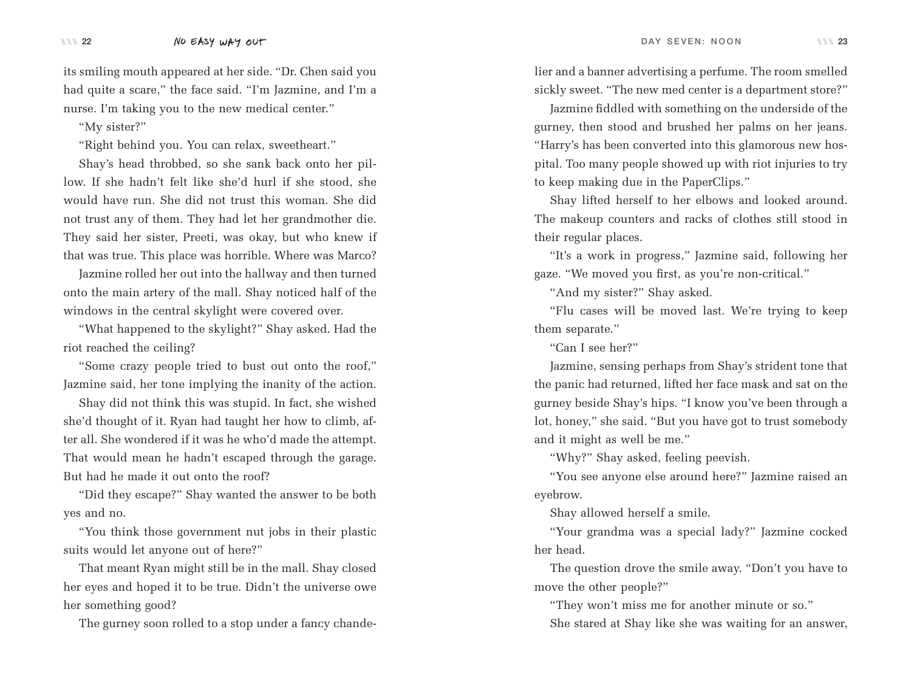its smiling mouth appeared at her side. "Dr. Chen said you had quite a scare," the face said. "I'm Jazmine, and I'm a nurse. I'm taking you to the new medical center."

"My sister?"

"Right behind you. You can relax, sweetheart."

Shay's head throbbed, so she sank back onto her pillow. If she hadn't felt like she'd hurl if she stood, she would have run. She did not trust this woman. She did not trust any of them. They had let her grandmother die. They said her sister, Preeti, was okay, but who knew if that was true. This place was horrible. Where was Marco?

Jazmine rolled her out into the hallway and then turned onto the main artery of the mall. Shay noticed half of the windows in the central skylight were covered over.

"What happened to the skylight?" Shay asked. Had the riot reached the ceiling?

"Some crazy people tried to bust out onto the roof," Jazmine said, her tone implying the inanity of the action.

Shay did not think this was stupid. In fact, she wished she'd thought of it. Ryan had taught her how to climb, after all. She wondered if it was he who'd made the attempt. That would mean he hadn't escaped through the garage. But had he made it out onto the roof?

"Did they escape?" Shay wanted the answer to be both yes and no.

"You think those government nut jobs in their plastic suits would let anyone out of here?"

That meant Ryan might still be in the mall. Shay closed her eyes and hoped it to be true. Didn't the universe owe her something good?

The gurney soon rolled to a stop under a fancy chandelier and a banner advertising a perfume. The room smelled sickly sweet. "The new med center is a department store?"

Jazmine fiddled with something on the underside of the gurney, then stood and brushed her palms on her jeans. "Harry's has been converted into this glamorous new hospital. Too many people showed up with riot injuries to try to keep making due in the PaperClips."

Shay lifted herself to her elbows and looked around. The makeup counters and racks of clothes still stood in their regular places.

"It's a work in progress," Jazmine said, following her gaze. "We moved you first, as you're non-critical."

"And my sister?" Shay asked.

"Flu cases will be moved last. We're trying to keep them separate."

"Can I see her?"

Jazmine, sensing perhaps from Shay's strident tone that the panic had returned, lifted her face mask and sat on the gurney beside Shay's hips. "I know you've been through a lot, honey," she said. "But you have got to trust somebody and it might as well be me."

"Why?" Shay asked, feeling peevish.

"You see anyone else around here?" Jazmine raised an eyebrow.

Shay allowed herself a smile.

"Your grandma was a special lady?" Jazmine cocked her head.

The question drove the smile away. "Don't you have to move the other people?"

"They won't miss me for another minute or so."

She stared at Shay like she was waiting for an answer,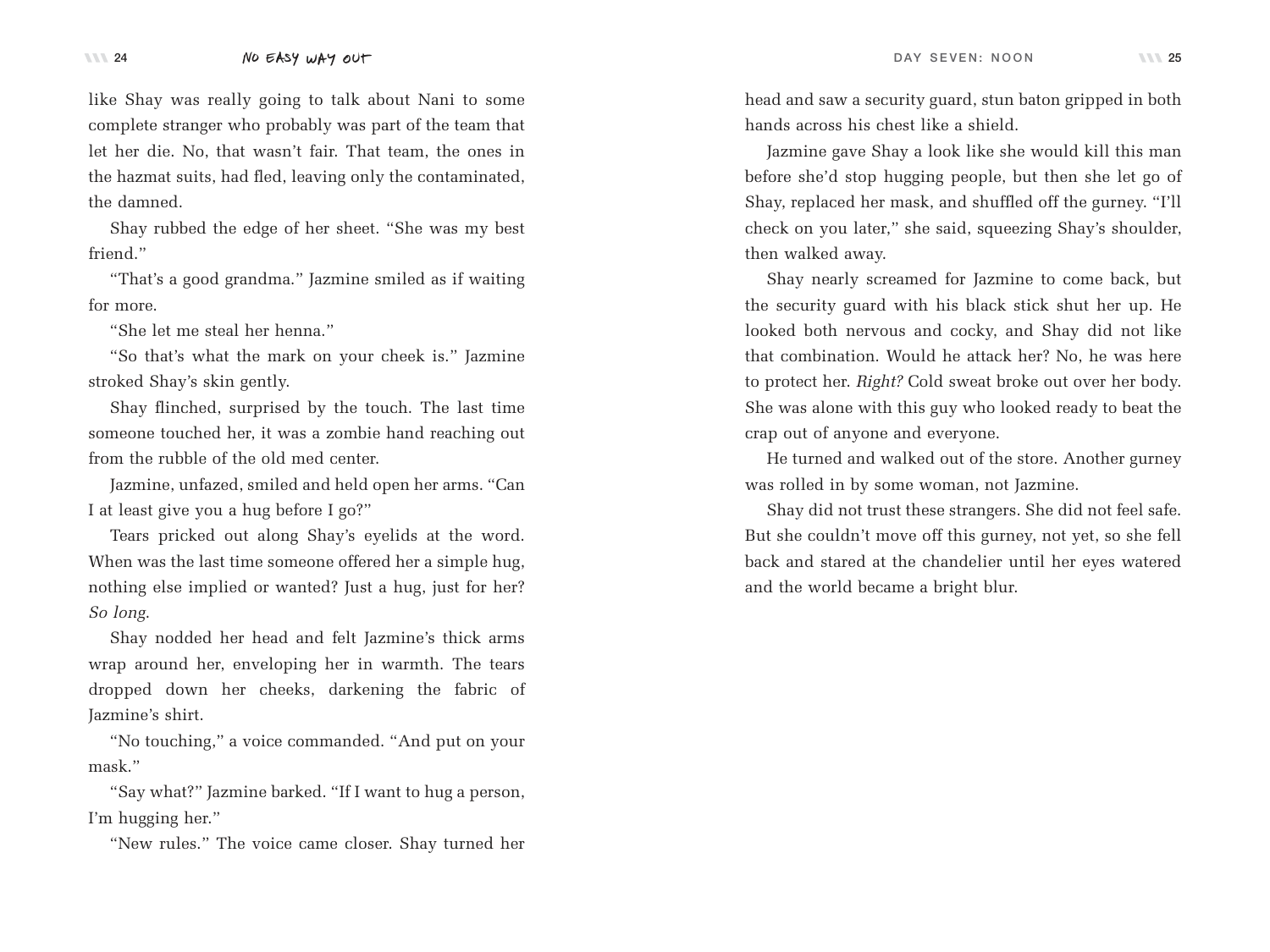like Shay was really going to talk about Nani to some complete stranger who probably was part of the team that let her die. No, that wasn't fair. That team, the ones in the hazmat suits, had fled, leaving only the contaminated, the damned.

Shay rubbed the edge of her sheet. "She was my best friend."

"That's a good grandma." Jazmine smiled as if waiting for more.

"She let me steal her henna."

"So that's what the mark on your cheek is." Jazmine stroked Shay's skin gently.

Shay flinched, surprised by the touch. The last time someone touched her, it was a zombie hand reaching out from the rubble of the old med center.

Jazmine, unfazed, smiled and held open her arms. "Can I at least give you a hug before I go?"

Tears pricked out along Shay's eyelids at the word. When was the last time someone offered her a simple hug, nothing else implied or wanted? Just a hug, just for her? *So long*.

Shay nodded her head and felt Jazmine's thick arms wrap around her, enveloping her in warmth. The tears dropped down her cheeks, darkening the fabric of Jazmine's shirt.

"No touching," a voice commanded. "And put on your mask."

"Say what?" Jazmine barked. "If I want to hug a person, I'm hugging her."

"New rules." The voice came closer. Shay turned her head and saw a security guard, stun baton gripped in both hands across his chest like a shield.

Jazmine gave Shay a look like she would kill this man before she'd stop hugging people, but then she let go of Shay, replaced her mask, and shuffled off the gurney. "I'll check on you later," she said, squeezing Shay's shoulder, then walked away.

Shay nearly screamed for Jazmine to come back, but the security guard with his black stick shut her up. He looked both nervous and cocky, and Shay did not like that combination. Would he attack her? No, he was here to protect her. *Right?* Cold sweat broke out over her body. She was alone with this guy who looked ready to beat the crap out of anyone and everyone.

He turned and walked out of the store. Another gurney was rolled in by some woman, not Jazmine.

Shay did not trust these strangers. She did not feel safe. But she couldn't move off this gurney, not yet, so she fell back and stared at the chandelier until her eyes watered and the world became a bright blur.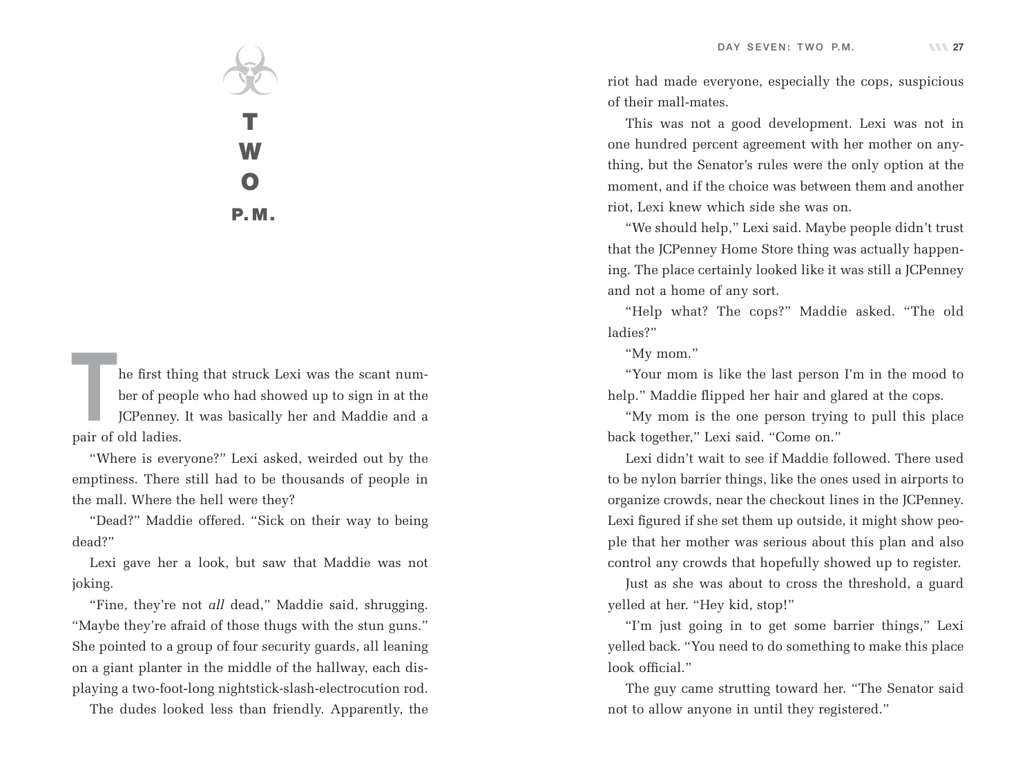# TWO P.M.

The first thing that struck Lexi was the scant number of people who had showed up to sign in at the JCPenney. It was basically her and Maddie and a pair of old ladies.

"Where is everyone?" Lexi asked, weirded out by the emptiness. There still had to be thousands of people in the mall. Where the hell were they?

"Dead?" Maddie offered. "Sick on their way to being dead?"

Lexi gave her a look, but saw that Maddie was not joking.

"Fine, they're not *all* dead," Maddie said, shrugging. "Maybe they're afraid of those thugs with the stun guns." She pointed to a group of four security guards, all leaning on a giant planter in the middle of the hallway, each displaying a two-foot-long nightstick-slash-electrocution rod.

The dudes looked less than friendly. Apparently, the riot had made everyone, especially the cops, suspicious of their mall-mates.

This was not a good development. Lexi was not in one hundred percent agreement with her mother on anything, but the Senator's rules were the only option at the moment, and if the choice was between them and another riot, Lexi knew which side she was on.

"We should help," Lexi said. Maybe people didn't trust that the JCPenney Home Store thing was actually happening. The place certainly looked like it was still a JCPenney and not a home of any sort.

"Help what? The cops?" Maddie asked. "The old ladies?"

"My mom."

"Your mom is like the last person I'm in the mood to help." Maddie flipped her hair and glared at the cops.

"My mom is the one person trying to pull this place back together," Lexi said. "Come on."

Lexi didn't wait to see if Maddie followed. There used to be nylon barrier things, like the ones used in airports to organize crowds, near the checkout lines in the JCPenney. Lexi figured if she set them up outside, it might show people that her mother was serious about this plan and also control any crowds that hopefully showed up to register.

Just as she was about to cross the threshold, a guard yelled at her. "Hey kid, stop!"

"I'm just going in to get some barrier things," Lexi yelled back. "You need to do something to make this place look official."

The guy came strutting toward her. "The Senator said not to allow anyone in until they registered."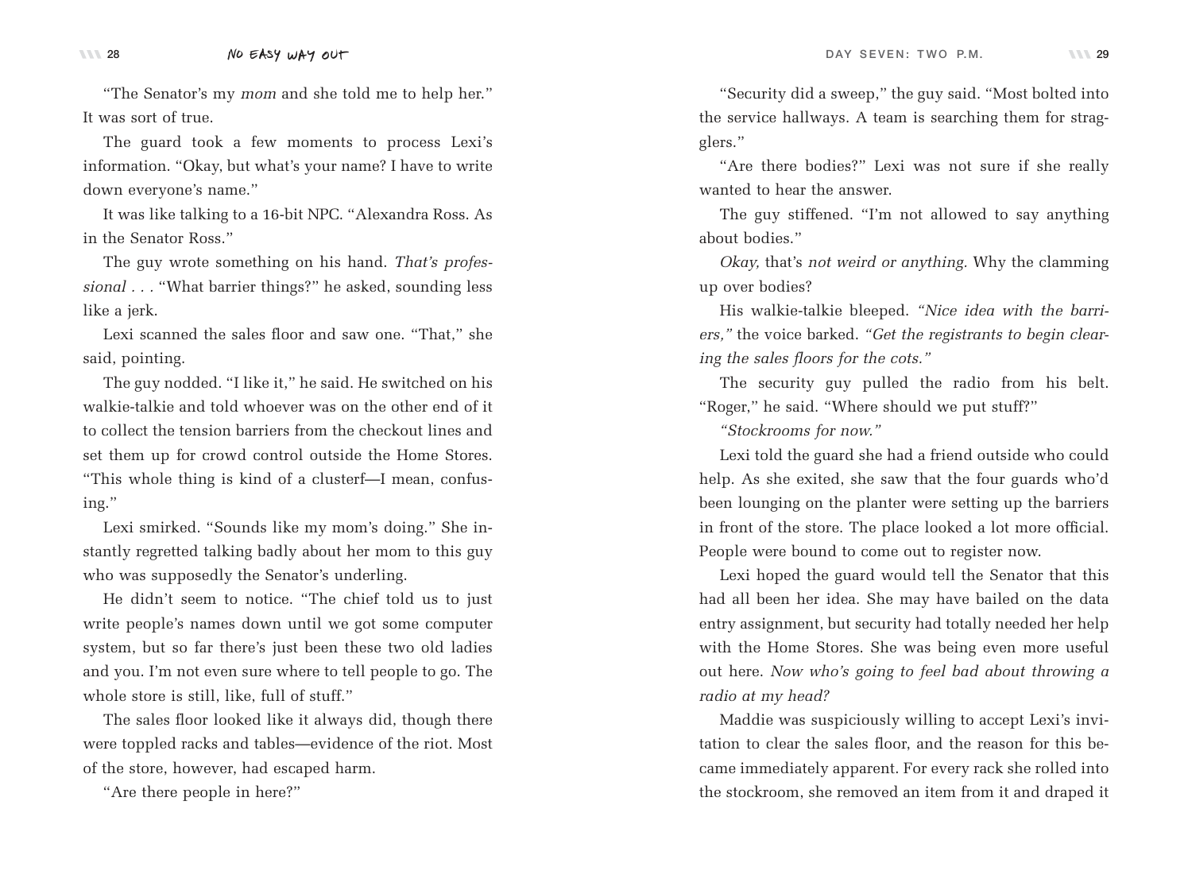"The Senator's my *mom* and she told me to help her." It was sort of true.

The guard took a few moments to process Lexi's information. "Okay, but what's your name? I have to write down everyone's name."

It was like talking to a 16-bit NPC. "Alexandra Ross. As in the Senator Ross."

The guy wrote something on his hand. *That's professional . . .* "What barrier things?" he asked, sounding less like a jerk.

Lexi scanned the sales floor and saw one. "That," she said, pointing.

The guy nodded. "I like it," he said. He switched on his walkie-talkie and told whoever was on the other end of it to collect the tension barriers from the checkout lines and set them up for crowd control outside the Home Stores. "This whole thing is kind of a clusterf—I mean, confusing."

Lexi smirked. "Sounds like my mom's doing." She instantly regretted talking badly about her mom to this guy who was supposedly the Senator's underling.

He didn't seem to notice. "The chief told us to just write people's names down until we got some computer system, but so far there's just been these two old ladies and you. I'm not even sure where to tell people to go. The whole store is still, like, full of stuff."

The sales floor looked like it always did, though there were toppled racks and tables—evidence of the riot. Most of the store, however, had escaped harm.

"Are there people in here?"

"Security did a sweep," the guy said. "Most bolted into the service hallways. A team is searching them for stragglers."

"Are there bodies?" Lexi was not sure if she really wanted to hear the answer.

The guy stiffened. "I'm not allowed to say anything about bodies."

*Okay,* that's *not weird or anything.* Why the clamming up over bodies?

His walkie-talkie bleeped. *"Nice idea with the barriers,"* the voice barked. *"Get the registrants to begin clearing the sales floors for the cots."*

The security guy pulled the radio from his belt. "Roger," he said. "Where should we put stuff?"

*"Stockrooms for now."*

Lexi told the guard she had a friend outside who could help. As she exited, she saw that the four guards who'd been lounging on the planter were setting up the barriers in front of the store. The place looked a lot more official. People were bound to come out to register now.

Lexi hoped the guard would tell the Senator that this had all been her idea. She may have bailed on the data entry assignment, but security had totally needed her help with the Home Stores. She was being even more useful out here. *Now who's going to feel bad about throwing a radio at my head?*

Maddie was suspiciously willing to accept Lexi's invitation to clear the sales floor, and the reason for this became immediately apparent. For every rack she rolled into the stockroom, she removed an item from it and draped it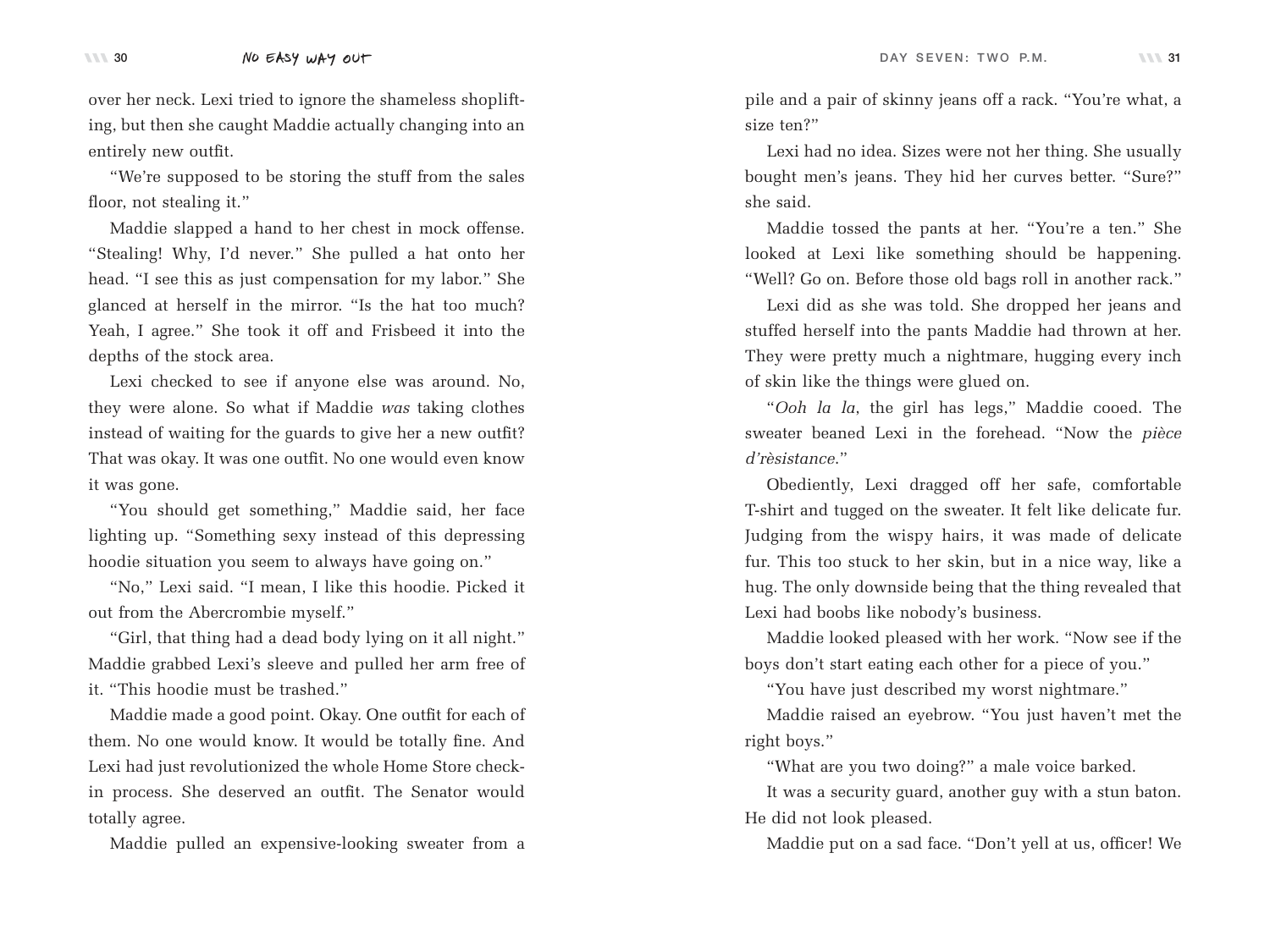over her neck. Lexi tried to ignore the shameless shoplifting, but then she caught Maddie actually changing into an entirely new outfit.

"We're supposed to be storing the stuff from the sales floor, not stealing it."

Maddie slapped a hand to her chest in mock offense. "Stealing! Why, I'd never." She pulled a hat onto her head. "I see this as just compensation for my labor." She glanced at herself in the mirror. "Is the hat too much? Yeah, I agree." She took it off and Frisbeed it into the depths of the stock area.

Lexi checked to see if anyone else was around. No, they were alone. So what if Maddie *was* taking clothes instead of waiting for the guards to give her a new outfit? That was okay. It was one outfit. No one would even know it was gone.

"You should get something," Maddie said, her face lighting up. "Something sexy instead of this depressing hoodie situation you seem to always have going on."

"No," Lexi said. "I mean, I like this hoodie. Picked it out from the Abercrombie myself."

"Girl, that thing had a dead body lying on it all night." Maddie grabbed Lexi's sleeve and pulled her arm free of it. "This hoodie must be trashed."

Maddie made a good point. Okay. One outfit for each of them. No one would know. It would be totally fine. And Lexi had just revolutionized the whole Home Store check-in process. She deserved an outfit. The Senator would totally agree.

Maddie pulled an expensive-looking sweater from a pile and a pair of skinny jeans off a rack. "You're what, a size ten?"

Lexi had no idea. Sizes were not her thing. She usually bought men's jeans. They hid her curves better. "Sure?" she said.

Maddie tossed the pants at her. "You're a ten." She looked at Lexi like something should be happening. "Well? Go on. Before those old bags roll in another rack."

Lexi did as she was told. She dropped her jeans and stuffed herself into the pants Maddie had thrown at her. They were pretty much a nightmare, hugging every inch of skin like the things were glued on.

"*Ooh la la*, the girl has legs," Maddie cooed. The sweater beaned Lexi in the forehead. "Now the *pièce d'rèsistance*."

Obediently, Lexi dragged off her safe, comfortable T-shirt and tugged on the sweater. It felt like delicate fur. Judging from the wispy hairs, it was made of delicate fur. This too stuck to her skin, but in a nice way, like a hug. The only downside being that the thing revealed that Lexi had boobs like nobody's business.

Maddie looked pleased with her work. "Now see if the boys don't start eating each other for a piece of you."

"You have just described my worst nightmare."

Maddie raised an eyebrow. "You just haven't met the right boys."

"What are you two doing?" a male voice barked.

It was a security guard, another guy with a stun baton. He did not look pleased.

Maddie put on a sad face. "Don't yell at us, officer! We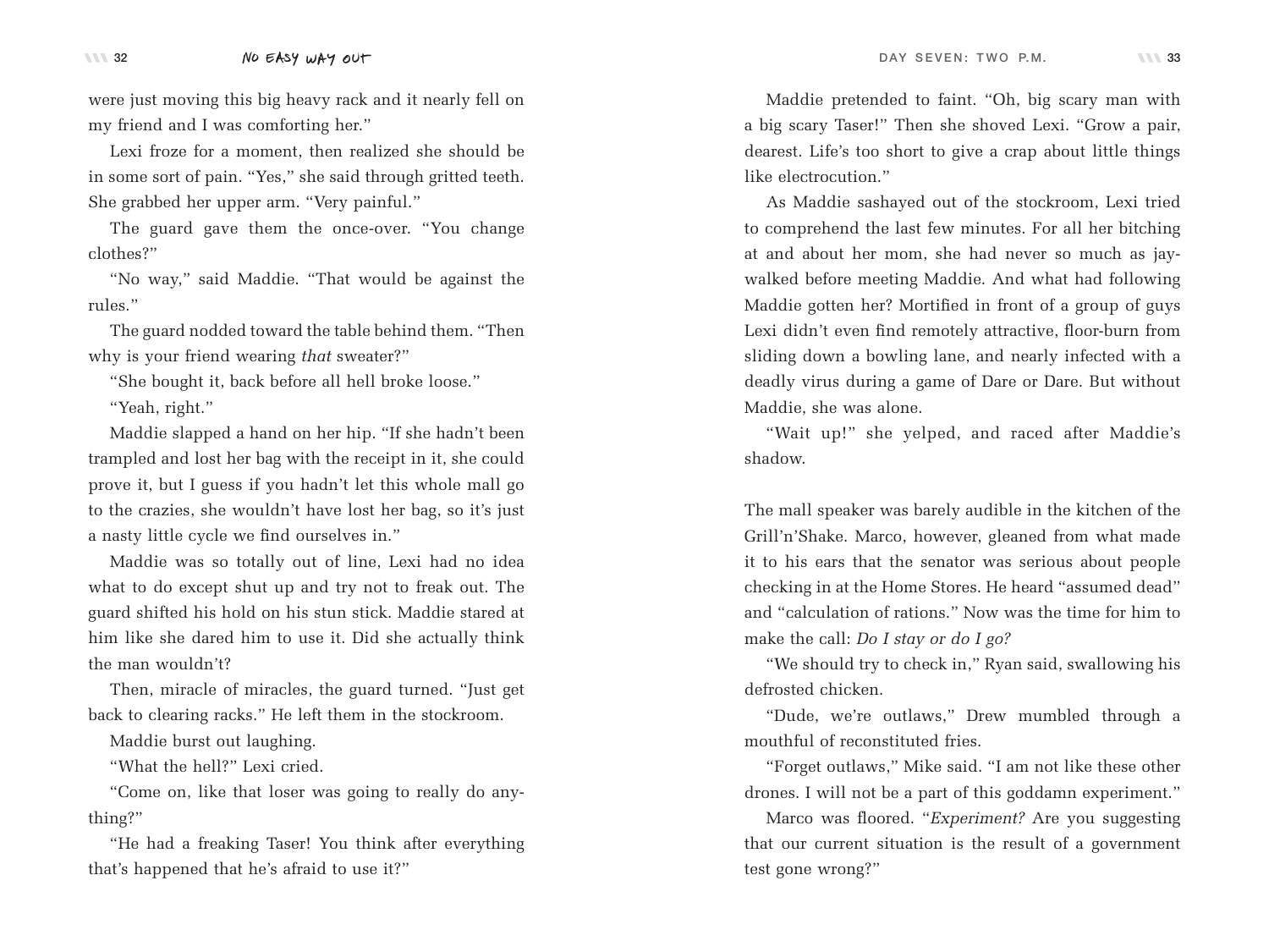were just moving this big heavy rack and it nearly fell on my friend and I was comforting her."

Lexi froze for a moment, then realized she should be in some sort of pain. "Yes," she said through gritted teeth. She grabbed her upper arm. "Very painful."

The guard gave them the once-over. "You change clothes?"

"No way," said Maddie. "That would be against the rules."

The guard nodded toward the table behind them. "Then why is your friend wearing *that* sweater?"

"She bought it, back before all hell broke loose."

"Yeah, right."

Maddie slapped a hand on her hip. "If she hadn't been trampled and lost her bag with the receipt in it, she could prove it, but I guess if you hadn't let this whole mall go to the crazies, she wouldn't have lost her bag, so it's just a nasty little cycle we find ourselves in."

Maddie was so totally out of line, Lexi had no idea what to do except shut up and try not to freak out. The guard shifted his hold on his stun stick. Maddie stared at him like she dared him to use it. Did she actually think the man wouldn't?

Then, miracle of miracles, the guard turned. "Just get back to clearing racks." He left them in the stockroom.

Maddie burst out laughing.

"What the hell?" Lexi cried.

"Come on, like that loser was going to really do anything?"

"He had a freaking Taser! You think after everything that's happened that he's afraid to use it?"

Maddie pretended to faint. "Oh, big scary man with a big scary Taser!" Then she shoved Lexi. "Grow a pair, dearest. Life's too short to give a crap about little things like electrocution."

As Maddie sashayed out of the stockroom, Lexi tried to comprehend the last few minutes. For all her bitching at and about her mom, she had never so much as jaywalked before meeting Maddie. And what had following Maddie gotten her? Mortified in front of a group of guys Lexi didn't even find remotely attractive, floor-burn from sliding down a bowling lane, and nearly infected with a deadly virus during a game of Dare or Dare. But without Maddie, she was alone.

"Wait up!" she yelped, and raced after Maddie's shadow.

The mall speaker was barely audible in the kitchen of the Grill'n'Shake. Marco, however, gleaned from what made it to his ears that the senator was serious about people checking in at the Home Stores. He heard "assumed dead" and "calculation of rations." Now was the time for him to make the call: *Do I stay or do I go?*

"We should try to check in," Ryan said, swallowing his defrosted chicken.

"Dude, we're outlaws," Drew mumbled through a mouthful of reconstituted fries.

"Forget outlaws," Mike said. "I am not like these other drones. I will not be a part of this goddamn experiment."

Marco was floored. "*Experiment?* Are you suggesting that our current situation is the result of a government test gone wrong?"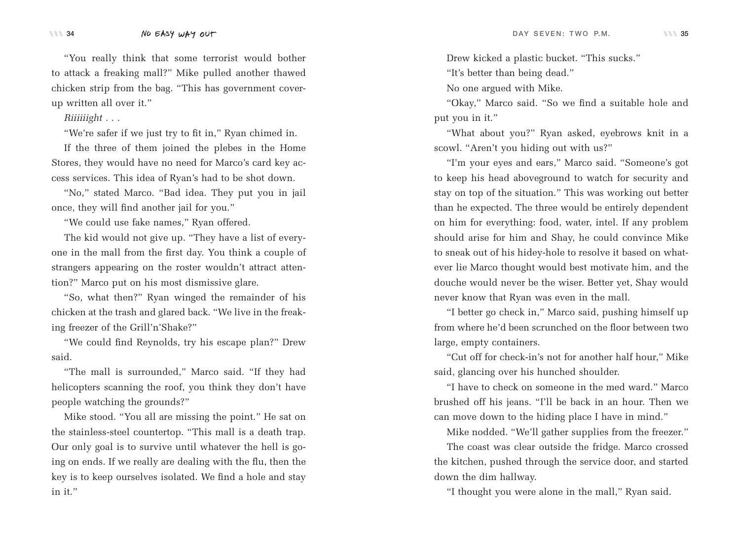"You really think that some terrorist would bother to attack a freaking mall?" Mike pulled another thawed chicken strip from the bag. "This has government cover-up written all over it."

*Riiiiiight . . .*

"We're safer if we just try to fit in," Ryan chimed in.

If the three of them joined the plebes in the Home Stores, they would have no need for Marco's card key access services. This idea of Ryan's had to be shot down.

"No," stated Marco. "Bad idea. They put you in jail once, they will find another jail for you."

"We could use fake names," Ryan offered.

The kid would not give up. "They have a list of everyone in the mall from the first day. You think a couple of strangers appearing on the roster wouldn't attract attention?" Marco put on his most dismissive glare.

"So, what then?" Ryan winged the remainder of his chicken at the trash and glared back. "We live in the freaking freezer of the Grill'n'Shake?"

"We could find Reynolds, try his escape plan?" Drew said.

"The mall is surrounded," Marco said. "If they had helicopters scanning the roof, you think they don't have people watching the grounds?"

Mike stood. "You all are missing the point." He sat on the stainless-steel countertop. "This mall is a death trap. Our only goal is to survive until whatever the hell is going on ends. If we really are dealing with the flu, then the key is to keep ourselves isolated. We find a hole and stay in it."

Drew kicked a plastic bucket. "This sucks."

"It's better than being dead."

No one argued with Mike.

"Okay," Marco said. "So we find a suitable hole and put you in it."

"What about you?" Ryan asked, eyebrows knit in a scowl. "Aren't you hiding out with us?"

"I'm your eyes and ears," Marco said. "Someone's got to keep his head aboveground to watch for security and stay on top of the situation." This was working out better than he expected. The three would be entirely dependent on him for everything: food, water, intel. If any problem should arise for him and Shay, he could convince Mike to sneak out of his hidey-hole to resolve it based on whatever lie Marco thought would best motivate him, and the douche would never be the wiser. Better yet, Shay would never know that Ryan was even in the mall.

"I better go check in," Marco said, pushing himself up from where he'd been scrunched on the floor between two large, empty containers.

"Cut off for check-in's not for another half hour," Mike said, glancing over his hunched shoulder.

"I have to check on someone in the med ward." Marco brushed off his jeans. "I'll be back in an hour. Then we can move down to the hiding place I have in mind."

Mike nodded. "We'll gather supplies from the freezer."

The coast was clear outside the fridge. Marco crossed the kitchen, pushed through the service door, and started down the dim hallway.

"I thought you were alone in the mall," Ryan said.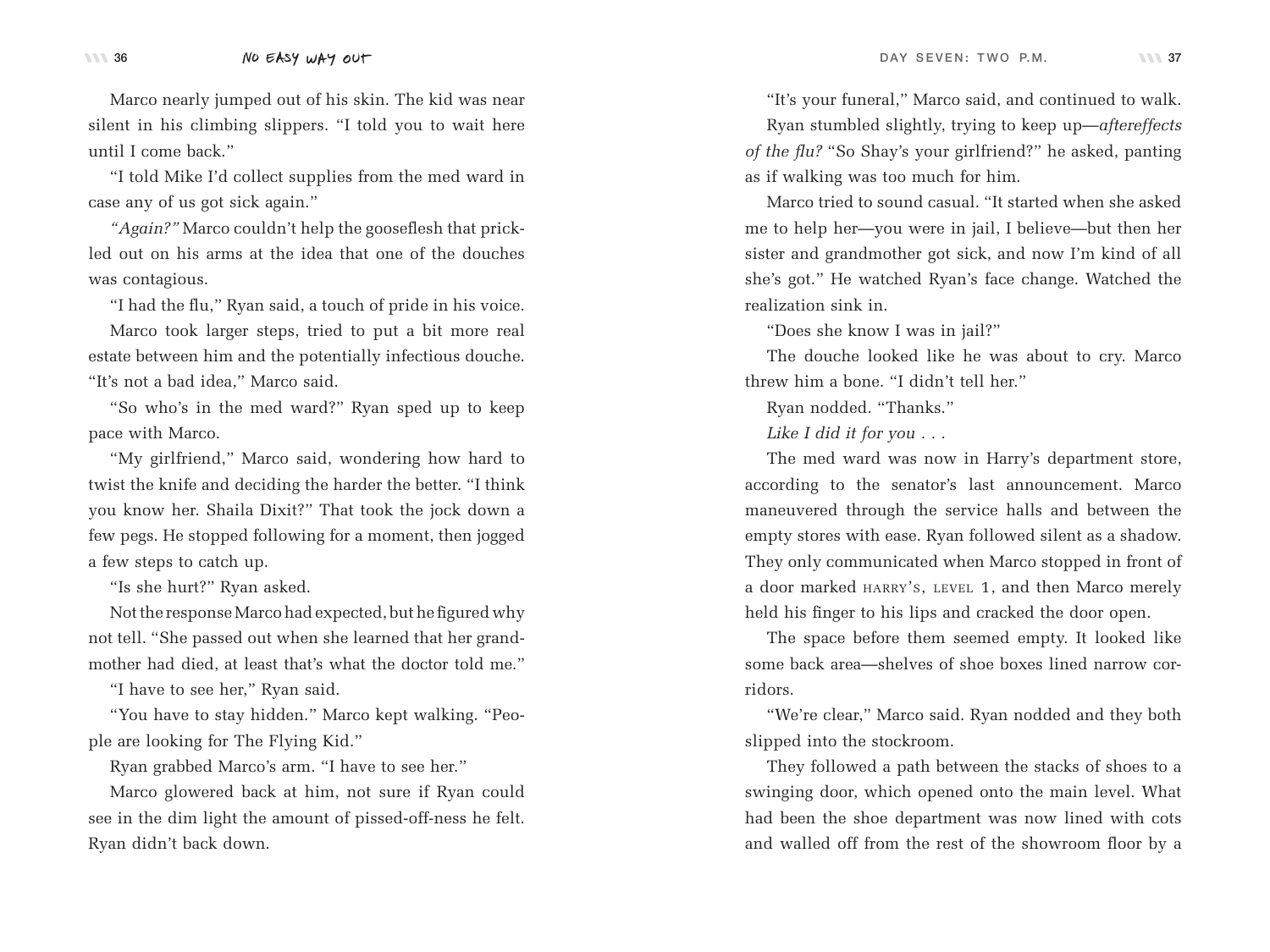Marco nearly jumped out of his skin. The kid was near silent in his climbing slippers. "I told you to wait here until I come back."

"I told Mike I'd collect supplies from the med ward in case any of us got sick again."

*"Again?"* Marco couldn't help the gooseflesh that prickled out on his arms at the idea that one of the douches was contagious.

"I had the flu," Ryan said, a touch of pride in his voice.

Marco took larger steps, tried to put a bit more real estate between him and the potentially infectious douche. "It's not a bad idea," Marco said.

"So who's in the med ward?" Ryan sped up to keep pace with Marco.

"My girlfriend," Marco said, wondering how hard to twist the knife and deciding the harder the better. "I think you know her. Shaila Dixit?" That took the jock down a few pegs. He stopped following for a moment, then jogged a few steps to catch up.

"Is she hurt?" Ryan asked.

Not the response Marco had expected, but he figured why not tell. "She passed out when she learned that her grandmother had died, at least that's what the doctor told me."

"I have to see her," Ryan said.

"You have to stay hidden." Marco kept walking. "People are looking for The Flying Kid."

Ryan grabbed Marco's arm. "I have to see her."

Marco glowered back at him, not sure if Ryan could see in the dim light the amount of pissed-off-ness he felt. Ryan didn't back down.

"It's your funeral," Marco said, and continued to walk.

Ryan stumbled slightly, trying to keep up—*aftereffects of the flu?* "So Shay's your girlfriend?" he asked, panting as if walking was too much for him.

Marco tried to sound casual. "It started when she asked me to help her—you were in jail, I believe—but then her sister and grandmother got sick, and now I'm kind of all she's got." He watched Ryan's face change. Watched the realization sink in.

"Does she know I was in jail?"

The douche looked like he was about to cry. Marco threw him a bone. "I didn't tell her."

Ryan nodded. "Thanks."

*Like I did it for you . . .*

The med ward was now in Harry's department store, according to the senator's last announcement. Marco maneuvered through the service halls and between the empty stores with ease. Ryan followed silent as a shadow. They only communicated when Marco stopped in front of a door marked HARRY'S, LEVEL 1, and then Marco merely held his finger to his lips and cracked the door open.

The space before them seemed empty. It looked like some back area—shelves of shoe boxes lined narrow corridors.

"We're clear," Marco said. Ryan nodded and they both slipped into the stockroom.

They followed a path between the stacks of shoes to a swinging door, which opened onto the main level. What had been the shoe department was now lined with cots and walled off from the rest of the showroom floor by a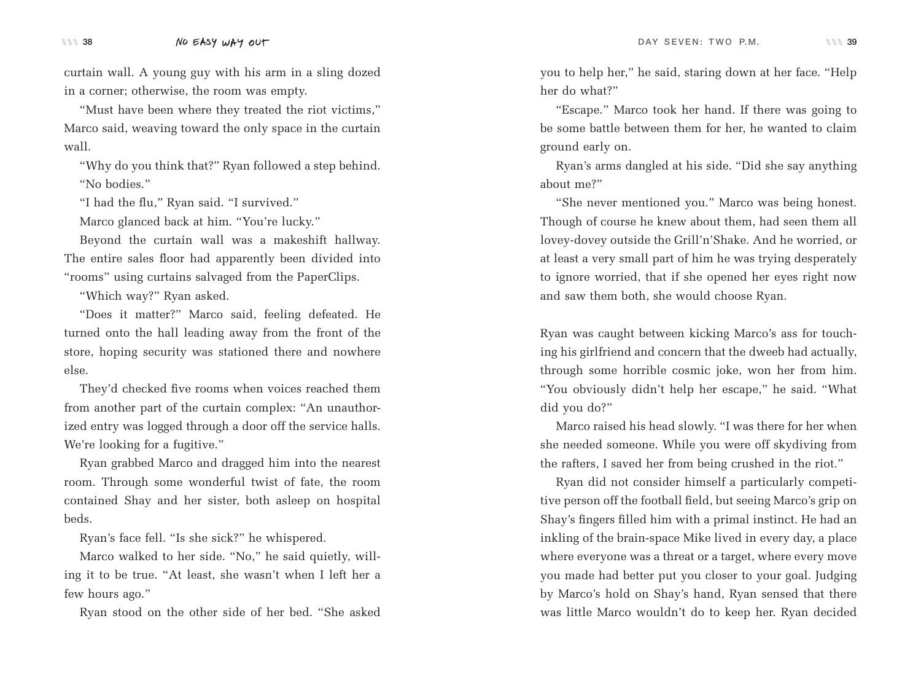curtain wall. A young guy with his arm in a sling dozed in a corner; otherwise, the room was empty.

"Must have been where they treated the riot victims," Marco said, weaving toward the only space in the curtain wall.

"Why do you think that?" Ryan followed a step behind.

"No bodies."

"I had the flu," Ryan said. "I survived."

Marco glanced back at him. "You're lucky."

Beyond the curtain wall was a makeshift hallway. The entire sales floor had apparently been divided into "rooms" using curtains salvaged from the PaperClips.

"Which way?" Ryan asked.

"Does it matter?" Marco said, feeling defeated. He turned onto the hall leading away from the front of the store, hoping security was stationed there and nowhere else.

They'd checked five rooms when voices reached them from another part of the curtain complex: "An unauthorized entry was logged through a door off the service halls. We're looking for a fugitive."

Ryan grabbed Marco and dragged him into the nearest room. Through some wonderful twist of fate, the room contained Shay and her sister, both asleep on hospital beds.

Ryan's face fell. "Is she sick?" he whispered.

Marco walked to her side. "No," he said quietly, willing it to be true. "At least, she wasn't when I left her a few hours ago."

Ryan stood on the other side of her bed. "She asked you to help her," he said, staring down at her face. "Help her do what?"

"Escape." Marco took her hand. If there was going to be some battle between them for her, he wanted to claim ground early on.

Ryan's arms dangled at his side. "Did she say anything about me?"

"She never mentioned you." Marco was being honest. Though of course he knew about them, had seen them all lovey-dovey outside the Grill'n'Shake. And he worried, or at least a very small part of him he was trying desperately to ignore worried, that if she opened her eyes right now and saw them both, she would choose Ryan.

Ryan was caught between kicking Marco's ass for touching his girlfriend and concern that the dweeb had actually, through some horrible cosmic joke, won her from him. "You obviously didn't help her escape," he said. "What did you do?"

Marco raised his head slowly. "I was there for her when she needed someone. While you were off skydiving from the rafters, I saved her from being crushed in the riot."

Ryan did not consider himself a particularly competitive person off the football field, but seeing Marco's grip on Shay's fingers filled him with a primal instinct. He had an inkling of the brain-space Mike lived in every day, a place where everyone was a threat or a target, where every move you made had better put you closer to your goal. Judging by Marco's hold on Shay's hand, Ryan sensed that there was little Marco wouldn't do to keep her. Ryan decided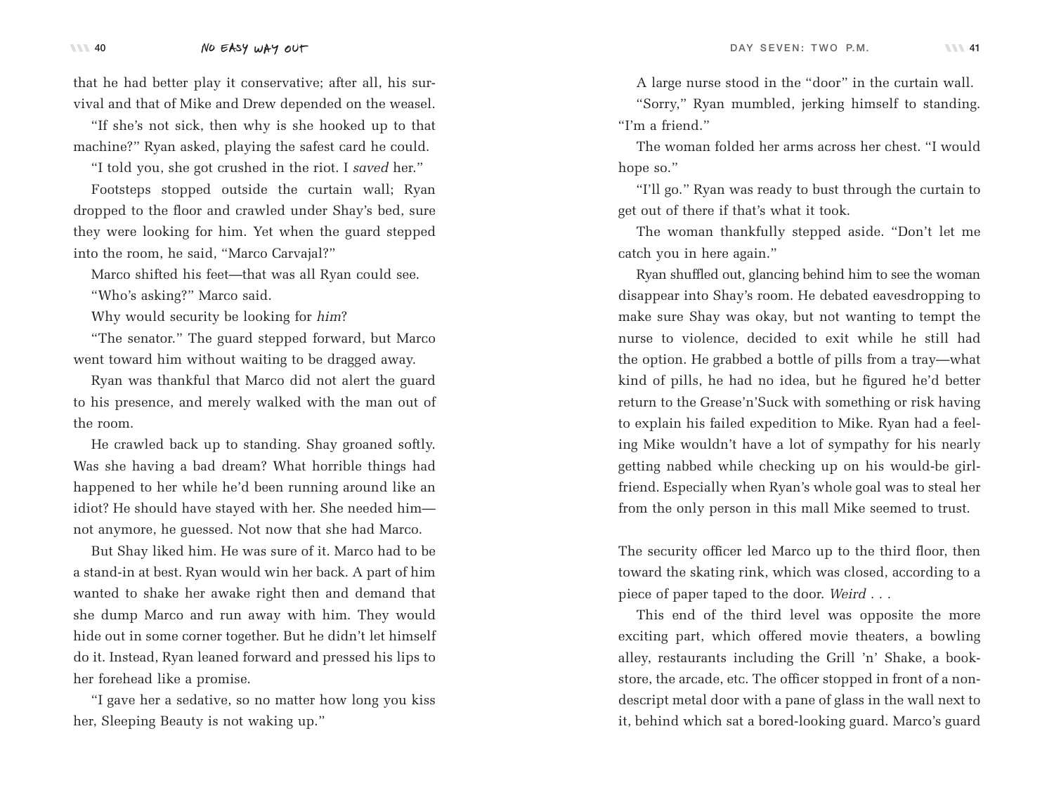that he had better play it conservative; after all, his survival and that of Mike and Drew depended on the weasel.

"If she's not sick, then why is she hooked up to that machine?" Ryan asked, playing the safest card he could.

"I told you, she got crushed in the riot. I *saved* her."

Footsteps stopped outside the curtain wall; Ryan dropped to the floor and crawled under Shay's bed, sure they were looking for him. Yet when the guard stepped into the room, he said, "Marco Carvajal?"

Marco shifted his feet—that was all Ryan could see.

"Who's asking?" Marco said.

Why would security be looking for *him*?

"The senator." The guard stepped forward, but Marco went toward him without waiting to be dragged away.

Ryan was thankful that Marco did not alert the guard to his presence, and merely walked with the man out of the room.

He crawled back up to standing. Shay groaned softly. Was she having a bad dream? What horrible things had happened to her while he'd been running around like an idiot? He should have stayed with her. She needed him—not anymore, he guessed. Not now that she had Marco.

But Shay liked him. He was sure of it. Marco had to be a stand-in at best. Ryan would win her back. A part of him wanted to shake her awake right then and demand that she dump Marco and run away with him. They would hide out in some corner together. But he didn't let himself do it. Instead, Ryan leaned forward and pressed his lips to her forehead like a promise.

"I gave her a sedative, so no matter how long you kiss her, Sleeping Beauty is not waking up."

A large nurse stood in the "door" in the curtain wall.

"Sorry," Ryan mumbled, jerking himself to standing. "I'm a friend."

The woman folded her arms across her chest. "I would hope so."

"I'll go." Ryan was ready to bust through the curtain to get out of there if that's what it took.

The woman thankfully stepped aside. "Don't let me catch you in here again."

Ryan shuffled out, glancing behind him to see the woman disappear into Shay's room. He debated eavesdropping to make sure Shay was okay, but not wanting to tempt the nurse to violence, decided to exit while he still had the option. He grabbed a bottle of pills from a tray—what kind of pills, he had no idea, but he figured he'd better return to the Grease'n'Suck with something or risk having to explain his failed expedition to Mike. Ryan had a feeling Mike wouldn't have a lot of sympathy for his nearly getting nabbed while checking up on his would-be girlfriend. Especially when Ryan's whole goal was to steal her from the only person in this mall Mike seemed to trust.

The security officer led Marco up to the third floor, then toward the skating rink, which was closed, according to a piece of paper taped to the door. *Weird . . .*

This end of the third level was opposite the more exciting part, which offered movie theaters, a bowling alley, restaurants including the Grill 'n' Shake, a bookstore, the arcade, etc. The officer stopped in front of a nondescript metal door with a pane of glass in the wall next to it, behind which sat a bored-looking guard. Marco's guard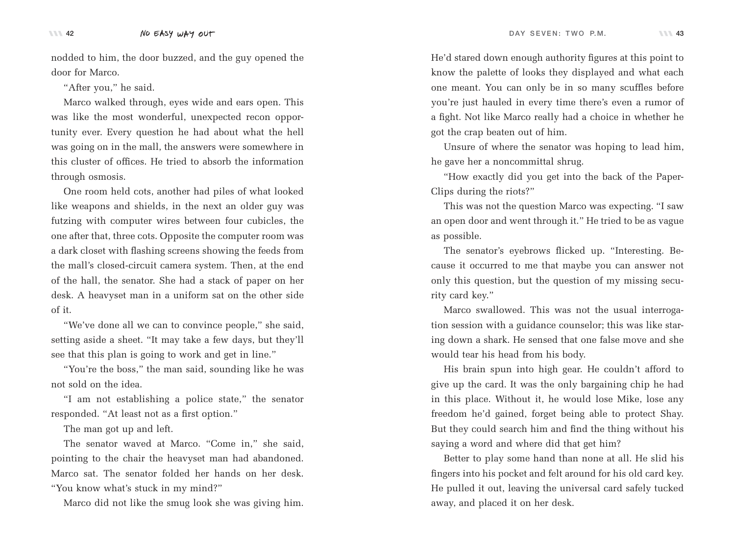nodded to him, the door buzzed, and the guy opened the door for Marco.

"After you," he said.

Marco walked through, eyes wide and ears open. This was like the most wonderful, unexpected recon opportunity ever. Every question he had about what the hell was going on in the mall, the answers were somewhere in this cluster of offices. He tried to absorb the information through osmosis.

One room held cots, another had piles of what looked like weapons and shields, in the next an older guy was futzing with computer wires between four cubicles, the one after that, three cots. Opposite the computer room was a dark closet with flashing screens showing the feeds from the mall's closed-circuit camera system. Then, at the end of the hall, the senator. She had a stack of paper on her desk. A heavyset man in a uniform sat on the other side of it.

"We've done all we can to convince people," she said, setting aside a sheet. "It may take a few days, but they'll see that this plan is going to work and get in line."

"You're the boss," the man said, sounding like he was not sold on the idea.

"I am not establishing a police state," the senator responded. "At least not as a first option."

The man got up and left.

The senator waved at Marco. "Come in," she said, pointing to the chair the heavyset man had abandoned. Marco sat. The senator folded her hands on her desk. "You know what's stuck in my mind?"

Marco did not like the smug look she was giving him. He'd stared down enough authority figures at this point to know the palette of looks they displayed and what each one meant. You can only be in so many scuffles before you're just hauled in every time there's even a rumor of a fight. Not like Marco really had a choice in whether he got the crap beaten out of him.

Unsure of where the senator was hoping to lead him, he gave her a noncommittal shrug.

"How exactly did you get into the back of the PaperClips during the riots?"

This was not the question Marco was expecting. "I saw an open door and went through it." He tried to be as vague as possible.

The senator's eyebrows flicked up. "Interesting. Because it occurred to me that maybe you can answer not only this question, but the question of my missing security card key."

Marco swallowed. This was not the usual interrogation session with a guidance counselor; this was like staring down a shark. He sensed that one false move and she would tear his head from his body.

His brain spun into high gear. He couldn't afford to give up the card. It was the only bargaining chip he had in this place. Without it, he would lose Mike, lose any freedom he'd gained, forget being able to protect Shay. But they could search him and find the thing without his saying a word and where did that get him?

Better to play some hand than none at all. He slid his fingers into his pocket and felt around for his old card key. He pulled it out, leaving the universal card safely tucked away, and placed it on her desk.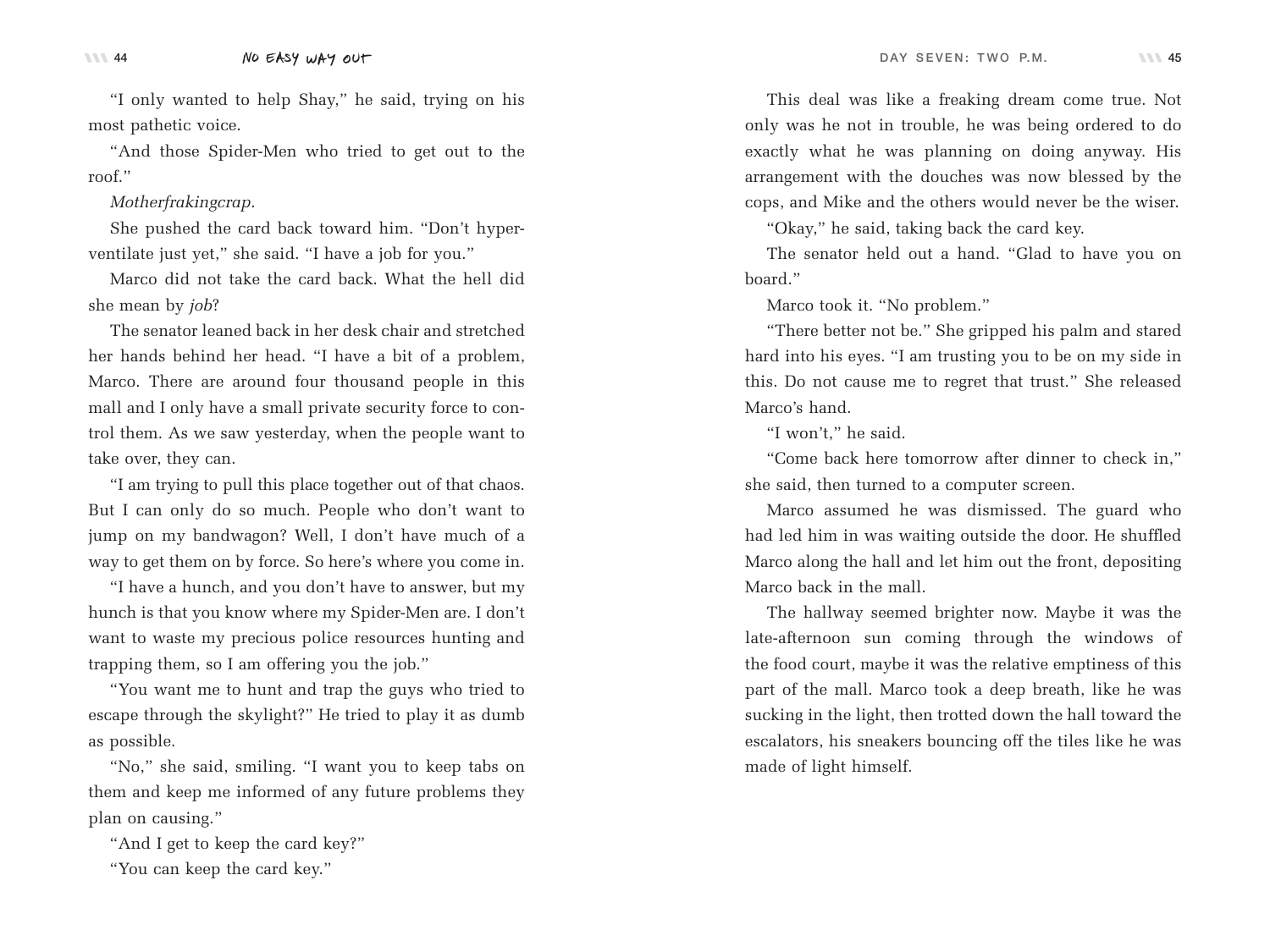"I only wanted to help Shay," he said, trying on his most pathetic voice.

"And those Spider-Men who tried to get out to the roof."

*Motherfrakingcrap.*

She pushed the card back toward him. "Don't hyperventilate just yet," she said. "I have a job for you."

Marco did not take the card back. What the hell did she mean by *job*?

The senator leaned back in her desk chair and stretched her hands behind her head. "I have a bit of a problem, Marco. There are around four thousand people in this mall and I only have a small private security force to control them. As we saw yesterday, when the people want to take over, they can.

"I am trying to pull this place together out of that chaos. But I can only do so much. People who don't want to jump on my bandwagon? Well, I don't have much of a way to get them on by force. So here's where you come in.

"I have a hunch, and you don't have to answer, but my hunch is that you know where my Spider-Men are. I don't want to waste my precious police resources hunting and trapping them, so I am offering you the job."

"You want me to hunt and trap the guys who tried to escape through the skylight?" He tried to play it as dumb as possible.

"No," she said, smiling. "I want you to keep tabs on them and keep me informed of any future problems they plan on causing."

"And I get to keep the card key?"

"You can keep the card key."

This deal was like a freaking dream come true. Not only was he not in trouble, he was being ordered to do exactly what he was planning on doing anyway. His arrangement with the douches was now blessed by the cops, and Mike and the others would never be the wiser.

"Okay," he said, taking back the card key.

The senator held out a hand. "Glad to have you on board."

Marco took it. "No problem."

"There better not be." She gripped his palm and stared hard into his eyes. "I am trusting you to be on my side in this. Do not cause me to regret that trust." She released Marco's hand.

"I won't," he said.

"Come back here tomorrow after dinner to check in," she said, then turned to a computer screen.

Marco assumed he was dismissed. The guard who had led him in was waiting outside the door. He shuffled Marco along the hall and let him out the front, depositing Marco back in the mall.

The hallway seemed brighter now. Maybe it was the late-afternoon sun coming through the windows of the food court, maybe it was the relative emptiness of this part of the mall. Marco took a deep breath, like he was sucking in the light, then trotted down the hall toward the escalators, his sneakers bouncing off the tiles like he was made of light himself.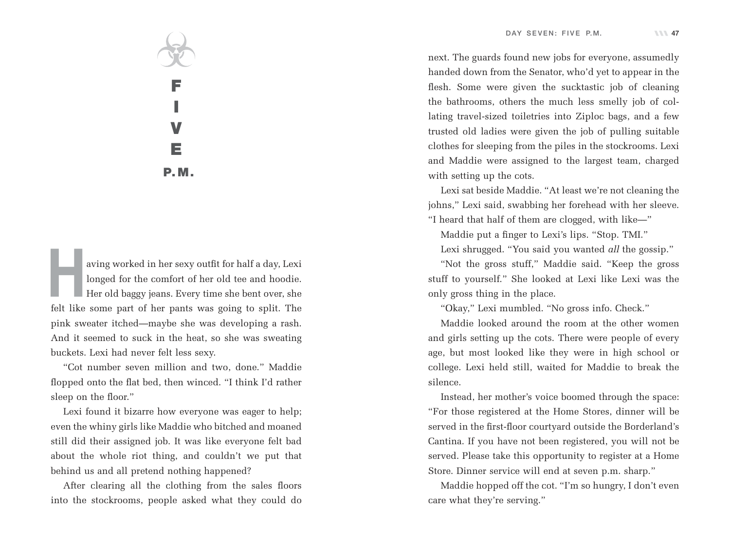# FIVE P.M.

Having worked in her sexy outfit for half a day, Lexi longed for the comfort of her old tee and hoodie. Her old baggy jeans. Every time she bent over, she felt like some part of her pants was going to split. The pink sweater itched—maybe she was developing a rash. And it seemed to suck in the heat, so she was sweating buckets. Lexi had never felt less sexy.

"Cot number seven million and two, done." Maddie flopped onto the flat bed, then winced. "I think I'd rather sleep on the floor."

Lexi found it bizarre how everyone was eager to help; even the whiny girls like Maddie who bitched and moaned still did their assigned job. It was like everyone felt bad about the whole riot thing, and couldn't we put that behind us and all pretend nothing happened?

After clearing all the clothing from the sales floors into the stockrooms, people asked what they could do next. The guards found new jobs for everyone, assumedly handed down from the Senator, who'd yet to appear in the flesh. Some were given the sucktastic job of cleaning the bathrooms, others the much less smelly job of collating travel-sized toiletries into Ziploc bags, and a few trusted old ladies were given the job of pulling suitable clothes for sleeping from the piles in the stockrooms. Lexi and Maddie were assigned to the largest team, charged with setting up the cots.

Lexi sat beside Maddie. "At least we're not cleaning the johns," Lexi said, swabbing her forehead with her sleeve. "I heard that half of them are clogged, with like—"

Maddie put a finger to Lexi's lips. "Stop. TMI."

Lexi shrugged. "You said you wanted *all* the gossip."

"Not the gross stuff," Maddie said. "Keep the gross stuff to yourself." She looked at Lexi like Lexi was the only gross thing in the place.

"Okay," Lexi mumbled. "No gross info. Check."

Maddie looked around the room at the other women and girls setting up the cots. There were people of every age, but most looked like they were in high school or college. Lexi held still, waited for Maddie to break the silence.

Instead, her mother's voice boomed through the space: "For those registered at the Home Stores, dinner will be served in the first-floor courtyard outside the Borderland's Cantina. If you have not been registered, you will not be served. Please take this opportunity to register at a Home Store. Dinner service will end at seven p.m. sharp."

Maddie hopped off the cot. "I'm so hungry, I don't even care what they're serving."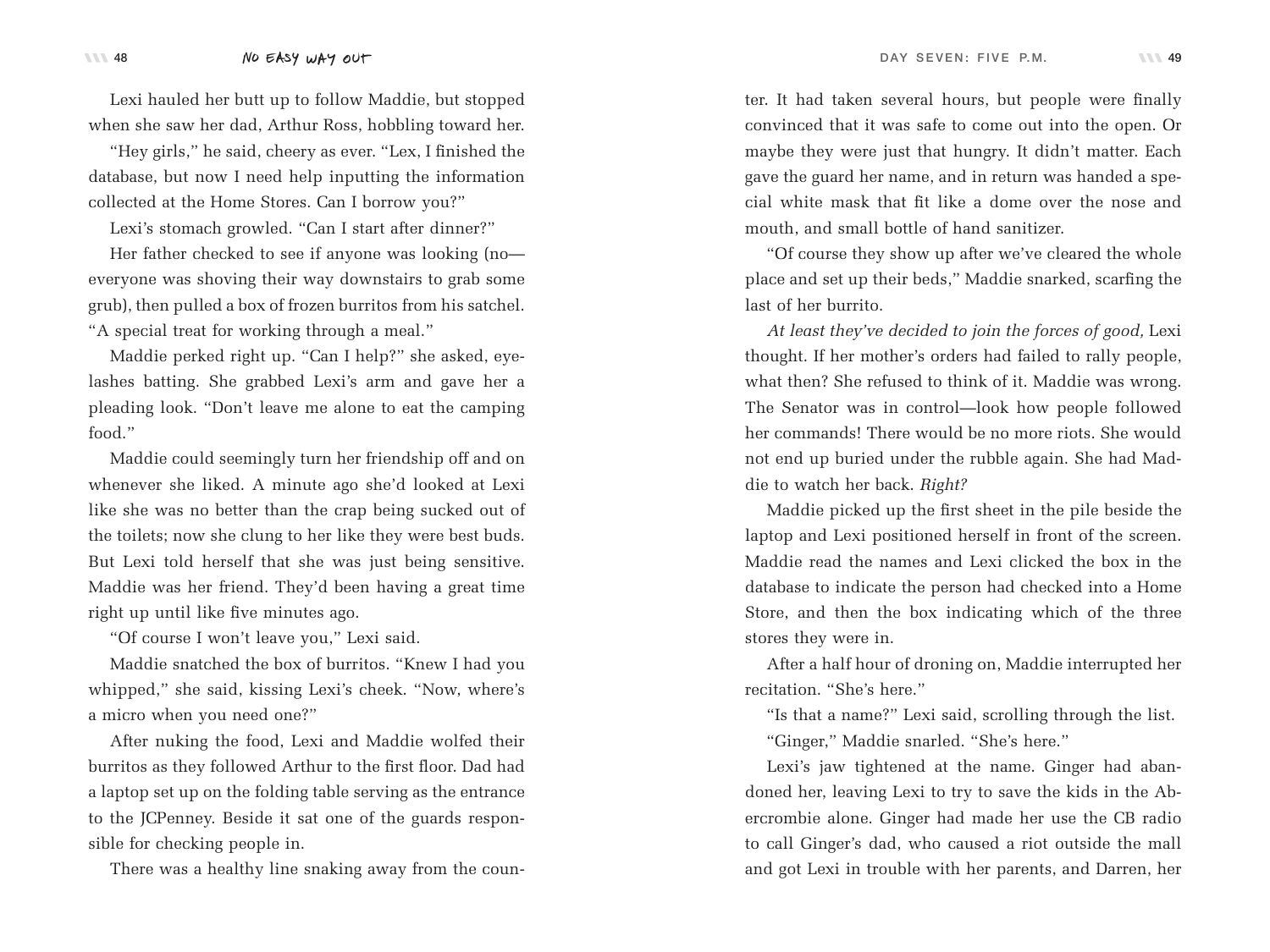Lexi hauled her butt up to follow Maddie, but stopped when she saw her dad, Arthur Ross, hobbling toward her.

"Hey girls," he said, cheery as ever. "Lex, I finished the database, but now I need help inputting the information collected at the Home Stores. Can I borrow you?"

Lexi's stomach growled. "Can I start after dinner?"

Her father checked to see if anyone was looking (no—everyone was shoving their way downstairs to grab some grub), then pulled a box of frozen burritos from his satchel. "A special treat for working through a meal."

Maddie perked right up. "Can I help?" she asked, eyelashes batting. She grabbed Lexi's arm and gave her a pleading look. "Don't leave me alone to eat the camping food."

Maddie could seemingly turn her friendship off and on whenever she liked. A minute ago she'd looked at Lexi like she was no better than the crap being sucked out of the toilets; now she clung to her like they were best buds. But Lexi told herself that she was just being sensitive. Maddie was her friend. They'd been having a great time right up until like five minutes ago.

"Of course I won't leave you," Lexi said.

Maddie snatched the box of burritos. "Knew I had you whipped," she said, kissing Lexi's cheek. "Now, where's a micro when you need one?"

After nuking the food, Lexi and Maddie wolfed their burritos as they followed Arthur to the first floor. Dad had a laptop set up on the folding table serving as the entrance to the JCPenney. Beside it sat one of the guards responsible for checking people in.

There was a healthy line snaking away from the counter. It had taken several hours, but people were finally convinced that it was safe to come out into the open. Or maybe they were just that hungry. It didn't matter. Each gave the guard her name, and in return was handed a special white mask that fit like a dome over the nose and mouth, and small bottle of hand sanitizer.

"Of course they show up after we've cleared the whole place and set up their beds," Maddie snarked, scarfing the last of her burrito.

*At least they've decided to join the forces of good,* Lexi thought. If her mother's orders had failed to rally people, what then? She refused to think of it. Maddie was wrong. The Senator was in control—look how people followed her commands! There would be no more riots. She would not end up buried under the rubble again. She had Maddie to watch her back. *Right?*

Maddie picked up the first sheet in the pile beside the laptop and Lexi positioned herself in front of the screen. Maddie read the names and Lexi clicked the box in the database to indicate the person had checked into a Home Store, and then the box indicating which of the three stores they were in.

After a half hour of droning on, Maddie interrupted her recitation. "She's here."

"Is that a name?" Lexi said, scrolling through the list.

"Ginger," Maddie snarled. "She's here."

Lexi's jaw tightened at the name. Ginger had abandoned her, leaving Lexi to try to save the kids in the Abercrombie alone. Ginger had made her use the CB radio to call Ginger's dad, who caused a riot outside the mall and got Lexi in trouble with her parents, and Darren, her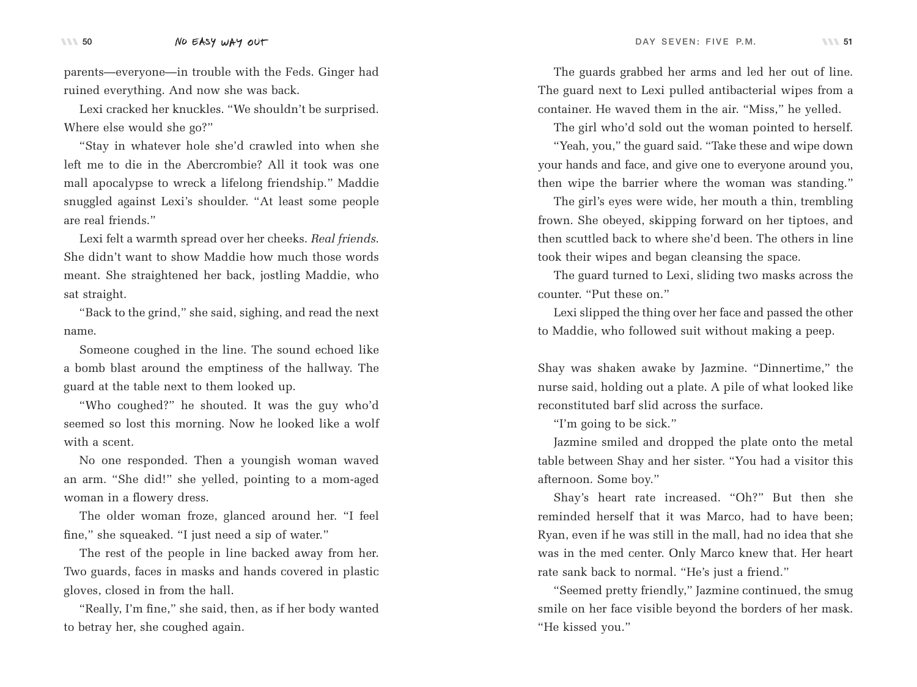parents—everyone—in trouble with the Feds. Ginger had ruined everything. And now she was back.

Lexi cracked her knuckles. "We shouldn't be surprised. Where else would she go?"

"Stay in whatever hole she'd crawled into when she left me to die in the Abercrombie? All it took was one mall apocalypse to wreck a lifelong friendship." Maddie snuggled against Lexi's shoulder. "At least some people are real friends."

Lexi felt a warmth spread over her cheeks. *Real friends*. She didn't want to show Maddie how much those words meant. She straightened her back, jostling Maddie, who sat straight.

"Back to the grind," she said, sighing, and read the next name.

Someone coughed in the line. The sound echoed like a bomb blast around the emptiness of the hallway. The guard at the table next to them looked up.

"Who coughed?" he shouted. It was the guy who'd seemed so lost this morning. Now he looked like a wolf with a scent.

No one responded. Then a youngish woman waved an arm. "She did!" she yelled, pointing to a mom-aged woman in a flowery dress.

The older woman froze, glanced around her. "I feel fine," she squeaked. "I just need a sip of water."

The rest of the people in line backed away from her. Two guards, faces in masks and hands covered in plastic gloves, closed in from the hall.

"Really, I'm fine," she said, then, as if her body wanted to betray her, she coughed again.

The guards grabbed her arms and led her out of line. The guard next to Lexi pulled antibacterial wipes from a container. He waved them in the air. "Miss," he yelled.

The girl who'd sold out the woman pointed to herself.

"Yeah, you," the guard said. "Take these and wipe down your hands and face, and give one to everyone around you, then wipe the barrier where the woman was standing."

The girl's eyes were wide, her mouth a thin, trembling frown. She obeyed, skipping forward on her tiptoes, and then scuttled back to where she'd been. The others in line took their wipes and began cleansing the space.

The guard turned to Lexi, sliding two masks across the counter. "Put these on."

Lexi slipped the thing over her face and passed the other to Maddie, who followed suit without making a peep.

Shay was shaken awake by Jazmine. "Dinnertime," the nurse said, holding out a plate. A pile of what looked like reconstituted barf slid across the surface.

"I'm going to be sick."

Jazmine smiled and dropped the plate onto the metal table between Shay and her sister. "You had a visitor this afternoon. Some boy."

Shay's heart rate increased. "Oh?" But then she reminded herself that it was Marco, had to have been; Ryan, even if he was still in the mall, had no idea that she was in the med center. Only Marco knew that. Her heart rate sank back to normal. "He's just a friend."

"Seemed pretty friendly," Jazmine continued, the smug smile on her face visible beyond the borders of her mask. "He kissed you."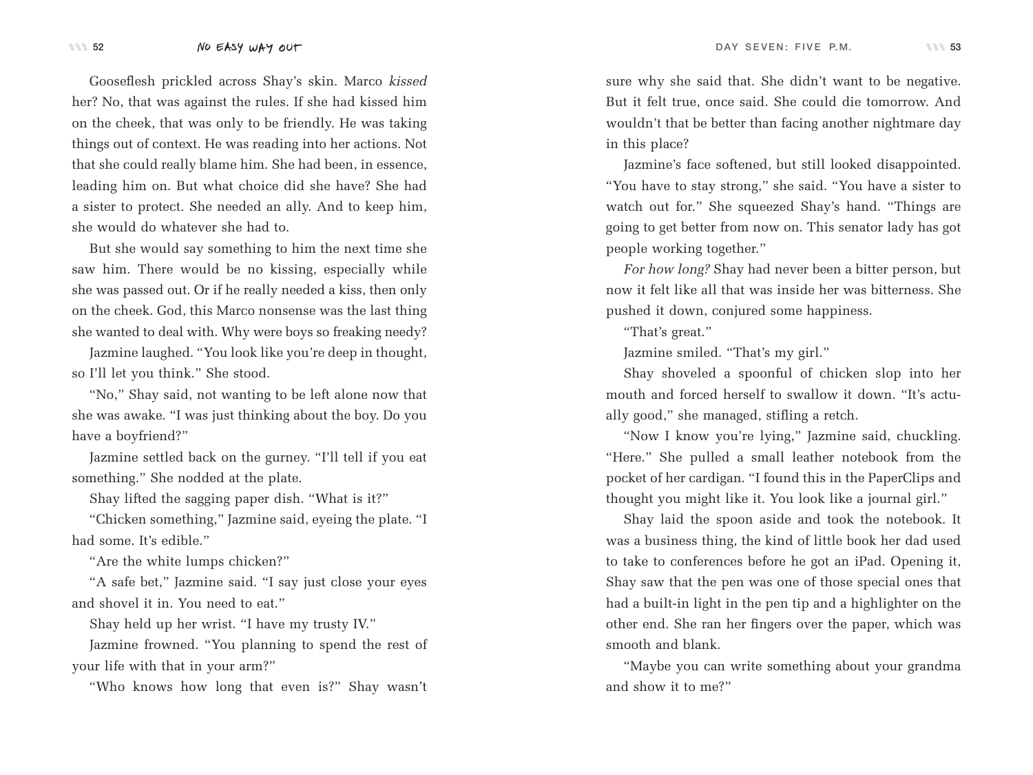Gooseflesh prickled across Shay's skin. Marco *kissed* her? No, that was against the rules. If she had kissed him on the cheek, that was only to be friendly. He was taking things out of context. He was reading into her actions. Not that she could really blame him. She had been, in essence, leading him on. But what choice did she have? She had a sister to protect. She needed an ally. And to keep him, she would do whatever she had to.

But she would say something to him the next time she saw him. There would be no kissing, especially while she was passed out. Or if he really needed a kiss, then only on the cheek. God, this Marco nonsense was the last thing she wanted to deal with. Why were boys so freaking needy?

Jazmine laughed. "You look like you're deep in thought, so I'll let you think." She stood.

"No," Shay said, not wanting to be left alone now that she was awake. "I was just thinking about the boy. Do you have a boyfriend?"

Jazmine settled back on the gurney. "I'll tell if you eat something." She nodded at the plate.

Shay lifted the sagging paper dish. "What is it?"

"Chicken something," Jazmine said, eyeing the plate. "I had some. It's edible."

"Are the white lumps chicken?"

"A safe bet," Jazmine said. "I say just close your eyes and shovel it in. You need to eat."

Shay held up her wrist. "I have my trusty IV."

Jazmine frowned. "You planning to spend the rest of your life with that in your arm?"

"Who knows how long that even is?" Shay wasn't sure why she said that. She didn't want to be negative. But it felt true, once said. She could die tomorrow. And wouldn't that be better than facing another nightmare day in this place?

Jazmine's face softened, but still looked disappointed. "You have to stay strong," she said. "You have a sister to watch out for." She squeezed Shay's hand. "Things are going to get better from now on. This senator lady has got people working together."

*For how long?* Shay had never been a bitter person, but now it felt like all that was inside her was bitterness. She pushed it down, conjured some happiness.

"That's great."

Jazmine smiled. "That's my girl."

Shay shoveled a spoonful of chicken slop into her mouth and forced herself to swallow it down. "It's actually good," she managed, stifling a retch.

"Now I know you're lying," Jazmine said, chuckling. "Here." She pulled a small leather notebook from the pocket of her cardigan. "I found this in the PaperClips and thought you might like it. You look like a journal girl."

Shay laid the spoon aside and took the notebook. It was a business thing, the kind of little book her dad used to take to conferences before he got an iPad. Opening it, Shay saw that the pen was one of those special ones that had a built-in light in the pen tip and a highlighter on the other end. She ran her fingers over the paper, which was smooth and blank.

"Maybe you can write something about your grandma and show it to me?"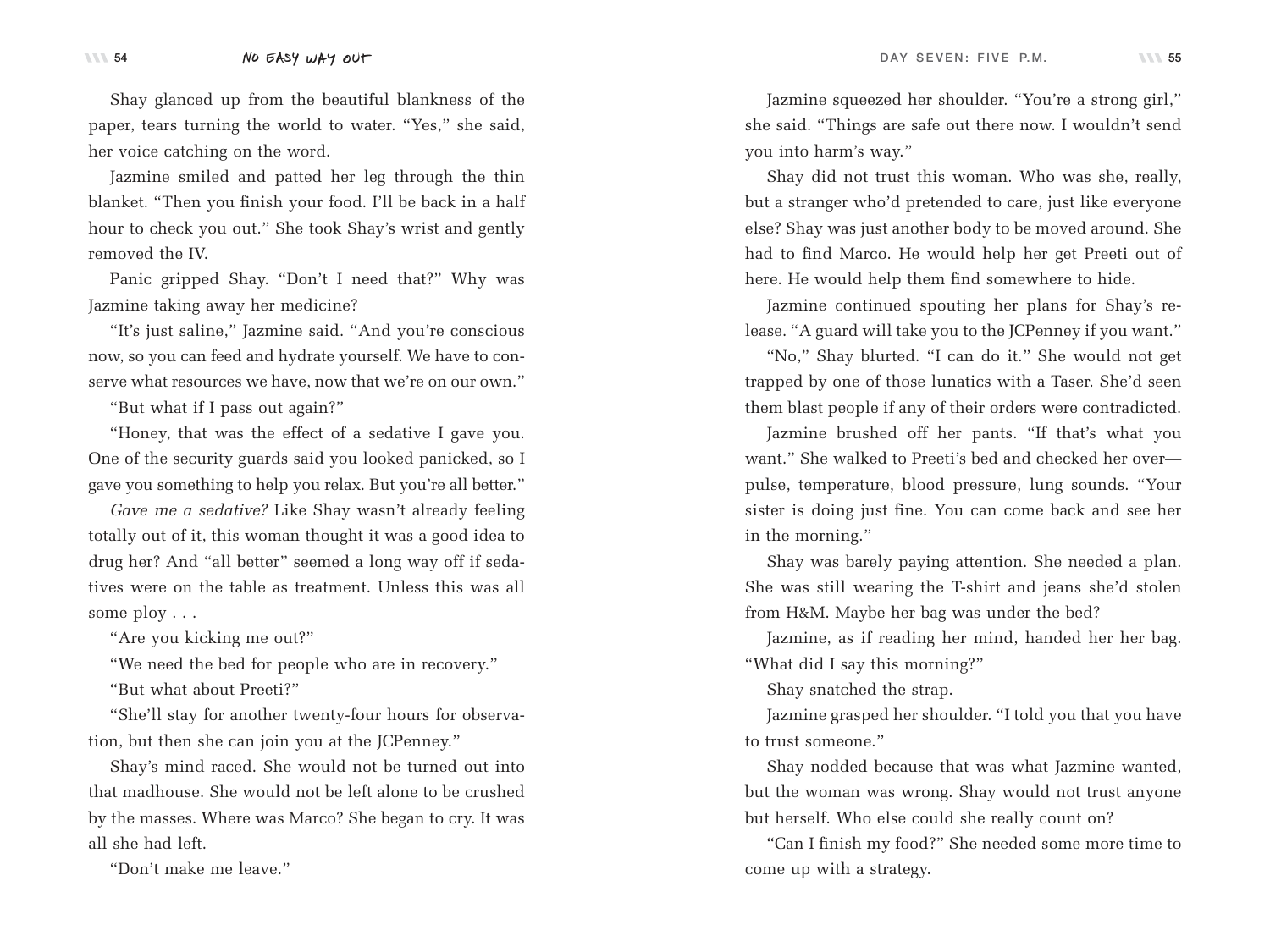Shay glanced up from the beautiful blankness of the paper, tears turning the world to water. "Yes," she said, her voice catching on the word.

Jazmine smiled and patted her leg through the thin blanket. "Then you finish your food. I'll be back in a half hour to check you out." She took Shay's wrist and gently removed the IV.

Panic gripped Shay. "Don't I need that?" Why was Jazmine taking away her medicine?

"It's just saline," Jazmine said. "And you're conscious now, so you can feed and hydrate yourself. We have to conserve what resources we have, now that we're on our own."

"But what if I pass out again?"

"Honey, that was the effect of a sedative I gave you. One of the security guards said you looked panicked, so I gave you something to help you relax. But you're all better."

*Gave me a sedative?* Like Shay wasn't already feeling totally out of it, this woman thought it was a good idea to drug her? And "all better" seemed a long way off if sedatives were on the table as treatment. Unless this was all some ploy . . .

"Are you kicking me out?"

"We need the bed for people who are in recovery."

"But what about Preeti?"

"She'll stay for another twenty-four hours for observation, but then she can join you at the JCPenney."

Shay's mind raced. She would not be turned out into that madhouse. She would not be left alone to be crushed by the masses. Where was Marco? She began to cry. It was all she had left.

"Don't make me leave."

Jazmine squeezed her shoulder. "You're a strong girl," she said. "Things are safe out there now. I wouldn't send you into harm's way."

Shay did not trust this woman. Who was she, really, but a stranger who'd pretended to care, just like everyone else? Shay was just another body to be moved around. She had to find Marco. He would help her get Preeti out of here. He would help them find somewhere to hide.

Jazmine continued spouting her plans for Shay's release. "A guard will take you to the JCPenney if you want."

"No," Shay blurted. "I can do it." She would not get trapped by one of those lunatics with a Taser. She'd seen them blast people if any of their orders were contradicted.

Jazmine brushed off her pants. "If that's what you want." She walked to Preeti's bed and checked her over—pulse, temperature, blood pressure, lung sounds. "Your sister is doing just fine. You can come back and see her in the morning."

Shay was barely paying attention. She needed a plan. She was still wearing the T-shirt and jeans she'd stolen from H&M. Maybe her bag was under the bed?

Jazmine, as if reading her mind, handed her her bag. "What did I say this morning?"

Shay snatched the strap.

Jazmine grasped her shoulder. "I told you that you have to trust someone."

Shay nodded because that was what Jazmine wanted, but the woman was wrong. Shay would not trust anyone but herself. Who else could she really count on?

"Can I finish my food?" She needed some more time to come up with a strategy.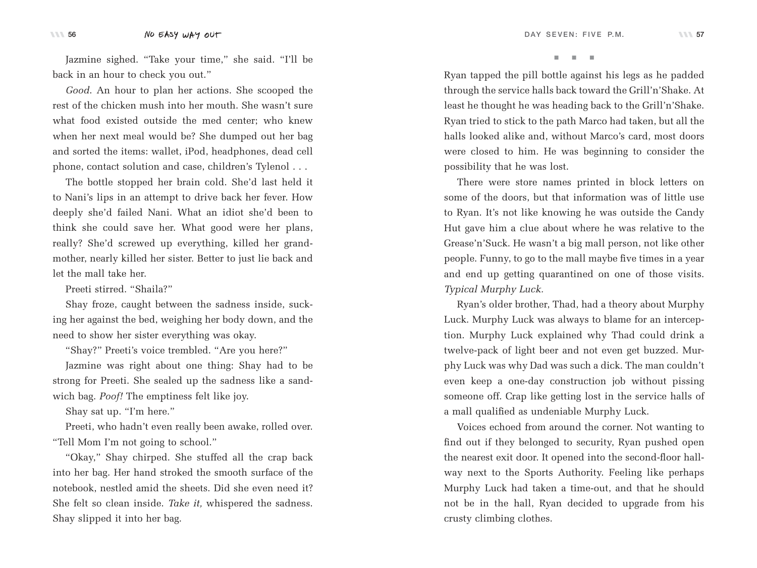Jazmine sighed. "Take your time," she said. "I'll be back in an hour to check you out."

*Good*. An hour to plan her actions. She scooped the rest of the chicken mush into her mouth. She wasn't sure what food existed outside the med center; who knew when her next meal would be? She dumped out her bag and sorted the items: wallet, iPod, headphones, dead cell phone, contact solution and case, children's Tylenol . . .

The bottle stopped her brain cold. She'd last held it to Nani's lips in an attempt to drive back her fever. How deeply she'd failed Nani. What an idiot she'd been to think she could save her. What good were her plans, really? She'd screwed up everything, killed her grandmother, nearly killed her sister. Better to just lie back and let the mall take her.

Preeti stirred. "Shaila?"

Shay froze, caught between the sadness inside, sucking her against the bed, weighing her body down, and the need to show her sister everything was okay.

"Shay?" Preeti's voice trembled. "Are you here?"

Jazmine was right about one thing: Shay had to be strong for Preeti. She sealed up the sadness like a sandwich bag. *Poof!* The emptiness felt like joy.

Shay sat up. "I'm here."

Preeti, who hadn't even really been awake, rolled over. "Tell Mom I'm not going to school."

"Okay," Shay chirped. She stuffed all the crap back into her bag. Her hand stroked the smooth surface of the notebook, nestled amid the sheets. Did she even need it? She felt so clean inside. *Take it,* whispered the sadness. Shay slipped it into her bag.

■ ■ ■

Ryan tapped the pill bottle against his legs as he padded through the service halls back toward the Grill'n'Shake. At least he thought he was heading back to the Grill'n'Shake. Ryan tried to stick to the path Marco had taken, but all the halls looked alike and, without Marco's card, most doors were closed to him. He was beginning to consider the possibility that he was lost.

There were store names printed in block letters on some of the doors, but that information was of little use to Ryan. It's not like knowing he was outside the Candy Hut gave him a clue about where he was relative to the Grease'n'Suck. He wasn't a big mall person, not like other people. Funny, to go to the mall maybe five times in a year and end up getting quarantined on one of those visits. *Typical Murphy Luck.*

Ryan's older brother, Thad, had a theory about Murphy Luck. Murphy Luck was always to blame for an interception. Murphy Luck explained why Thad could drink a twelve-pack of light beer and not even get buzzed. Murphy Luck was why Dad was such a dick. The man couldn't even keep a one-day construction job without pissing someone off. Crap like getting lost in the service halls of a mall qualified as undeniable Murphy Luck.

Voices echoed from around the corner. Not wanting to find out if they belonged to security, Ryan pushed open the nearest exit door. It opened into the second-floor hallway next to the Sports Authority. Feeling like perhaps Murphy Luck had taken a time-out, and that he should not be in the hall, Ryan decided to upgrade from his crusty climbing clothes.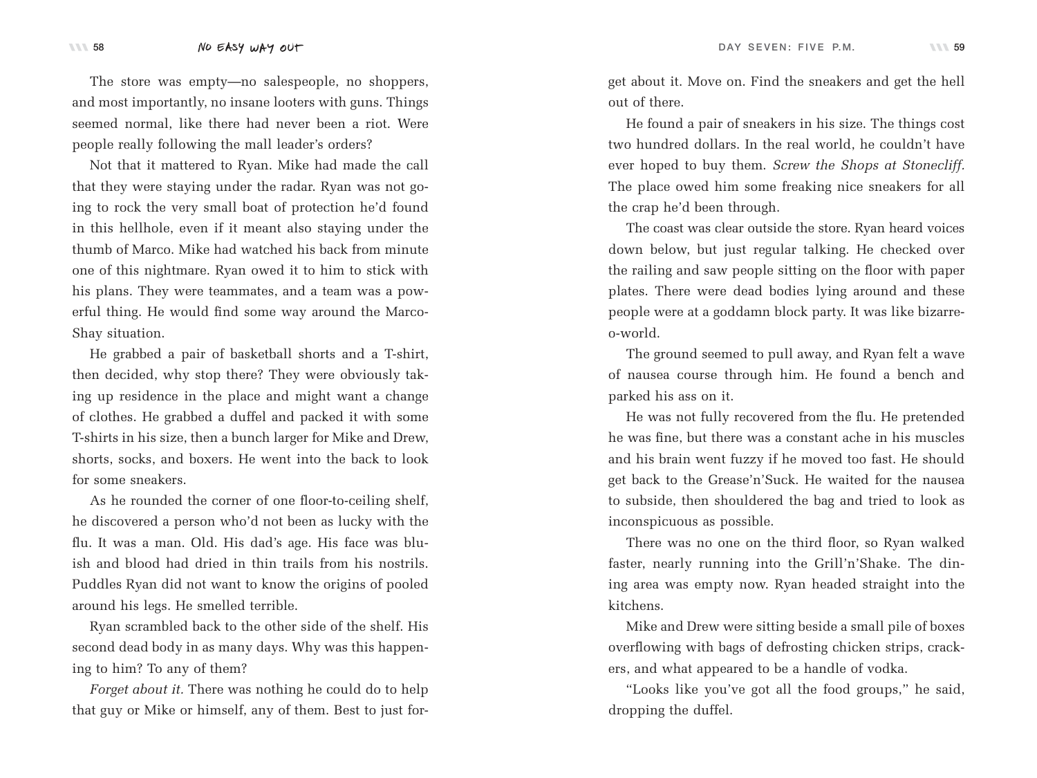The store was empty—no salespeople, no shoppers, and most importantly, no insane looters with guns. Things seemed normal, like there had never been a riot. Were people really following the mall leader's orders?

Not that it mattered to Ryan. Mike had made the call that they were staying under the radar. Ryan was not going to rock the very small boat of protection he'd found in this hellhole, even if it meant also staying under the thumb of Marco. Mike had watched his back from minute one of this nightmare. Ryan owed it to him to stick with his plans. They were teammates, and a team was a powerful thing. He would find some way around the Marco-Shay situation.

He grabbed a pair of basketball shorts and a T-shirt, then decided, why stop there? They were obviously taking up residence in the place and might want a change of clothes. He grabbed a duffel and packed it with some T-shirts in his size, then a bunch larger for Mike and Drew, shorts, socks, and boxers. He went into the back to look for some sneakers.

As he rounded the corner of one floor-to-ceiling shelf, he discovered a person who'd not been as lucky with the flu. It was a man. Old. His dad's age. His face was bluish and blood had dried in thin trails from his nostrils. Puddles Ryan did not want to know the origins of pooled around his legs. He smelled terrible.

Ryan scrambled back to the other side of the shelf. His second dead body in as many days. Why was this happening to him? To any of them?

*Forget about it.* There was nothing he could do to help that guy or Mike or himself, any of them. Best to just forget about it. Move on. Find the sneakers and get the hell out of there.

He found a pair of sneakers in his size. The things cost two hundred dollars. In the real world, he couldn't have ever hoped to buy them. *Screw the Shops at Stonecliff.* The place owed him some freaking nice sneakers for all the crap he'd been through.

The coast was clear outside the store. Ryan heard voices down below, but just regular talking. He checked over the railing and saw people sitting on the floor with paper plates. There were dead bodies lying around and these people were at a goddamn block party. It was like bizarre-o-world.

The ground seemed to pull away, and Ryan felt a wave of nausea course through him. He found a bench and parked his ass on it.

He was not fully recovered from the flu. He pretended he was fine, but there was a constant ache in his muscles and his brain went fuzzy if he moved too fast. He should get back to the Grease'n'Suck. He waited for the nausea to subside, then shouldered the bag and tried to look as inconspicuous as possible.

There was no one on the third floor, so Ryan walked faster, nearly running into the Grill'n'Shake. The dining area was empty now. Ryan headed straight into the kitchens.

Mike and Drew were sitting beside a small pile of boxes overflowing with bags of defrosting chicken strips, crackers, and what appeared to be a handle of vodka.

"Looks like you've got all the food groups," he said, dropping the duffel.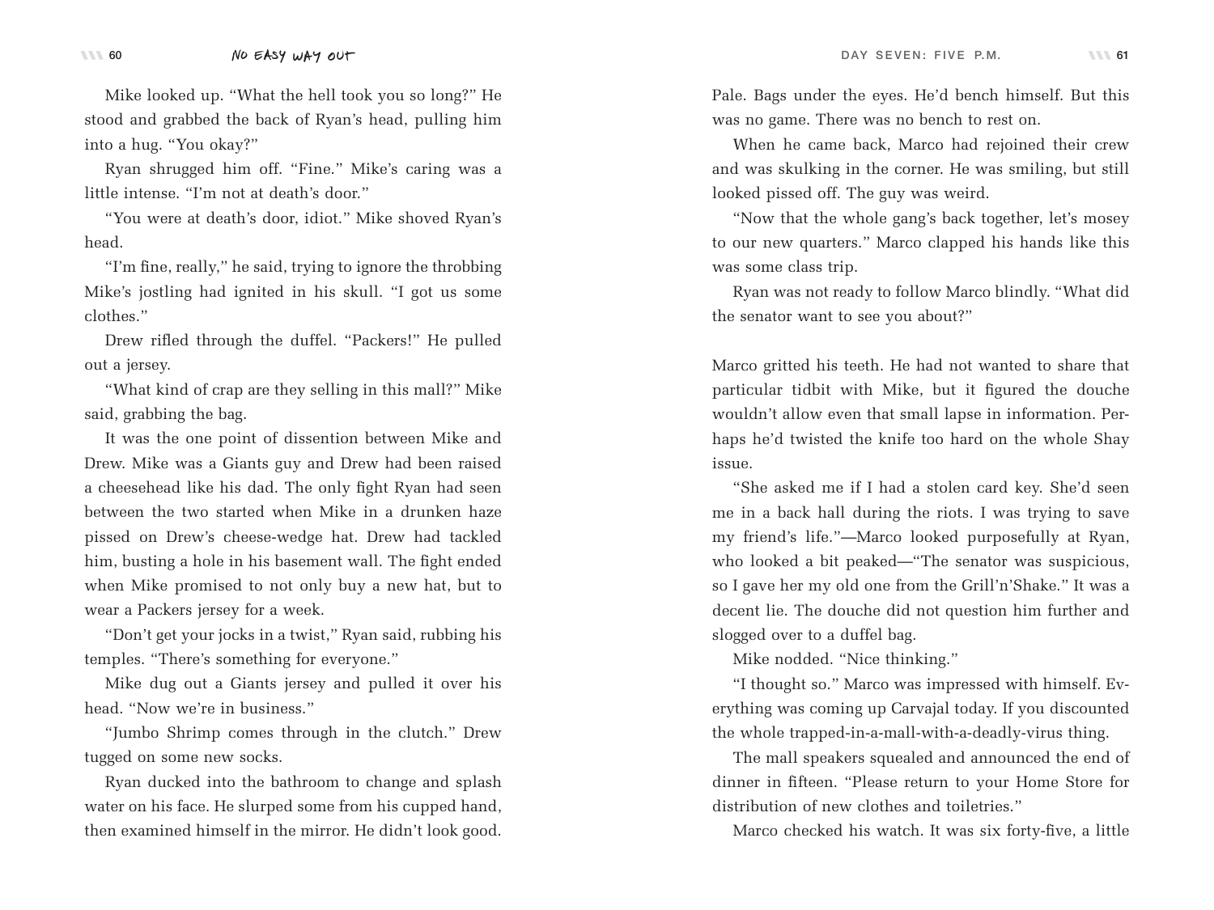Mike looked up. "What the hell took you so long?" He stood and grabbed the back of Ryan's head, pulling him into a hug. "You okay?"

Ryan shrugged him off. "Fine." Mike's caring was a little intense. "I'm not at death's door."

"You were at death's door, idiot." Mike shoved Ryan's head.

"I'm fine, really," he said, trying to ignore the throbbing Mike's jostling had ignited in his skull. "I got us some clothes."

Drew rifled through the duffel. "Packers!" He pulled out a jersey.

"What kind of crap are they selling in this mall?" Mike said, grabbing the bag.

It was the one point of dissention between Mike and Drew. Mike was a Giants guy and Drew had been raised a cheesehead like his dad. The only fight Ryan had seen between the two started when Mike in a drunken haze pissed on Drew's cheese-wedge hat. Drew had tackled him, busting a hole in his basement wall. The fight ended when Mike promised to not only buy a new hat, but to wear a Packers jersey for a week.

"Don't get your jocks in a twist," Ryan said, rubbing his temples. "There's something for everyone."

Mike dug out a Giants jersey and pulled it over his head. "Now we're in business."

"Jumbo Shrimp comes through in the clutch." Drew tugged on some new socks.

Ryan ducked into the bathroom to change and splash water on his face. He slurped some from his cupped hand, then examined himself in the mirror. He didn't look good. Pale. Bags under the eyes. He'd bench himself. But this was no game. There was no bench to rest on.

When he came back, Marco had rejoined their crew and was skulking in the corner. He was smiling, but still looked pissed off. The guy was weird.

"Now that the whole gang's back together, let's mosey to our new quarters." Marco clapped his hands like this was some class trip.

Ryan was not ready to follow Marco blindly. "What did the senator want to see you about?"

Marco gritted his teeth. He had not wanted to share that particular tidbit with Mike, but it figured the douche wouldn't allow even that small lapse in information. Perhaps he'd twisted the knife too hard on the whole Shay issue.

"She asked me if I had a stolen card key. She'd seen me in a back hall during the riots. I was trying to save my friend's life."—Marco looked purposefully at Ryan, who looked a bit peaked—"The senator was suspicious, so I gave her my old one from the Grill'n'Shake." It was a decent lie. The douche did not question him further and slogged over to a duffel bag.

Mike nodded. "Nice thinking."

"I thought so." Marco was impressed with himself. Everything was coming up Carvajal today. If you discounted the whole trapped-in-a-mall-with-a-deadly-virus thing.

The mall speakers squealed and announced the end of dinner in fifteen. "Please return to your Home Store for distribution of new clothes and toiletries."

Marco checked his watch. It was six forty-five, a little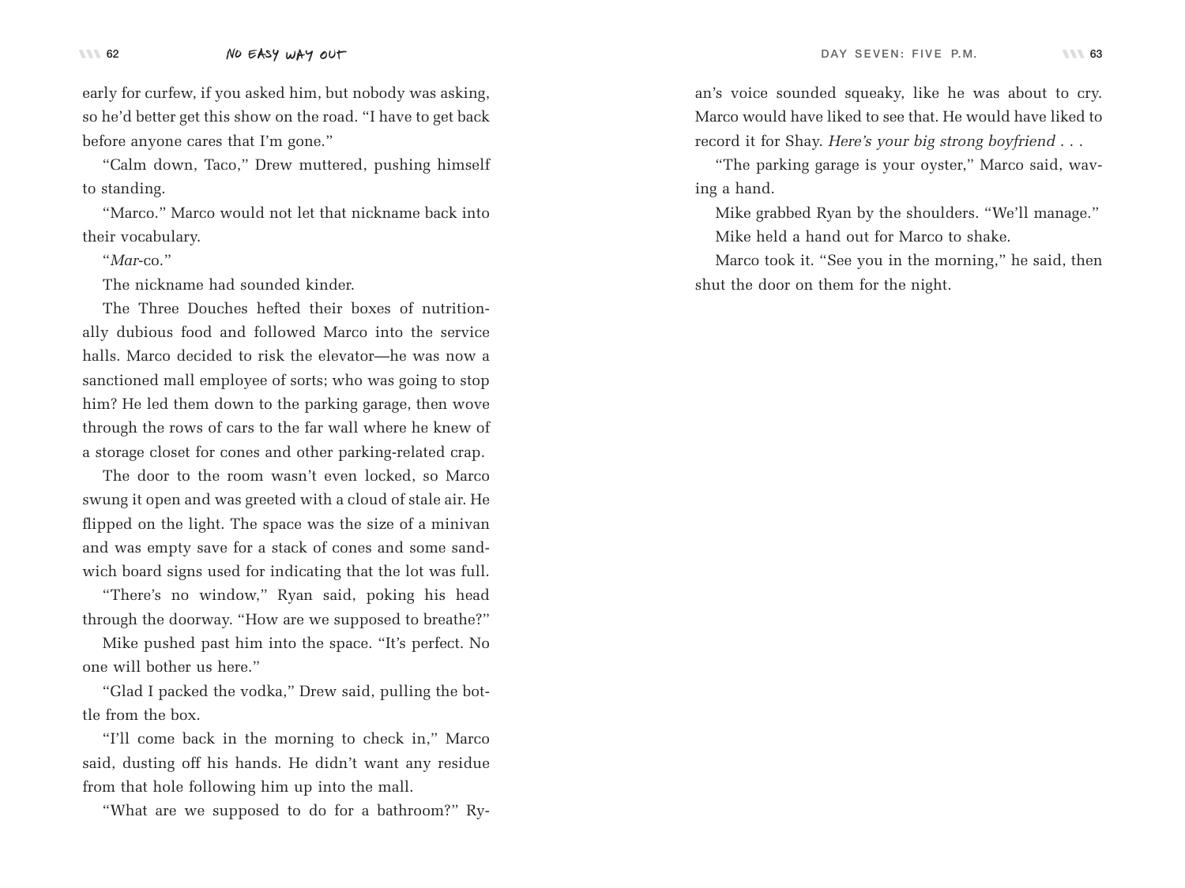early for curfew, if you asked him, but nobody was asking, so he'd better get this show on the road. "I have to get back before anyone cares that I'm gone."

"Calm down, Taco," Drew muttered, pushing himself to standing.

"Marco." Marco would not let that nickname back into their vocabulary.

"*Mar*-co."

The nickname had sounded kinder.

The Three Douches hefted their boxes of nutritionally dubious food and followed Marco into the service halls. Marco decided to risk the elevator—he was now a sanctioned mall employee of sorts; who was going to stop him? He led them down to the parking garage, then wove through the rows of cars to the far wall where he knew of a storage closet for cones and other parking-related crap.

The door to the room wasn't even locked, so Marco swung it open and was greeted with a cloud of stale air. He flipped on the light. The space was the size of a minivan and was empty save for a stack of cones and some sandwich board signs used for indicating that the lot was full.

"There's no window," Ryan said, poking his head through the doorway. "How are we supposed to breathe?"

Mike pushed past him into the space. "It's perfect. No one will bother us here."

"Glad I packed the vodka," Drew said, pulling the bottle from the box.

"I'll come back in the morning to check in," Marco said, dusting off his hands. He didn't want any residue from that hole following him up into the mall.

"What are we supposed to do for a bathroom?" Ryan's voice sounded squeaky, like he was about to cry. Marco would have liked to see that. He would have liked to record it for Shay. *Here's your big strong boyfriend* . . .

"The parking garage is your oyster," Marco said, waving a hand.

Mike grabbed Ryan by the shoulders. "We'll manage."

Mike held a hand out for Marco to shake.

Marco took it. "See you in the morning," he said, then shut the door on them for the night.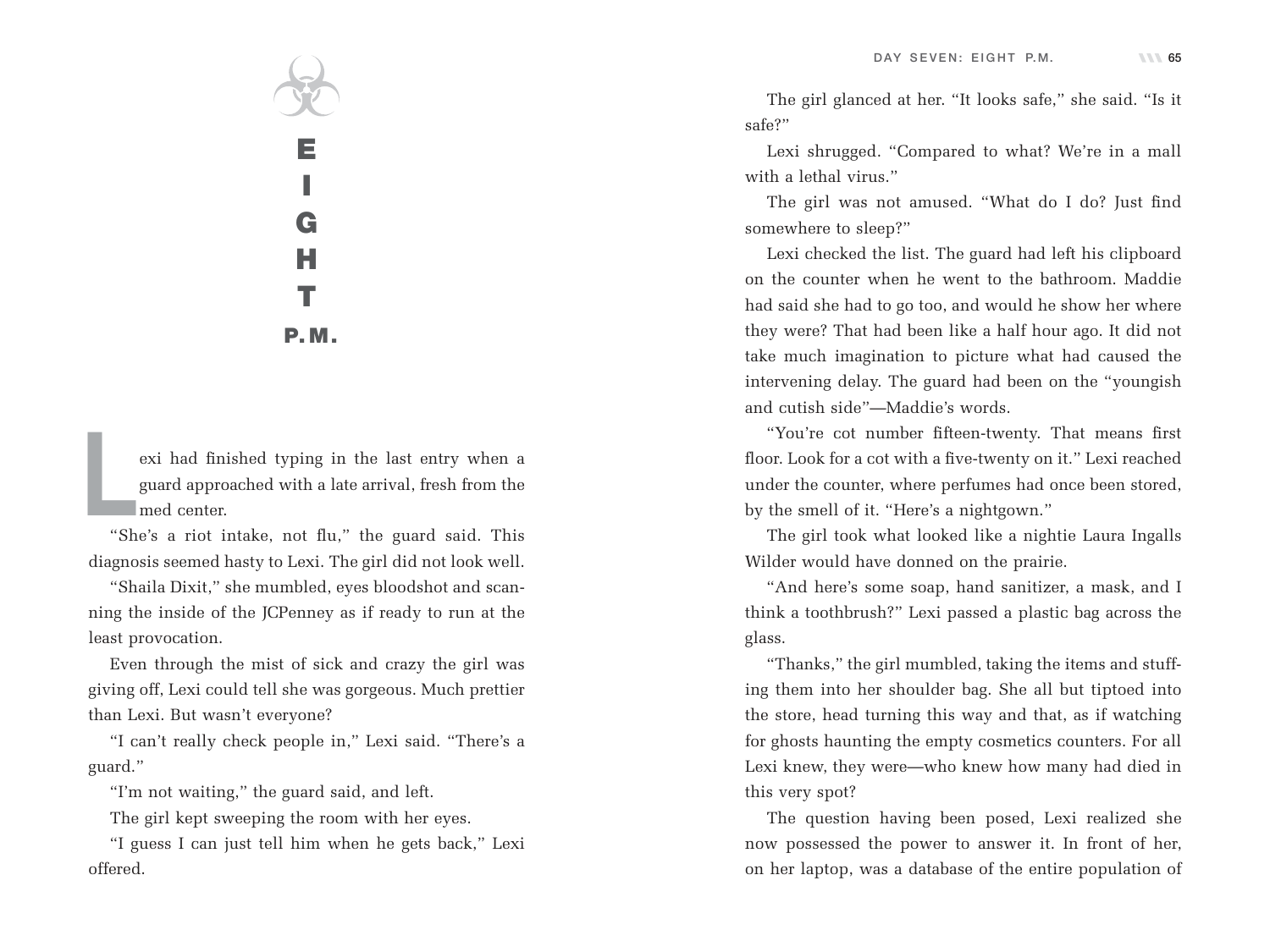# EIGHT P.M.

Lexi had finished typing in the last entry when a guard approached with a late arrival, fresh from the med center.

"She's a riot intake, not flu," the guard said. This diagnosis seemed hasty to Lexi. The girl did not look well.

"Shaila Dixit," she mumbled, eyes bloodshot and scanning the inside of the JCPenney as if ready to run at the least provocation.

Even through the mist of sick and crazy the girl was giving off, Lexi could tell she was gorgeous. Much prettier than Lexi. But wasn't everyone?

"I can't really check people in," Lexi said. "There's a guard."

"I'm not waiting," the guard said, and left.

The girl kept sweeping the room with her eyes.

"I guess I can just tell him when he gets back," Lexi offered.

The girl glanced at her. "It looks safe," she said. "Is it safe?"

Lexi shrugged. "Compared to what? We're in a mall with a lethal virus."

The girl was not amused. "What do I do? Just find somewhere to sleep?"

Lexi checked the list. The guard had left his clipboard on the counter when he went to the bathroom. Maddie had said she had to go too, and would he show her where they were? That had been like a half hour ago. It did not take much imagination to picture what had caused the intervening delay. The guard had been on the "youngish and cutish side"—Maddie's words.

"You're cot number fifteen-twenty. That means first floor. Look for a cot with a five-twenty on it." Lexi reached under the counter, where perfumes had once been stored, by the smell of it. "Here's a nightgown."

The girl took what looked like a nightie Laura Ingalls Wilder would have donned on the prairie.

"And here's some soap, hand sanitizer, a mask, and I think a toothbrush?" Lexi passed a plastic bag across the glass.

"Thanks," the girl mumbled, taking the items and stuffing them into her shoulder bag. She all but tiptoed into the store, head turning this way and that, as if watching for ghosts haunting the empty cosmetics counters. For all Lexi knew, they were—who knew how many had died in this very spot?

The question having been posed, Lexi realized she now possessed the power to answer it. In front of her, on her laptop, was a database of the entire population of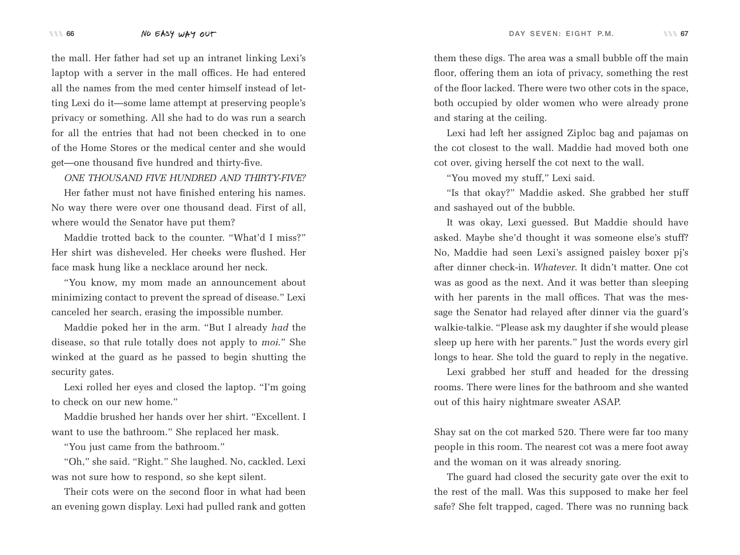the mall. Her father had set up an intranet linking Lexi's laptop with a server in the mall offices. He had entered all the names from the med center himself instead of letting Lexi do it—some lame attempt at preserving people's privacy or something. All she had to do was run a search for all the entries that had not been checked in to one of the Home Stores or the medical center and she would get—one thousand five hundred and thirty-five.

*ONE THOUSAND FIVE HUNDRED AND THIRTY-FIVE?*

Her father must not have finished entering his names. No way there were over one thousand dead. First of all, where would the Senator have put them?

Maddie trotted back to the counter. "What'd I miss?" Her shirt was disheveled. Her cheeks were flushed. Her face mask hung like a necklace around her neck.

"You know, my mom made an announcement about minimizing contact to prevent the spread of disease." Lexi canceled her search, erasing the impossible number.

Maddie poked her in the arm. "But I already *had* the disease, so that rule totally does not apply to *moi*." She winked at the guard as he passed to begin shutting the security gates.

Lexi rolled her eyes and closed the laptop. "I'm going to check on our new home."

Maddie brushed her hands over her shirt. "Excellent. I want to use the bathroom." She replaced her mask.

"You just came from the bathroom."

"Oh," she said. "Right." She laughed. No, cackled. Lexi was not sure how to respond, so she kept silent.

Their cots were on the second floor in what had been an evening gown display. Lexi had pulled rank and gotten them these digs. The area was a small bubble off the main floor, offering them an iota of privacy, something the rest of the floor lacked. There were two other cots in the space, both occupied by older women who were already prone and staring at the ceiling.

Lexi had left her assigned Ziploc bag and pajamas on the cot closest to the wall. Maddie had moved both one cot over, giving herself the cot next to the wall.

"You moved my stuff," Lexi said.

"Is that okay?" Maddie asked. She grabbed her stuff and sashayed out of the bubble.

It was okay, Lexi guessed. But Maddie should have asked. Maybe she'd thought it was someone else's stuff? No, Maddie had seen Lexi's assigned paisley boxer pj's after dinner check-in. *Whatever*. It didn't matter. One cot was as good as the next. And it was better than sleeping with her parents in the mall offices. That was the message the Senator had relayed after dinner via the guard's walkie-talkie. "Please ask my daughter if she would please sleep up here with her parents." Just the words every girl longs to hear. She told the guard to reply in the negative.

Lexi grabbed her stuff and headed for the dressing rooms. There were lines for the bathroom and she wanted out of this hairy nightmare sweater ASAP.

Shay sat on the cot marked 520. There were far too many people in this room. The nearest cot was a mere foot away and the woman on it was already snoring.

The guard had closed the security gate over the exit to the rest of the mall. Was this supposed to make her feel safe? She felt trapped, caged. There was no running back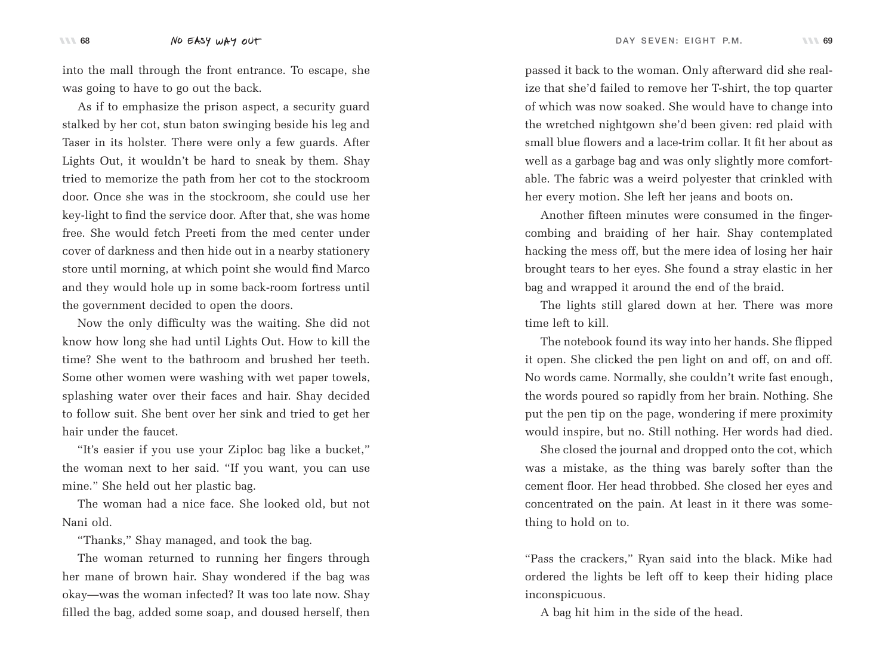into the mall through the front entrance. To escape, she was going to have to go out the back.

As if to emphasize the prison aspect, a security guard stalked by her cot, stun baton swinging beside his leg and Taser in its holster. There were only a few guards. After Lights Out, it wouldn't be hard to sneak by them. Shay tried to memorize the path from her cot to the stockroom door. Once she was in the stockroom, she could use her key-light to find the service door. After that, she was home free. She would fetch Preeti from the med center under cover of darkness and then hide out in a nearby stationery store until morning, at which point she would find Marco and they would hole up in some back-room fortress until the government decided to open the doors.

Now the only difficulty was the waiting. She did not know how long she had until Lights Out. How to kill the time? She went to the bathroom and brushed her teeth. Some other women were washing with wet paper towels, splashing water over their faces and hair. Shay decided to follow suit. She bent over her sink and tried to get her hair under the faucet.

"It's easier if you use your Ziploc bag like a bucket," the woman next to her said. "If you want, you can use mine." She held out her plastic bag.

The woman had a nice face. She looked old, but not Nani old.

"Thanks," Shay managed, and took the bag.

The woman returned to running her fingers through her mane of brown hair. Shay wondered if the bag was okay—was the woman infected? It was too late now. Shay filled the bag, added some soap, and doused herself, then passed it back to the woman. Only afterward did she realize that she'd failed to remove her T-shirt, the top quarter of which was now soaked. She would have to change into the wretched nightgown she'd been given: red plaid with small blue flowers and a lace-trim collar. It fit her about as well as a garbage bag and was only slightly more comfortable. The fabric was a weird polyester that crinkled with her every motion. She left her jeans and boots on.

Another fifteen minutes were consumed in the finger-combing and braiding of her hair. Shay contemplated hacking the mess off, but the mere idea of losing her hair brought tears to her eyes. She found a stray elastic in her bag and wrapped it around the end of the braid.

The lights still glared down at her. There was more time left to kill.

The notebook found its way into her hands. She flipped it open. She clicked the pen light on and off, on and off. No words came. Normally, she couldn't write fast enough, the words poured so rapidly from her brain. Nothing. She put the pen tip on the page, wondering if mere proximity would inspire, but no. Still nothing. Her words had died.

She closed the journal and dropped onto the cot, which was a mistake, as the thing was barely softer than the cement floor. Her head throbbed. She closed her eyes and concentrated on the pain. At least in it there was something to hold on to.

"Pass the crackers," Ryan said into the black. Mike had ordered the lights be left off to keep their hiding place inconspicuous.

A bag hit him in the side of the head.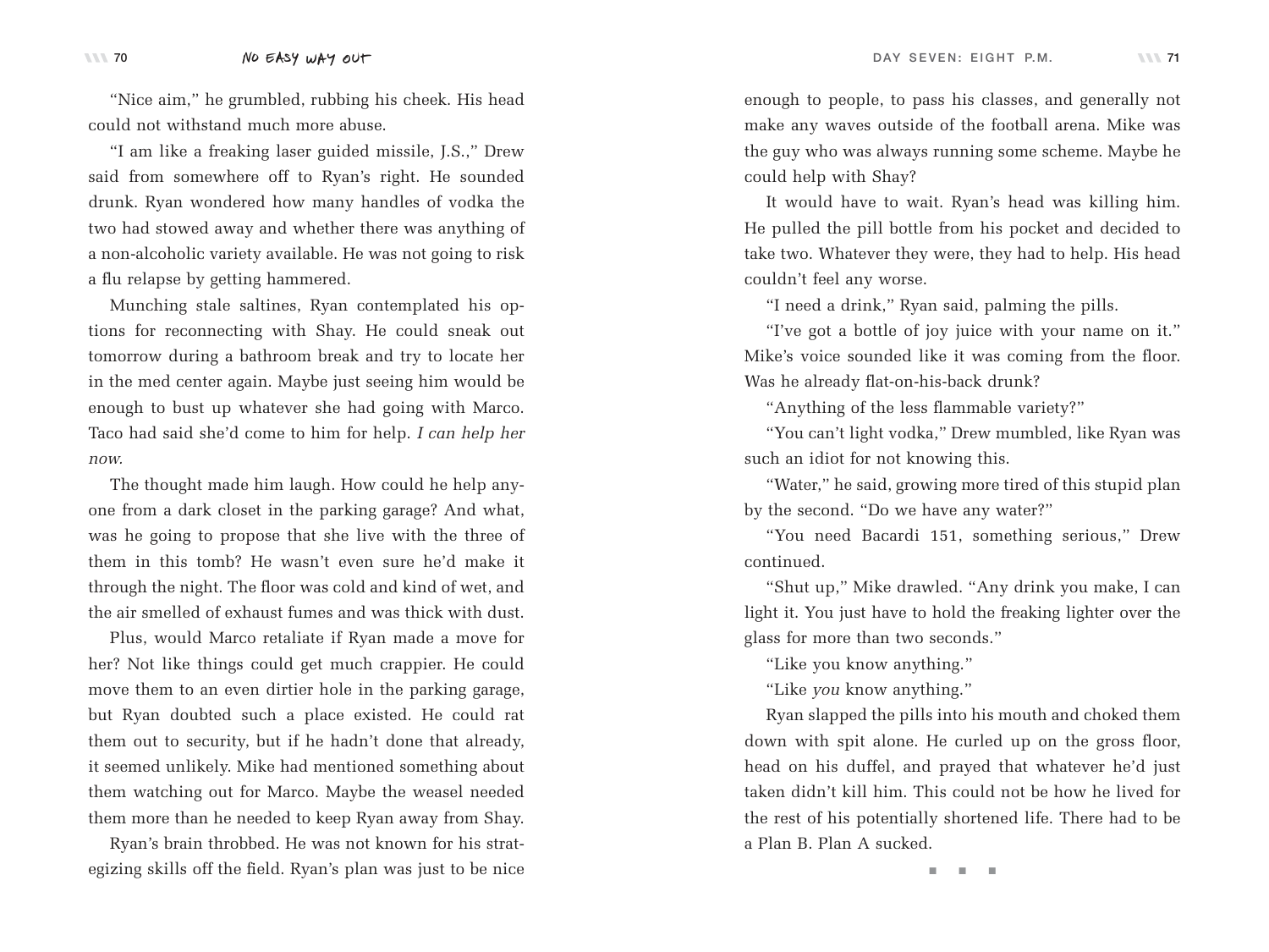"Nice aim," he grumbled, rubbing his cheek. His head could not withstand much more abuse.

"I am like a freaking laser guided missile, J.S.," Drew said from somewhere off to Ryan's right. He sounded drunk. Ryan wondered how many handles of vodka the two had stowed away and whether there was anything of a non-alcoholic variety available. He was not going to risk a flu relapse by getting hammered.

Munching stale saltines, Ryan contemplated his options for reconnecting with Shay. He could sneak out tomorrow during a bathroom break and try to locate her in the med center again. Maybe just seeing him would be enough to bust up whatever she had going with Marco. Taco had said she'd come to him for help. *I can help her now.*

The thought made him laugh. How could he help anyone from a dark closet in the parking garage? And what, was he going to propose that she live with the three of them in this tomb? He wasn't even sure he'd make it through the night. The floor was cold and kind of wet, and the air smelled of exhaust fumes and was thick with dust.

Plus, would Marco retaliate if Ryan made a move for her? Not like things could get much crappier. He could move them to an even dirtier hole in the parking garage, but Ryan doubted such a place existed. He could rat them out to security, but if he hadn't done that already, it seemed unlikely. Mike had mentioned something about them watching out for Marco. Maybe the weasel needed them more than he needed to keep Ryan away from Shay.

Ryan's brain throbbed. He was not known for his strategizing skills off the field. Ryan's plan was just to be nice enough to people, to pass his classes, and generally not make any waves outside of the football arena. Mike was the guy who was always running some scheme. Maybe he could help with Shay?

It would have to wait. Ryan's head was killing him. He pulled the pill bottle from his pocket and decided to take two. Whatever they were, they had to help. His head couldn't feel any worse.

"I need a drink," Ryan said, palming the pills.

"I've got a bottle of joy juice with your name on it." Mike's voice sounded like it was coming from the floor. Was he already flat-on-his-back drunk?

"Anything of the less flammable variety?"

"You can't light vodka," Drew mumbled, like Ryan was such an idiot for not knowing this.

"Water," he said, growing more tired of this stupid plan by the second. "Do we have any water?"

"You need Bacardi 151, something serious," Drew continued.

"Shut up," Mike drawled. "Any drink you make, I can light it. You just have to hold the freaking lighter over the glass for more than two seconds."

"Like you know anything."

"Like *you* know anything."

Ryan slapped the pills into his mouth and choked them down with spit alone. He curled up on the gross floor, head on his duffel, and prayed that whatever he'd just taken didn't kill him. This could not be how he lived for the rest of his potentially shortened life. There had to be a Plan B. Plan A sucked.

■ ■ ■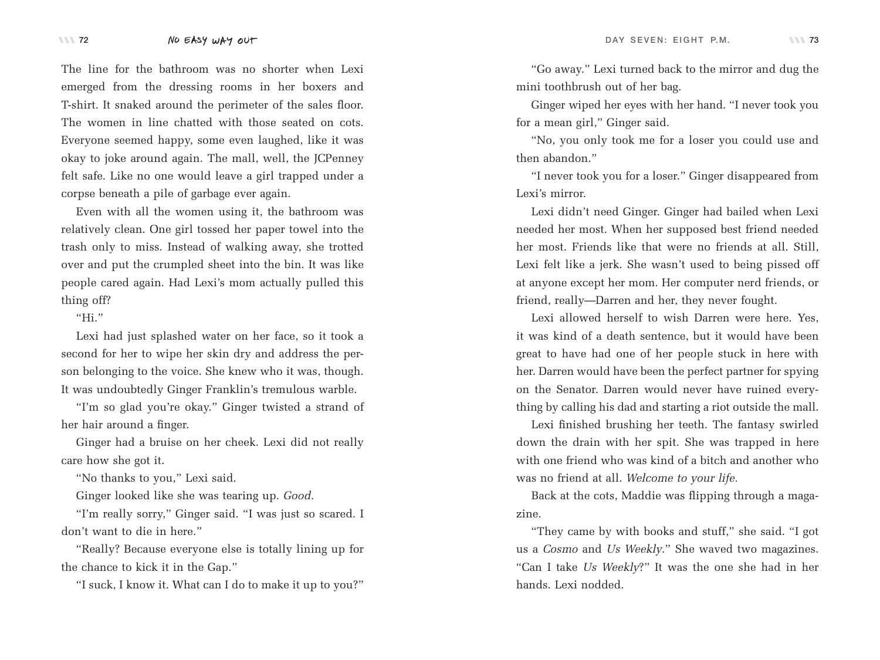The line for the bathroom was no shorter when Lexi emerged from the dressing rooms in her boxers and T-shirt. It snaked around the perimeter of the sales floor. The women in line chatted with those seated on cots. Everyone seemed happy, some even laughed, like it was okay to joke around again. The mall, well, the JCPenney felt safe. Like no one would leave a girl trapped under a corpse beneath a pile of garbage ever again.

Even with all the women using it, the bathroom was relatively clean. One girl tossed her paper towel into the trash only to miss. Instead of walking away, she trotted over and put the crumpled sheet into the bin. It was like people cared again. Had Lexi's mom actually pulled this thing off?

"Hi."

Lexi had just splashed water on her face, so it took a second for her to wipe her skin dry and address the person belonging to the voice. She knew who it was, though. It was undoubtedly Ginger Franklin's tremulous warble.

"I'm so glad you're okay." Ginger twisted a strand of her hair around a finger.

Ginger had a bruise on her cheek. Lexi did not really care how she got it.

"No thanks to you," Lexi said.

Ginger looked like she was tearing up. *Good.*

"I'm really sorry," Ginger said. "I was just so scared. I don't want to die in here."

"Really? Because everyone else is totally lining up for the chance to kick it in the Gap."

"I suck, I know it. What can I do to make it up to you?"

"Go away." Lexi turned back to the mirror and dug the mini toothbrush out of her bag.

Ginger wiped her eyes with her hand. "I never took you for a mean girl," Ginger said.

"No, you only took me for a loser you could use and then abandon."

"I never took you for a loser." Ginger disappeared from Lexi's mirror.

Lexi didn't need Ginger. Ginger had bailed when Lexi needed her most. When her supposed best friend needed her most. Friends like that were no friends at all. Still, Lexi felt like a jerk. She wasn't used to being pissed off at anyone except her mom. Her computer nerd friends, or friend, really—Darren and her, they never fought.

Lexi allowed herself to wish Darren were here. Yes, it was kind of a death sentence, but it would have been great to have had one of her people stuck in here with her. Darren would have been the perfect partner for spying on the Senator. Darren would never have ruined everything by calling his dad and starting a riot outside the mall.

Lexi finished brushing her teeth. The fantasy swirled down the drain with her spit. She was trapped in here with one friend who was kind of a bitch and another who was no friend at all. *Welcome to your life.*

Back at the cots, Maddie was flipping through a magazine.

"They came by with books and stuff," she said. "I got us a *Cosmo* and *Us Weekly*." She waved two magazines. "Can I take *Us Weekly*?" It was the one she had in her hands. Lexi nodded.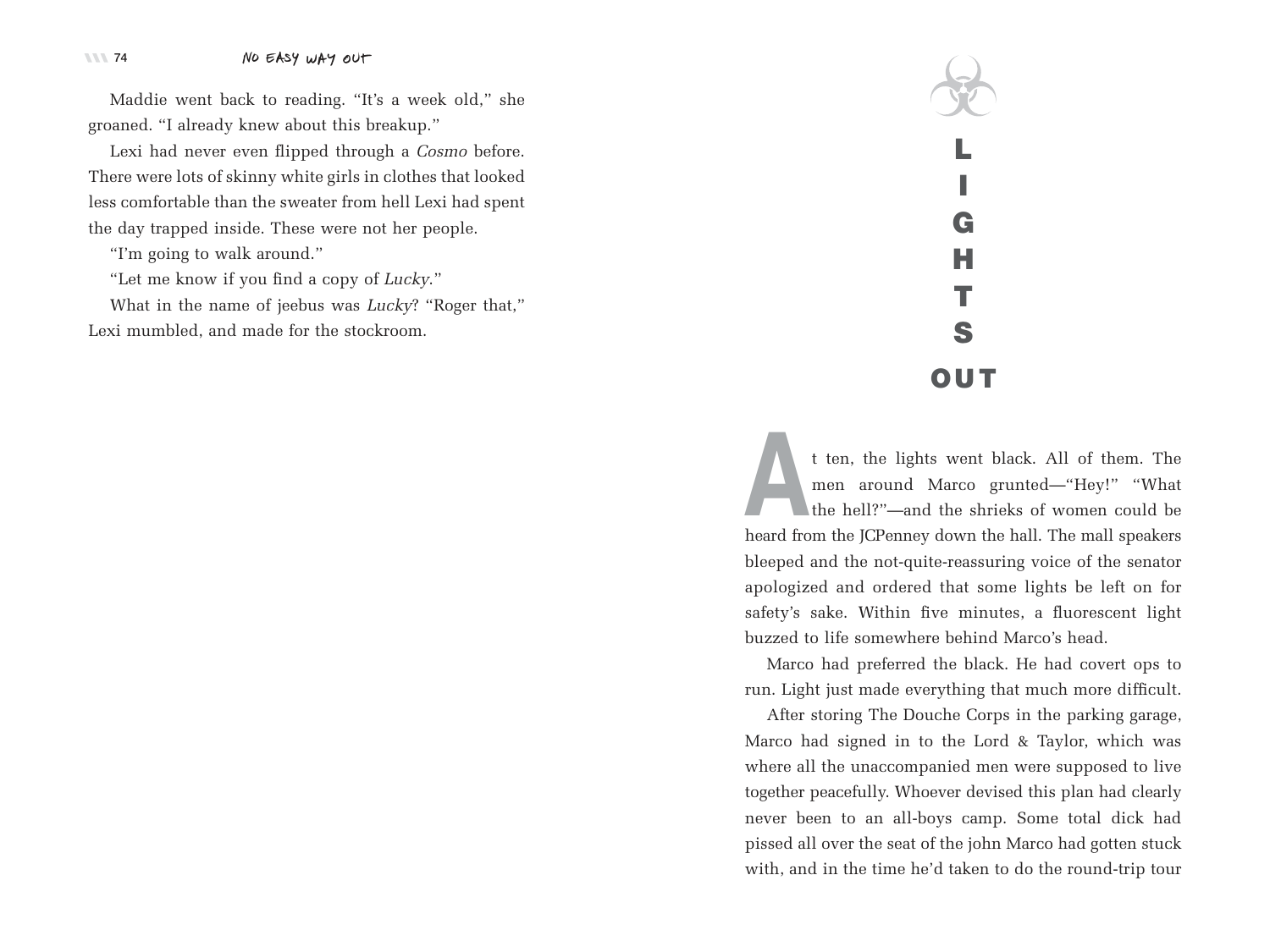Maddie went back to reading. "It's a week old," she groaned. "I already knew about this breakup."

Lexi had never even flipped through a *Cosmo* before. There were lots of skinny white girls in clothes that looked less comfortable than the sweater from hell Lexi had spent the day trapped inside. These were not her people.

"I'm going to walk around."

"Let me know if you find a copy of *Lucky*."

What in the name of jeebus was *Lucky*? "Roger that," Lexi mumbled, and made for the stockroom.

# LIGHTS OUT

At ten, the lights went black. All of them. The men around Marco grunted—"Hey!" "What the hell?"—and the shrieks of women could be heard from the JCPenney down the hall. The mall speakers bleeped and the not-quite-reassuring voice of the senator apologized and ordered that some lights be left on for safety's sake. Within five minutes, a fluorescent light buzzed to life somewhere behind Marco's head.

Marco had preferred the black. He had covert ops to run. Light just made everything that much more difficult.

After storing The Douche Corps in the parking garage, Marco had signed in to the Lord & Taylor, which was where all the unaccompanied men were supposed to live together peacefully. Whoever devised this plan had clearly never been to an all-boys camp. Some total dick had pissed all over the seat of the john Marco had gotten stuck with, and in the time he'd taken to do the round-trip tour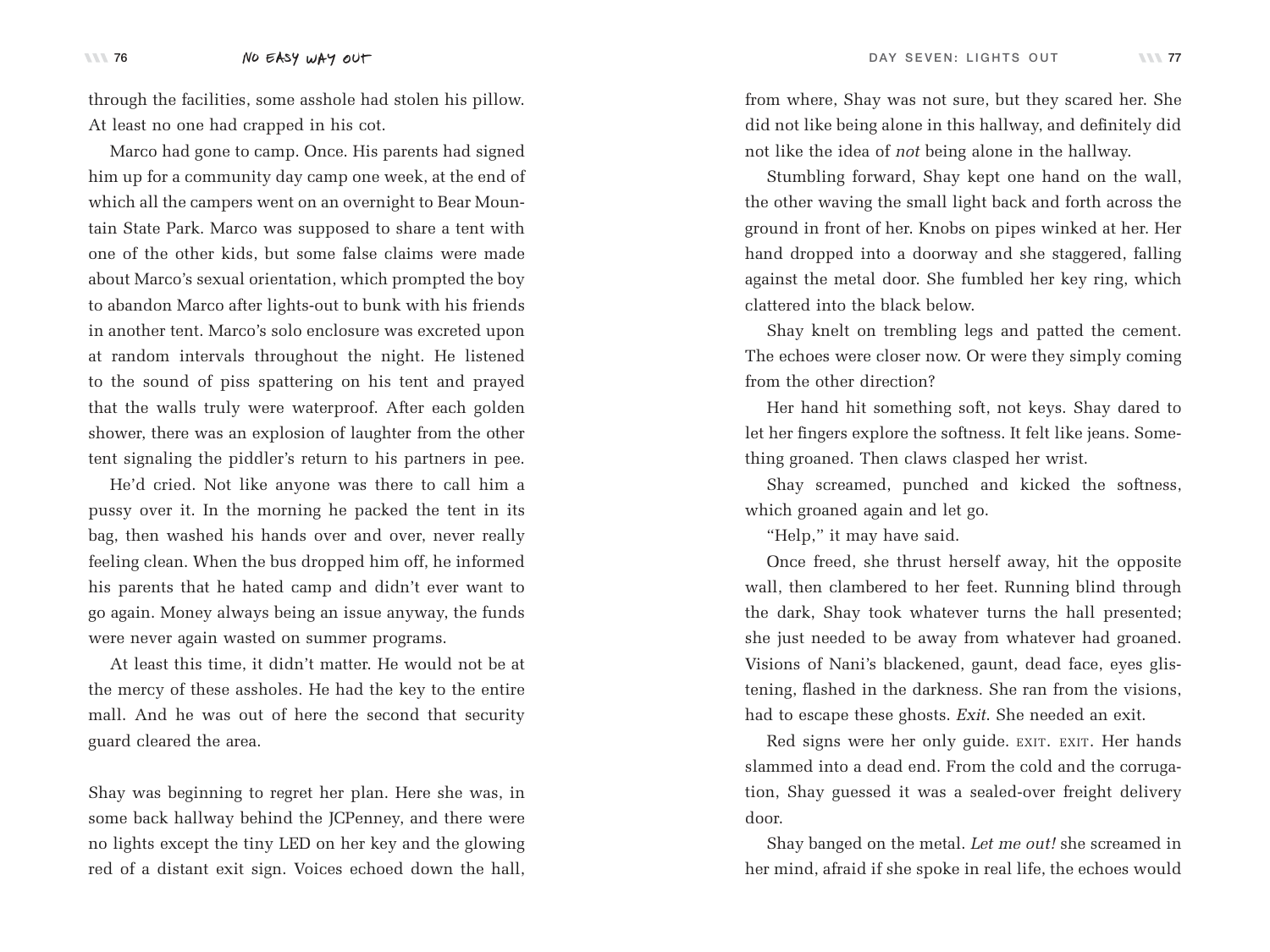through the facilities, some asshole had stolen his pillow. At least no one had crapped in his cot.

Marco had gone to camp. Once. His parents had signed him up for a community day camp one week, at the end of which all the campers went on an overnight to Bear Mountain State Park. Marco was supposed to share a tent with one of the other kids, but some false claims were made about Marco's sexual orientation, which prompted the boy to abandon Marco after lights-out to bunk with his friends in another tent. Marco's solo enclosure was excreted upon at random intervals throughout the night. He listened to the sound of piss spattering on his tent and prayed that the walls truly were waterproof. After each golden shower, there was an explosion of laughter from the other tent signaling the piddler's return to his partners in pee.

He'd cried. Not like anyone was there to call him a pussy over it. In the morning he packed the tent in its bag, then washed his hands over and over, never really feeling clean. When the bus dropped him off, he informed his parents that he hated camp and didn't ever want to go again. Money always being an issue anyway, the funds were never again wasted on summer programs.

At least this time, it didn't matter. He would not be at the mercy of these assholes. He had the key to the entire mall. And he was out of here the second that security guard cleared the area.

Shay was beginning to regret her plan. Here she was, in some back hallway behind the JCPenney, and there were no lights except the tiny LED on her key and the glowing red of a distant exit sign. Voices echoed down the hall, from where, Shay was not sure, but they scared her. She did not like being alone in this hallway, and definitely did not like the idea of *not* being alone in the hallway.

Stumbling forward, Shay kept one hand on the wall, the other waving the small light back and forth across the ground in front of her. Knobs on pipes winked at her. Her hand dropped into a doorway and she staggered, falling against the metal door. She fumbled her key ring, which clattered into the black below.

Shay knelt on trembling legs and patted the cement. The echoes were closer now. Or were they simply coming from the other direction?

Her hand hit something soft, not keys. Shay dared to let her fingers explore the softness. It felt like jeans. Something groaned. Then claws clasped her wrist.

Shay screamed, punched and kicked the softness, which groaned again and let go.

"Help," it may have said.

Once freed, she thrust herself away, hit the opposite wall, then clambered to her feet. Running blind through the dark, Shay took whatever turns the hall presented; she just needed to be away from whatever had groaned. Visions of Nani's blackened, gaunt, dead face, eyes glistening, flashed in the darkness. She ran from the visions, had to escape these ghosts. *Exit*. She needed an exit.

Red signs were her only guide. EXIT. EXIT. Her hands slammed into a dead end. From the cold and the corrugation, Shay guessed it was a sealed-over freight delivery door.

Shay banged on the metal. *Let me out!* she screamed in her mind, afraid if she spoke in real life, the echoes would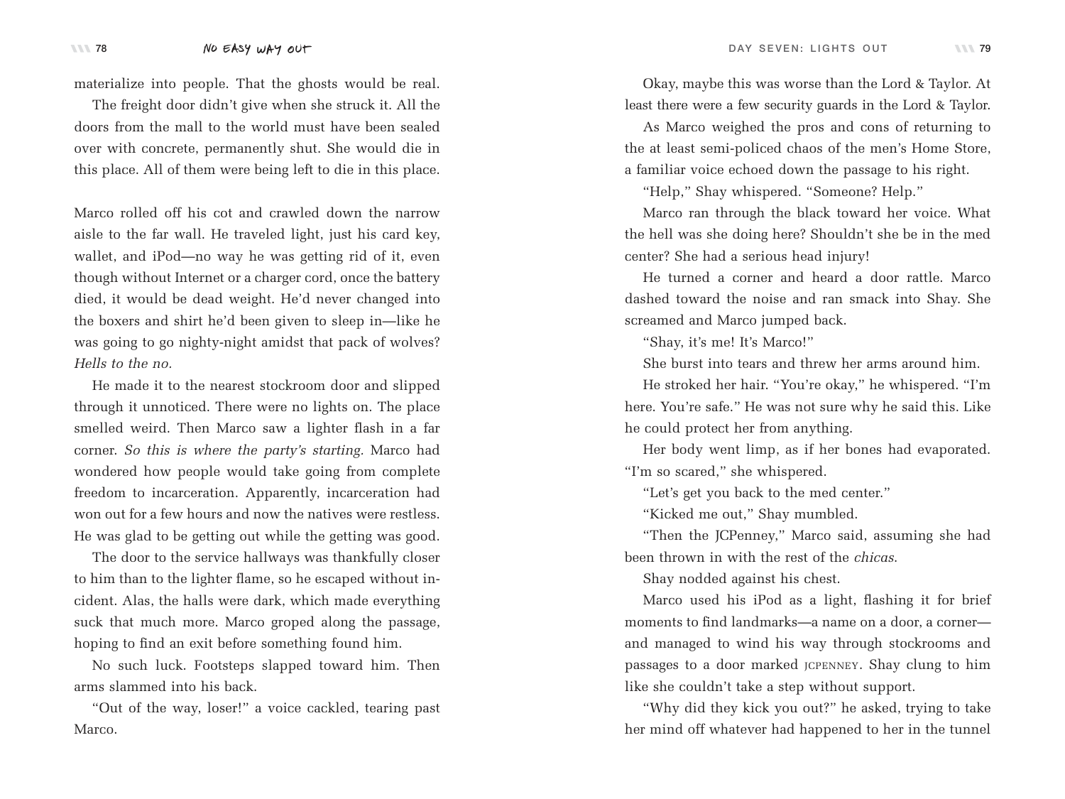materialize into people. That the ghosts would be real.

The freight door didn't give when she struck it. All the doors from the mall to the world must have been sealed over with concrete, permanently shut. She would die in this place. All of them were being left to die in this place.

Marco rolled off his cot and crawled down the narrow aisle to the far wall. He traveled light, just his card key, wallet, and iPod—no way he was getting rid of it, even though without Internet or a charger cord, once the battery died, it would be dead weight. He'd never changed into the boxers and shirt he'd been given to sleep in—like he was going to go nighty-night amidst that pack of wolves? *Hells to the no.*

He made it to the nearest stockroom door and slipped through it unnoticed. There were no lights on. The place smelled weird. Then Marco saw a lighter flash in a far corner. *So this is where the party's starting.* Marco had wondered how people would take going from complete freedom to incarceration. Apparently, incarceration had won out for a few hours and now the natives were restless. He was glad to be getting out while the getting was good.

The door to the service hallways was thankfully closer to him than to the lighter flame, so he escaped without incident. Alas, the halls were dark, which made everything suck that much more. Marco groped along the passage, hoping to find an exit before something found him.

No such luck. Footsteps slapped toward him. Then arms slammed into his back.

"Out of the way, loser!" a voice cackled, tearing past Marco.

Okay, maybe this was worse than the Lord & Taylor. At least there were a few security guards in the Lord & Taylor.

As Marco weighed the pros and cons of returning to the at least semi-policed chaos of the men's Home Store, a familiar voice echoed down the passage to his right.

"Help," Shay whispered. "Someone? Help."

Marco ran through the black toward her voice. What the hell was she doing here? Shouldn't she be in the med center? She had a serious head injury!

He turned a corner and heard a door rattle. Marco dashed toward the noise and ran smack into Shay. She screamed and Marco jumped back.

"Shay, it's me! It's Marco!"

She burst into tears and threw her arms around him.

He stroked her hair. "You're okay," he whispered. "I'm here. You're safe." He was not sure why he said this. Like he could protect her from anything.

Her body went limp, as if her bones had evaporated. "I'm so scared," she whispered.

"Let's get you back to the med center."

"Kicked me out," Shay mumbled.

"Then the JCPenney," Marco said, assuming she had been thrown in with the rest of the *chicas*.

Shay nodded against his chest.

Marco used his iPod as a light, flashing it for brief moments to find landmarks—a name on a door, a corner—and managed to wind his way through stockrooms and passages to a door marked JCPENNEY. Shay clung to him like she couldn't take a step without support.

"Why did they kick you out?" he asked, trying to take her mind off whatever had happened to her in the tunnel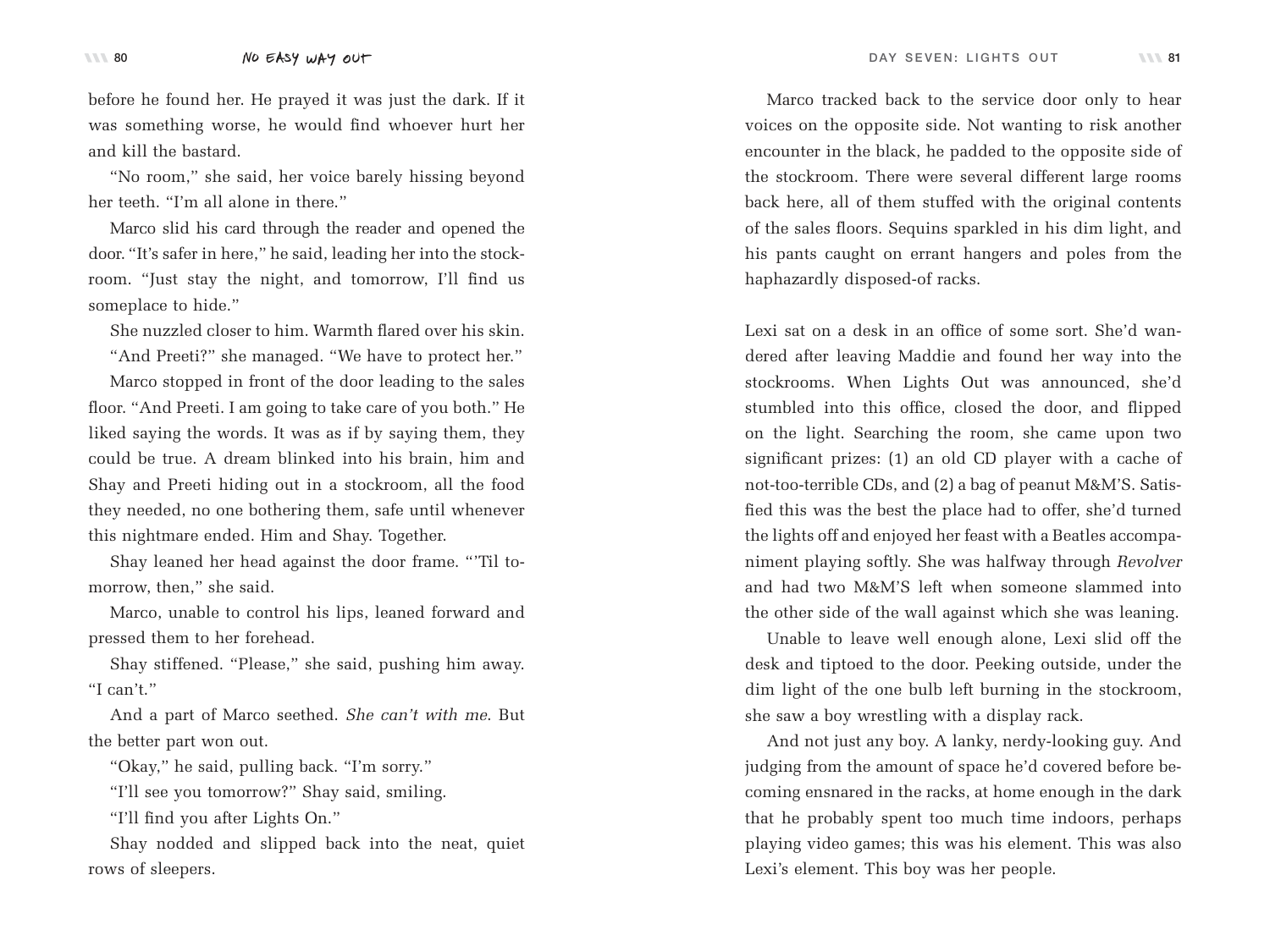before he found her. He prayed it was just the dark. If it was something worse, he would find whoever hurt her and kill the bastard.

"No room," she said, her voice barely hissing beyond her teeth. "I'm all alone in there."

Marco slid his card through the reader and opened the door. "It's safer in here," he said, leading her into the stockroom. "Just stay the night, and tomorrow, I'll find us someplace to hide."

She nuzzled closer to him. Warmth flared over his skin.

"And Preeti?" she managed. "We have to protect her."

Marco stopped in front of the door leading to the sales floor. "And Preeti. I am going to take care of you both." He liked saying the words. It was as if by saying them, they could be true. A dream blinked into his brain, him and Shay and Preeti hiding out in a stockroom, all the food they needed, no one bothering them, safe until whenever this nightmare ended. Him and Shay. Together.

Shay leaned her head against the door frame. "'Til tomorrow, then," she said.

Marco, unable to control his lips, leaned forward and pressed them to her forehead.

Shay stiffened. "Please," she said, pushing him away. "I can't."

And a part of Marco seethed. *She can't with me*. But the better part won out.

"Okay," he said, pulling back. "I'm sorry."

"I'll see you tomorrow?" Shay said, smiling.

"I'll find you after Lights On."

Shay nodded and slipped back into the neat, quiet rows of sleepers.

Marco tracked back to the service door only to hear voices on the opposite side. Not wanting to risk another encounter in the black, he padded to the opposite side of the stockroom. There were several different large rooms back here, all of them stuffed with the original contents of the sales floors. Sequins sparkled in his dim light, and his pants caught on errant hangers and poles from the haphazardly disposed-of racks.

Lexi sat on a desk in an office of some sort. She'd wandered after leaving Maddie and found her way into the stockrooms. When Lights Out was announced, she'd stumbled into this office, closed the door, and flipped on the light. Searching the room, she came upon two significant prizes: (1) an old CD player with a cache of not-too-terrible CDs, and (2) a bag of peanut M&M'S. Satisfied this was the best the place had to offer, she'd turned the lights off and enjoyed her feast with a Beatles accompaniment playing softly. She was halfway through *Revolver* and had two M&M'S left when someone slammed into the other side of the wall against which she was leaning.

Unable to leave well enough alone, Lexi slid off the desk and tiptoed to the door. Peeking outside, under the dim light of the one bulb left burning in the stockroom, she saw a boy wrestling with a display rack.

And not just any boy. A lanky, nerdy-looking guy. And judging from the amount of space he'd covered before becoming ensnared in the racks, at home enough in the dark that he probably spent too much time indoors, perhaps playing video games; this was his element. This was also Lexi's element. This boy was her people.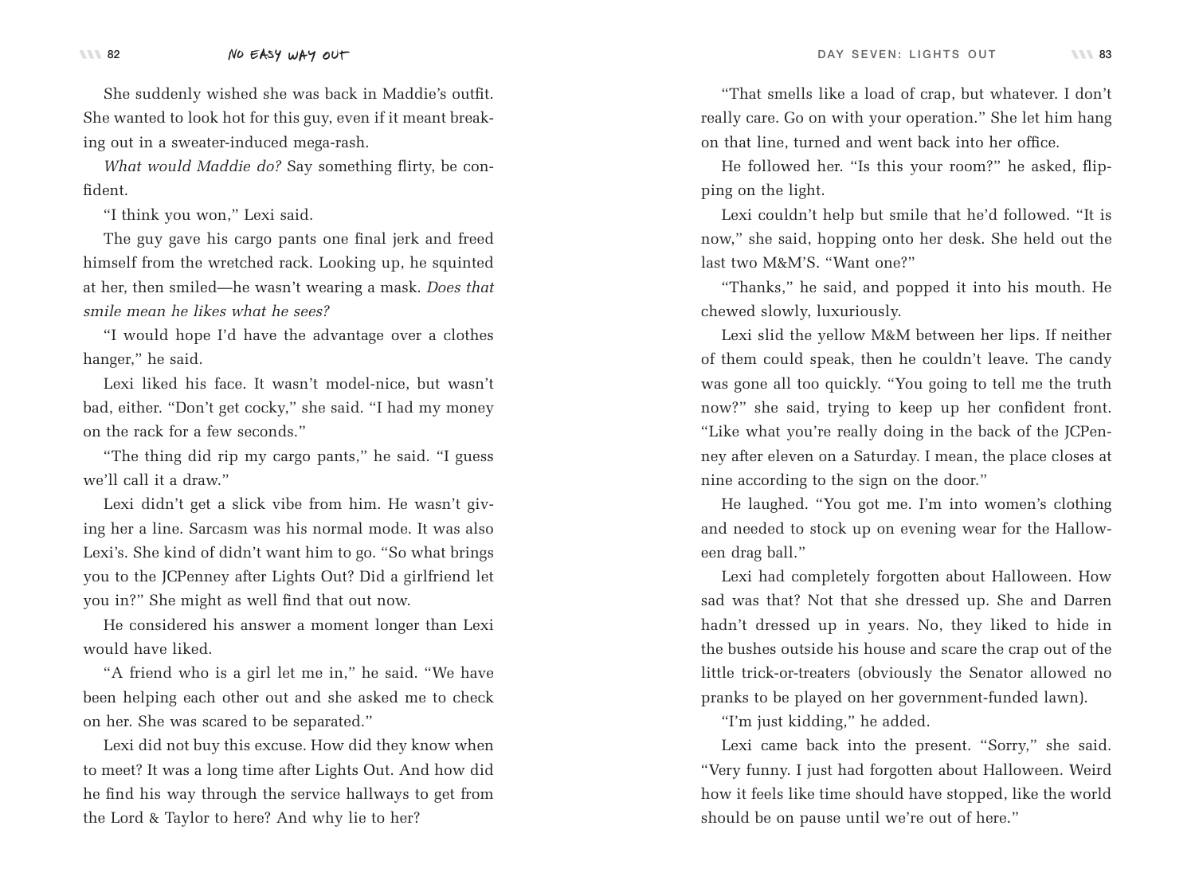She suddenly wished she was back in Maddie's outfit. She wanted to look hot for this guy, even if it meant breaking out in a sweater-induced mega-rash.

*What would Maddie do?* Say something flirty, be confident.

"I think you won," Lexi said.

The guy gave his cargo pants one final jerk and freed himself from the wretched rack. Looking up, he squinted at her, then smiled—he wasn't wearing a mask. *Does that smile mean he likes what he sees?*

"I would hope I'd have the advantage over a clothes hanger," he said.

Lexi liked his face. It wasn't model-nice, but wasn't bad, either. "Don't get cocky," she said. "I had my money on the rack for a few seconds."

"The thing did rip my cargo pants," he said. "I guess we'll call it a draw."

Lexi didn't get a slick vibe from him. He wasn't giving her a line. Sarcasm was his normal mode. It was also Lexi's. She kind of didn't want him to go. "So what brings you to the JCPenney after Lights Out? Did a girlfriend let you in?" She might as well find that out now.

He considered his answer a moment longer than Lexi would have liked.

"A friend who is a girl let me in," he said. "We have been helping each other out and she asked me to check on her. She was scared to be separated."

Lexi did not buy this excuse. How did they know when to meet? It was a long time after Lights Out. And how did he find his way through the service hallways to get from the Lord & Taylor to here? And why lie to her?

"That smells like a load of crap, but whatever. I don't really care. Go on with your operation." She let him hang on that line, turned and went back into her office.

He followed her. "Is this your room?" he asked, flipping on the light.

Lexi couldn't help but smile that he'd followed. "It is now," she said, hopping onto her desk. She held out the last two M&M'S. "Want one?"

"Thanks," he said, and popped it into his mouth. He chewed slowly, luxuriously.

Lexi slid the yellow M&M between her lips. If neither of them could speak, then he couldn't leave. The candy was gone all too quickly. "You going to tell me the truth now?" she said, trying to keep up her confident front. "Like what you're really doing in the back of the JCPenney after eleven on a Saturday. I mean, the place closes at nine according to the sign on the door."

He laughed. "You got me. I'm into women's clothing and needed to stock up on evening wear for the Halloween drag ball."

Lexi had completely forgotten about Halloween. How sad was that? Not that she dressed up. She and Darren hadn't dressed up in years. No, they liked to hide in the bushes outside his house and scare the crap out of the little trick-or-treaters (obviously the Senator allowed no pranks to be played on her government-funded lawn).

"I'm just kidding," he added.

Lexi came back into the present. "Sorry," she said. "Very funny. I just had forgotten about Halloween. Weird how it feels like time should have stopped, like the world should be on pause until we're out of here."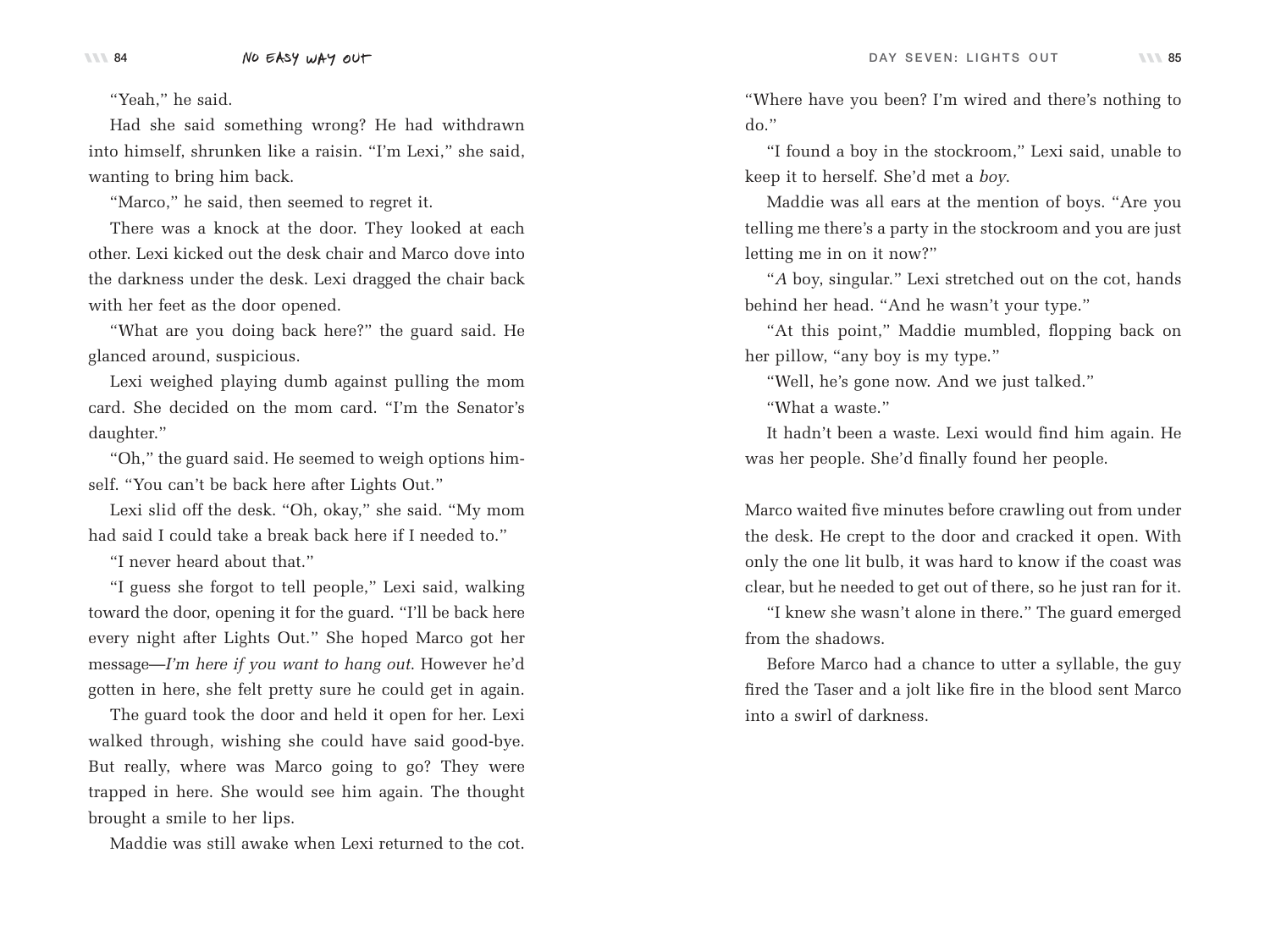"Yeah," he said.

Had she said something wrong? He had withdrawn into himself, shrunken like a raisin. "I'm Lexi," she said, wanting to bring him back.

"Marco," he said, then seemed to regret it.

There was a knock at the door. They looked at each other. Lexi kicked out the desk chair and Marco dove into the darkness under the desk. Lexi dragged the chair back with her feet as the door opened.

"What are you doing back here?" the guard said. He glanced around, suspicious.

Lexi weighed playing dumb against pulling the mom card. She decided on the mom card. "I'm the Senator's daughter."

"Oh," the guard said. He seemed to weigh options himself. "You can't be back here after Lights Out."

Lexi slid off the desk. "Oh, okay," she said. "My mom had said I could take a break back here if I needed to."

"I never heard about that."

"I guess she forgot to tell people," Lexi said, walking toward the door, opening it for the guard. "I'll be back here every night after Lights Out." She hoped Marco got her message—*I'm here if you want to hang out*. However he'd gotten in here, she felt pretty sure he could get in again.

The guard took the door and held it open for her. Lexi walked through, wishing she could have said good-bye. But really, where was Marco going to go? They were trapped in here. She would see him again. The thought brought a smile to her lips.

Maddie was still awake when Lexi returned to the cot. "Where have you been? I'm wired and there's nothing to do."

"I found a boy in the stockroom," Lexi said, unable to keep it to herself. She'd met a *boy*.

Maddie was all ears at the mention of boys. "Are you telling me there's a party in the stockroom and you are just letting me in on it now?"

"*A* boy, singular." Lexi stretched out on the cot, hands behind her head. "And he wasn't your type."

"At this point," Maddie mumbled, flopping back on her pillow, "any boy is my type."

"Well, he's gone now. And we just talked."

"What a waste."

It hadn't been a waste. Lexi would find him again. He was her people. She'd finally found her people.

Marco waited five minutes before crawling out from under the desk. He crept to the door and cracked it open. With only the one lit bulb, it was hard to know if the coast was clear, but he needed to get out of there, so he just ran for it.

"I knew she wasn't alone in there." The guard emerged from the shadows.

Before Marco had a chance to utter a syllable, the guy fired the Taser and a jolt like fire in the blood sent Marco into a swirl of darkness.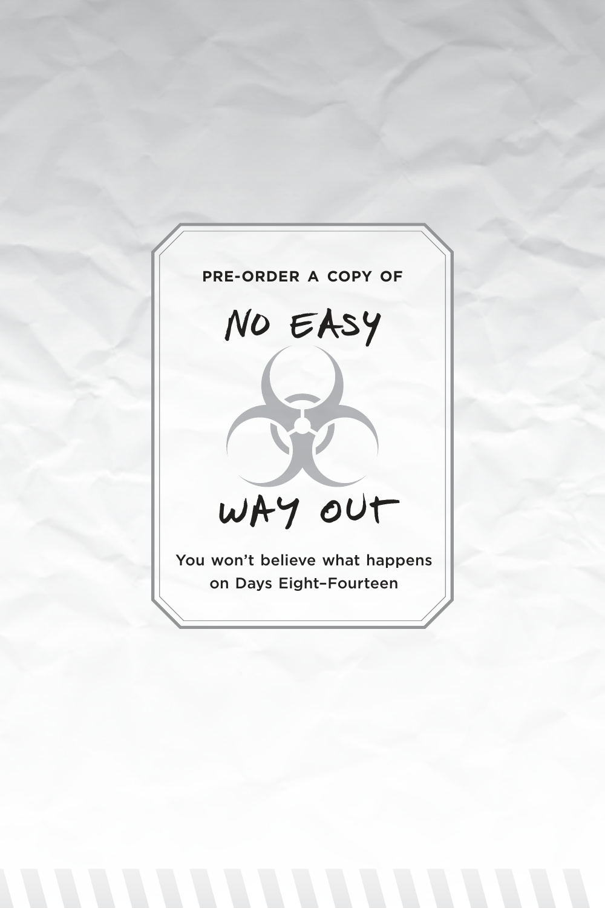PRE-ORDER A COPY OF

# NO EASY WAY OUT

You won't believe what happens on Days Eight–Fourteen